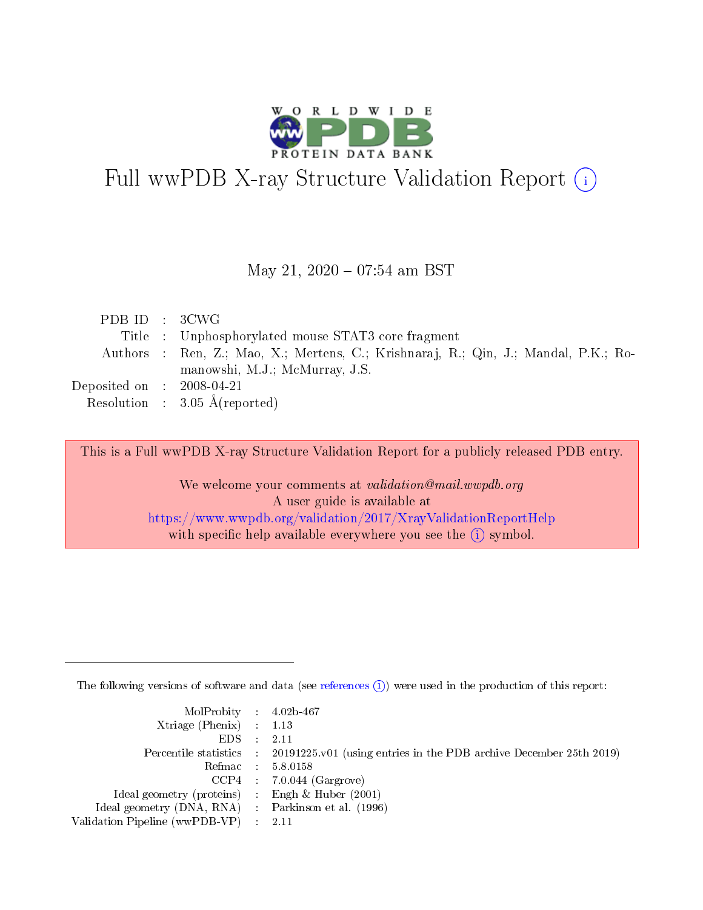# Full wwPDB X-ray Structure Validation Report (i)

May 21, 2020 – 07:54 am BST

| | | |
|---|---|---|
| PDB ID | : | 3CWG |
| Title | : | Unphosphorylated mouse STAT3 core fragment |
| Authors | : | Ren, Z.; Mao, X.; Mertens, C.; Krishnaraj, R.; Qin, J.; Mandal, P.K.; Romanowshi, M.J.; McMurray, J.S. |
| Deposited on | : | 2008-04-21 |
| Resolution | : | 3.05 Å(reported) |

This is a Full wwPDB X-ray Structure Validation Report for a publicly released PDB entry.

We welcome your comments at *validation@mail.wwpdb.org*
A user guide is available at
https://www.wwpdb.org/validation/2017/XrayValidationReportHelp
with specific help available everywhere you see the (i) symbol.

The following versions of software and data (see references (i)) were used in the production of this report:

| | | |
|---|---|---|
| MolProbity | : | 4.02b-467 |
| Xtriage (Phenix) | : | 1.13 |
| EDS | : | 2.11 |
| Percentile statistics | : | 20191225.v01 (using entries in the PDB archive December 25th 2019) |
| Refmac | : | 5.8.0158 |
| CCP4 | : | 7.0.044 (Gargrove) |
| Ideal geometry (proteins) | : | Engh & Huber (2001) |
| Ideal geometry (DNA, RNA) | : | Parkinson et al. (1996) |
| Validation Pipeline (wwPDB-VP) | : | 2.11 |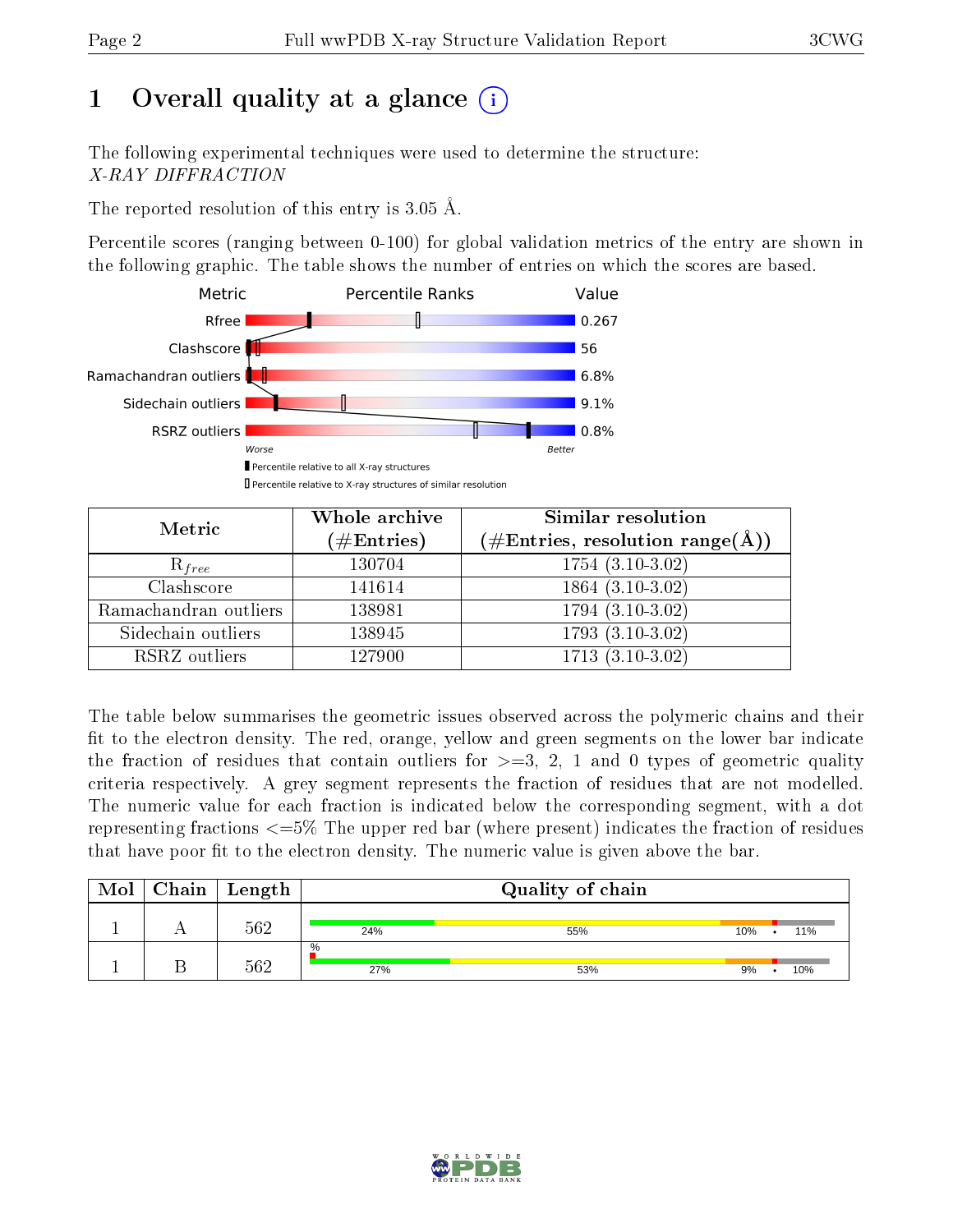# 1 Overall quality at a glance

The following experimental techniques were used to determine the structure:
*X-RAY DIFFRACTION*

The reported resolution of this entry is 3.05 Å.

Percentile scores (ranging between 0-100) for global validation metrics of the entry are shown in the following graphic. The table shows the number of entries on which the scores are based.

| Metric | Value |
|---|---|
| Rfree | 0.267 |
| Clashscore | 56 |
| Ramachandran outliers | 6.8% |
| Sidechain outliers | 9.1% |
| RSRZ outliers | 0.8% |

Worse — Better

Percentile relative to all X-ray structures

Percentile relative to X-ray structures of similar resolution

| Metric | Whole archive (#Entries) | Similar resolution (#Entries, resolution range(Å)) |
|---|---|---|
| $R_{free}$ | 130704 | 1754 (3.10-3.02) |
| Clashscore | 141614 | 1864 (3.10-3.02) |
| Ramachandran outliers | 138981 | 1794 (3.10-3.02) |
| Sidechain outliers | 138945 | 1793 (3.10-3.02) |
| RSRZ outliers | 127900 | 1713 (3.10-3.02) |

The table below summarises the geometric issues observed across the polymeric chains and their fit to the electron density. The red, orange, yellow and green segments on the lower bar indicate the fraction of residues that contain outliers for >=3, 2, 1 and 0 types of geometric quality criteria respectively. A grey segment represents the fraction of residues that are not modelled. The numeric value for each fraction is indicated below the corresponding segment, with a dot representing fractions <=5% The upper red bar (where present) indicates the fraction of residues that have poor fit to the electron density. The numeric value is given above the bar.

| Mol | Chain | Length | Quality of chain |
|---|---|---|---|
| 1 | A | 562 | 24% · 55% · 10% · • · 11% |
| 1 | B | 562 | % (upper bar) · 27% · 53% · 9% · • · 10% |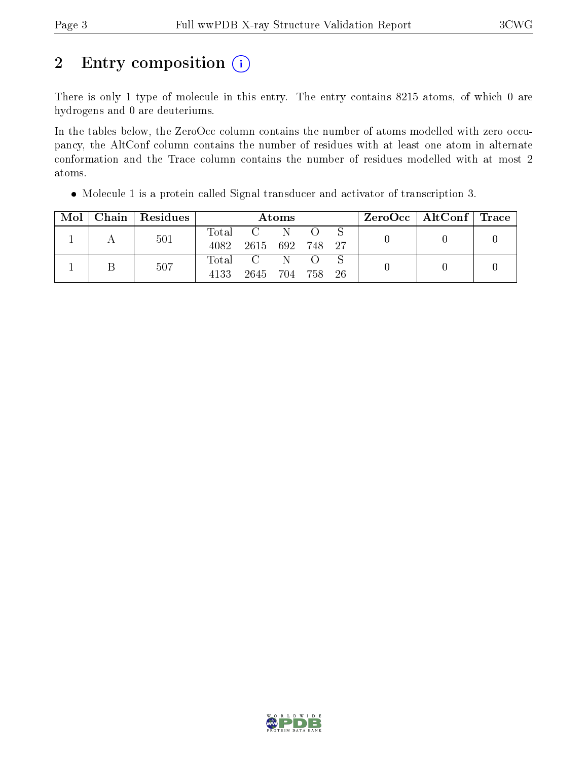## 2 Entry composition

There is only 1 type of molecule in this entry. The entry contains 8215 atoms, of which 0 are hydrogens and 0 are deuteriums.

In the tables below, the ZeroOcc column contains the number of atoms modelled with zero occupancy, the AltConf column contains the number of residues with at least one atom in alternate conformation and the Trace column contains the number of residues modelled with at most 2 atoms.

- Molecule 1 is a protein called Signal transducer and activator of transcription 3.

| Mol | Chain | Residues | Atoms | | | | | ZeroOcc | AltConf | Trace |
|---|---|---|---|---|---|---|---|---|---|---|
| 1 | A | 501 | Total<br>4082 | C<br>2615 | N<br>692 | O<br>748 | S<br>27 | 0 | 0 | 0 |
| 1 | B | 507 | Total<br>4133 | C<br>2645 | N<br>704 | O<br>758 | S<br>26 | 0 | 0 | 0 |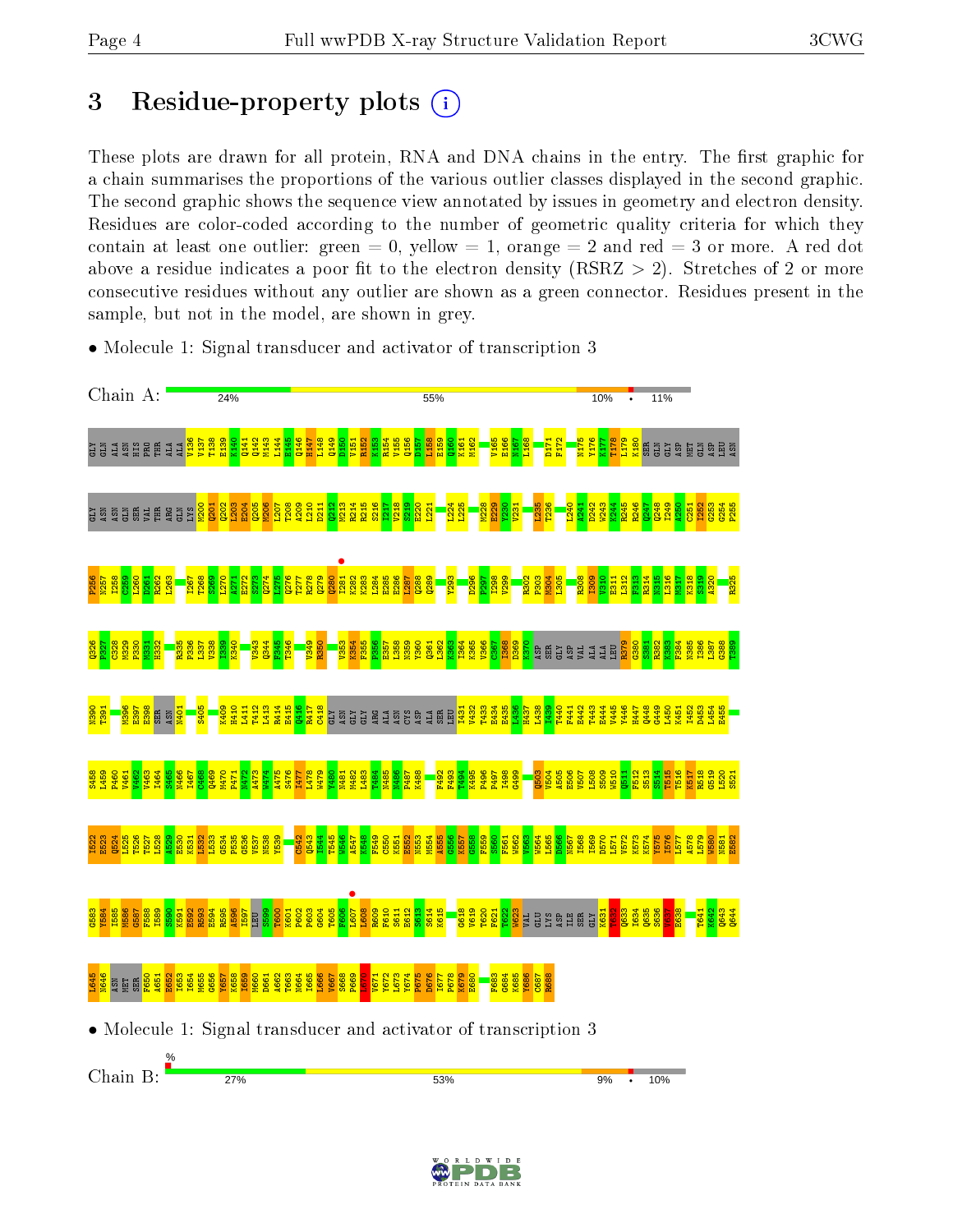# 3 Residue-property plots

These plots are drawn for all protein, RNA and DNA chains in the entry. The first graphic for a chain summarises the proportions of the various outlier classes displayed in the second graphic. The second graphic shows the sequence view annotated by issues in geometry and electron density. Residues are color-coded according to the number of geometric quality criteria for which they contain at least one outlier: green = 0, yellow = 1, orange = 2 and red = 3 or more. A red dot above a residue indicates a poor fit to the electron density (RSRZ > 2). Stretches of 2 or more consecutive residues without any outlier are shown as a green connector. Residues present in the sample, but not in the model, are shown in grey.

- Molecule 1: Signal transducer and activator of transcription 3

Chain A: 24% | 55% | 10% | • | 11%

- Molecule 1: Signal transducer and activator of transcription 3

Chain B: % | 27% | 53% | 9% | • | 10%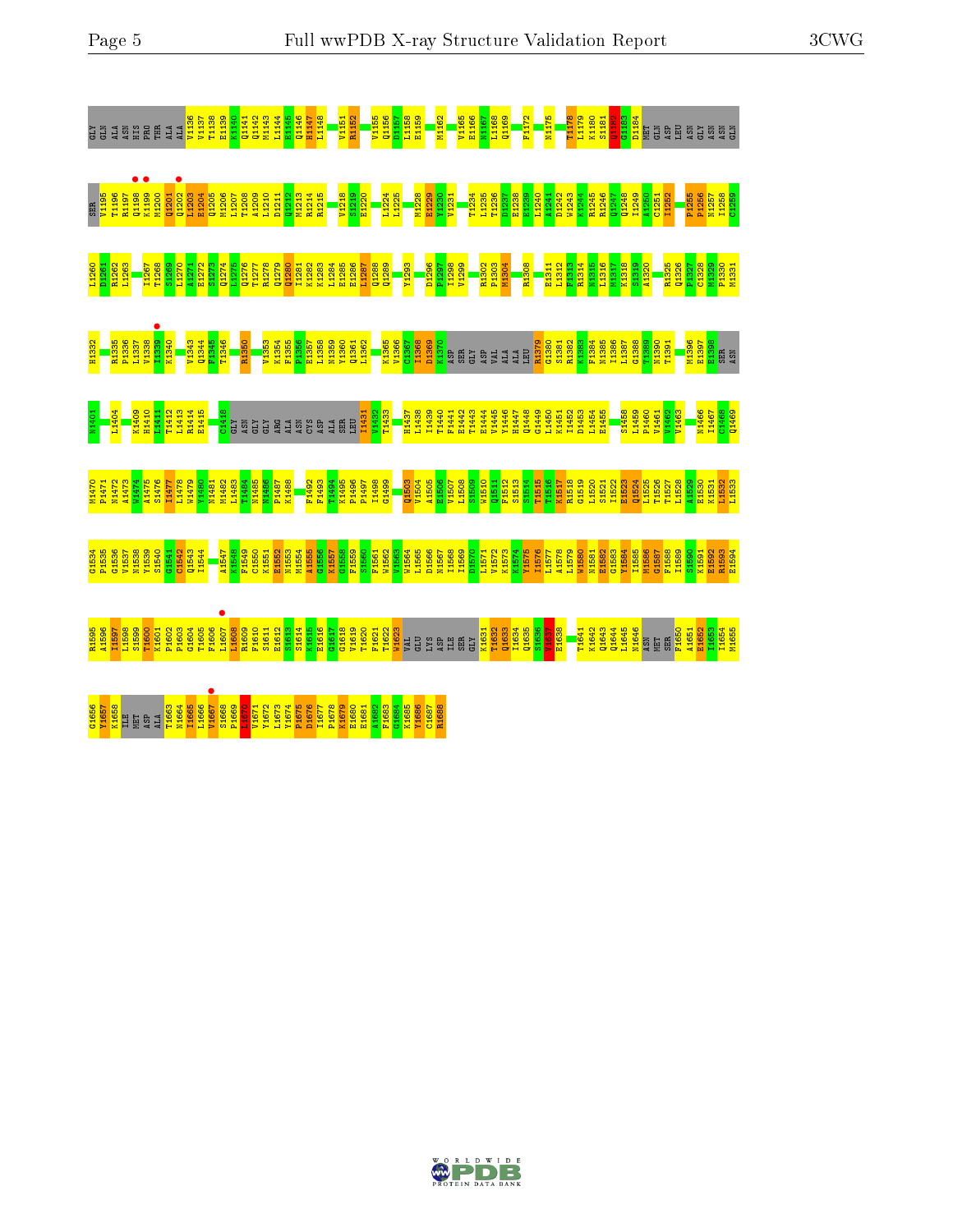GLY GLN ALA ASN HIS PRO THR ALA ALA V1136 V1137 T1138 E1139 K1140 Q1141 Q1142 M1143 L1144 E1145 E1146 H1147 L1148 V1151 R1152 V1155 Q1156 D1157 L1158 E1159 M1162 V1165 E1166 K1167 I1168 Q1169 F1172 N1175 T1178 L1179 K1180 S1181 Q1182 Q1183 D1184 MET GLN ASP LEU ASN GLY ASN ASN GLN

SER V1195 T1196 R1197 Q1198 K1199 M1200 Q1201 Q1202 L1203 E1204 Q1205 M1206 L1207 T1208 A1209 L1210 D1211 Q1212 M1213 R1214 R1215 V1218 S1219 E1220 L1224 L1225 M1228 E1229 V1230 V1231 T1234 L1235 T1236 D1237 E1238 E1239 L1240 A1241 D1242 W1243 K1244 R1245 R1246 Q1247 Q1248 L1249 A1250 C1251 I1252 P1255 P1256 N1257 I1258 C1259

L1260 D1261 R1262 L1263 I1267 T1268 S1269 L1270 A1271 E1272 S1273 Q1274 L1275 Q1276 T1277 R1278 Q1279 Q1280 I1281 K1282 K1283 L1284 E1285 E1286 L1287 Q1288 Q1289 Y1293 D1296 P1297 I1298 V1299 R1302 P1303 M1304 R1308 E1311 L1312 F1313 R1314 N1315 L1316 M1317 K1318 S1319 A1320 R1325 Q1326 P1327 C1328 M1329 P1330 M1331

H1332 R1335 P1336 L1337 V1338 I1339 K1340 V1343 Q1344 F1345 T1346 R1350 V1353 K1354 P1355 F1356 Q1357 L1358 N1359 Y1360 Q1361 L1362 K1365 V1366 C1367 I1368 D1369 K1370 ASP SER GLY ASP VAL ALA ALA LEU R1379 G1380 S1381 R1382 K1383 F1384 N1385 I1386 L1387 G1388 T1389 N1390 T1391 M1396 E1397 E1398 SER ASN

N1401 L1404 K1409 H1410 I1411 T1412 L1413 R1414 E1415 C1418 GLY ASN GLY GLY ARG ALA ASN CYS ASP ALA SER LEU I1431 V1432 T1433 H1437 L1438 L1439 T1440 F1441 E1442 T1443 E1444 V1445 V1446 H1447 Q1448 Q1449 L1450 K1451 R1452 D1453 L1454 E1455 S1458 L1459 P1460 V1461 V1462 V1463 N1466 I1467 C1468 Q1469

M1470 P1471 N1472 A1473 W1474 A1475 S1476 I1477 L1478 W1479 Y1480 N1481 M1482 L1483 T1484 N1485 N1486 P1487 K1488 F1492 P1493 K1494 K1495 P1496 P1497 I1498 G1499 Q1503 V1504 A1505 E1506 V1507 L1508 S1509 W1510 Q1511 F1512 S1513 S1514 T1515 T1516 K1517 R1518 G1519 L1520 S1521 I1522 E1523 Q1524 L1525 T1526 T1527 L1528 A1529 E1530 K1531 L1532 L1533

G1534 P1535 G1536 V1537 N1538 Y1539 S1540 G1541 C1542 Q1543 I1544 A1547 K1548 F1549 C1550 K1551 E1552 N1553 M1554 A1555 G1556 K1557 G1558 F1559 S1560 F1561 W1562 V1563 W1564 L1565 D1566 N1567 I1568 I1569 D1570 L1571 V1572 K1573 K1574 Y1575 I1576 L1577 A1578 L1579 W1580 N1581 E1582 G1583 Y1584 I1585 M1586 G1587 F1588 I1589 S1590 K1591 E1592 R1593 E1594

R1595 A1596 I1597 L1598 S1599 T1600 K1601 P1602 P1603 G1604 T1605 F1606 L1607 L1608 R1609 F1610 S1611 E1612 S1613 S1614 K1615 E1616 G1617 G1618 V1619 T1620 F1621 T1622 W1623 VAL GLU LYS ASP ILE SER GLY K1631 T1632 Q1633 I1634 Q1635 S1636 V1637 E1638 T1641 K1642 Q1643 Q1644 L1645 N1646 ASN MET SER F1650 A1651 E1652 I1653 I1654 M1655

G1656 Y1657 K1658 ILE MET ASP ALA T1663 N1664 I1665 L1666 V1667 S1668 P1669 L1670 V1671 Y1672 L1673 Y1674 P1675 D1676 I1677 P1678 K1679 E1680 E1681 A1682 F1683 G1684 K1685 Y1686 C1687 R1688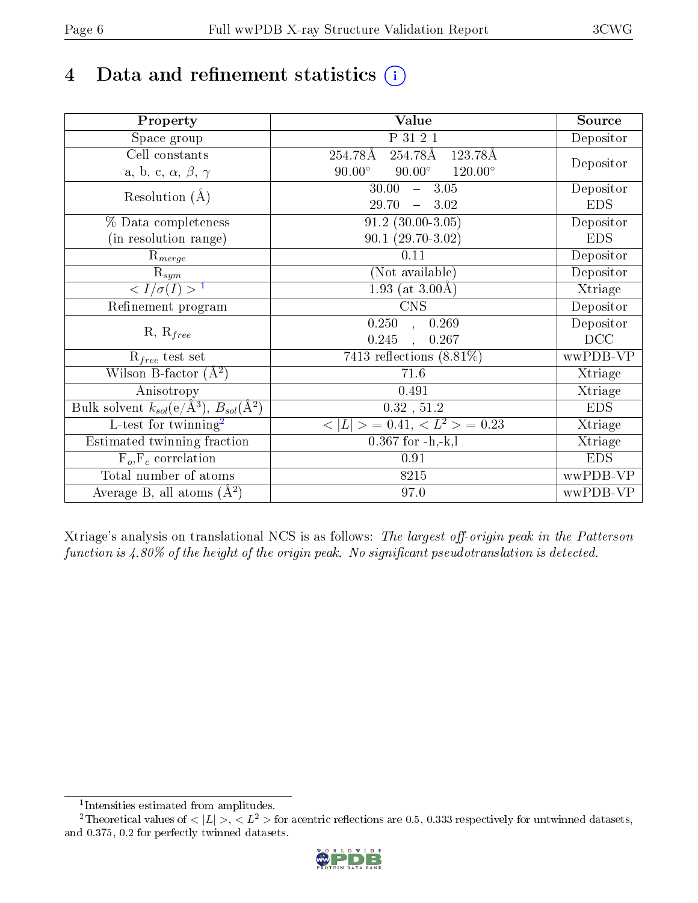# 4 Data and refinement statistics (i)

| Property | Value | Source |
|---|---|---|
| Space group | P 31 2 1 | Depositor |
| Cell constants<br>a, b, c, $\alpha$, $\beta$, $\gamma$ | 254.78Å 254.78Å 123.78Å<br>90.00° 90.00° 120.00° | Depositor |
| Resolution (Å) | 30.00 – 3.05<br>29.70 – 3.02 | Depositor<br>EDS |
| % Data completeness<br>(in resolution range) | 91.2 (30.00-3.05)<br>90.1 (29.70-3.02) | Depositor<br>EDS |
| $R_{merge}$ | 0.11 | Depositor |
| $R_{sym}$ | (Not available) | Depositor |
| $< I/\sigma(I) >$ [1] | 1.93 (at 3.00Å) | Xtriage |
| Refinement program | CNS | Depositor |
| R, $R_{free}$ | 0.250 , 0.269<br>0.245 , 0.267 | Depositor<br>DCC |
| $R_{free}$ test set | 7413 reflections (8.81%) | wwPDB-VP |
| Wilson B-factor ($Å^2$) | 71.6 | Xtriage |
| Anisotropy | 0.491 | Xtriage |
| Bulk solvent $k_{sol}$(e/$Å^3$), $B_{sol}$($Å^2$) | 0.32 , 51.2 | EDS |
| L-test for twinning[2] | $< \|L\| >$ = 0.41, $< L^2 >$ = 0.23 | Xtriage |
| Estimated twinning fraction | 0.367 for -h,-k,l | Xtriage |
| $F_o$,$F_c$ correlation | 0.91 | EDS |
| Total number of atoms | 8215 | wwPDB-VP |
| Average B, all atoms ($Å^2$) | 97.0 | wwPDB-VP |

Xtriage's analysis on translational NCS is as follows: *The largest off-origin peak in the Patterson function is 4.80% of the height of the origin peak. No significant pseudotranslation is detected.*

[1] Intensities estimated from amplitudes.

[2] Theoretical values of $< |L| >$, $< L^2 >$ for acentric reflections are 0.5, 0.333 respectively for untwinned datasets, and 0.375, 0.2 for perfectly twinned datasets.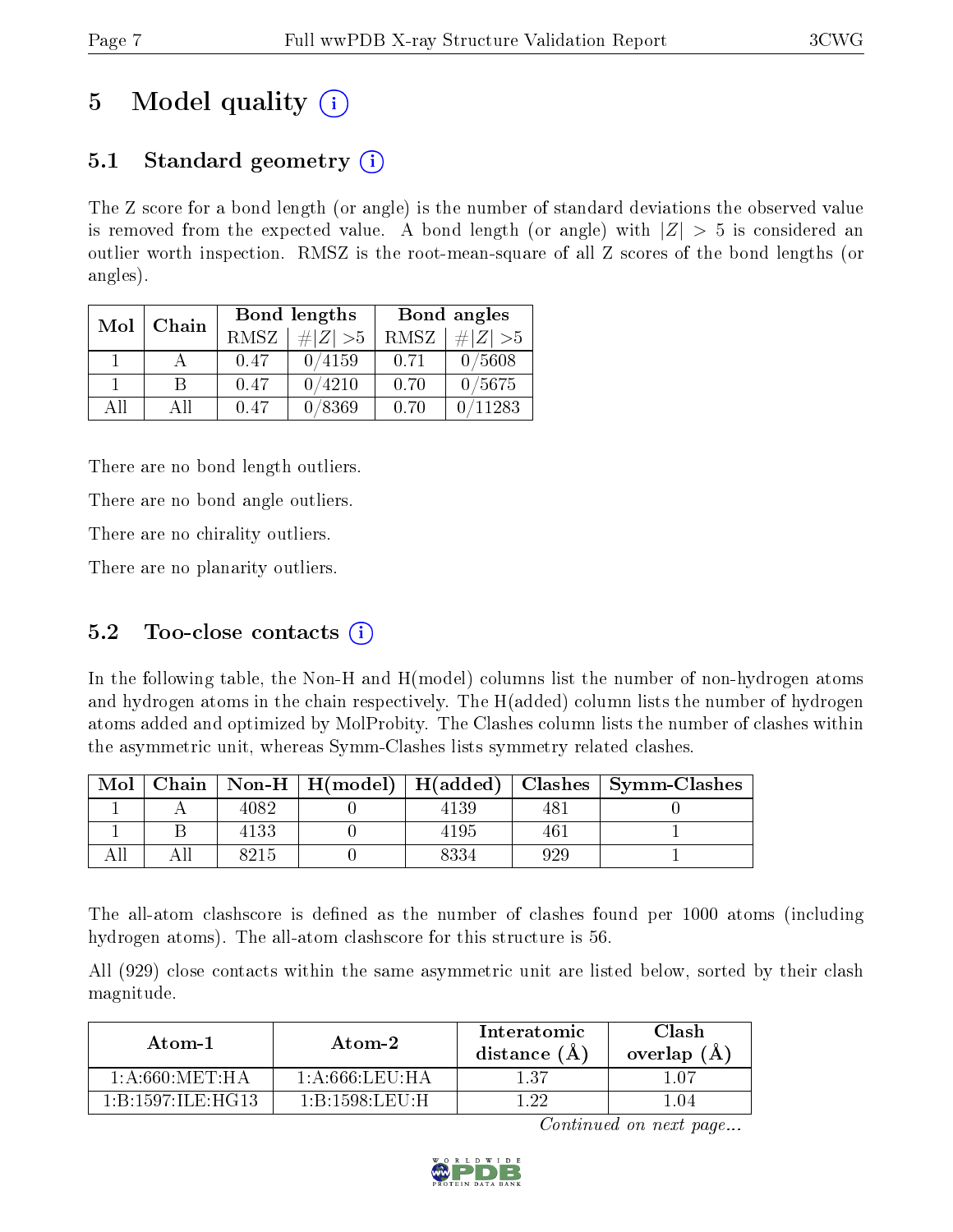# 5 Model quality (i)

## 5.1 Standard geometry (i)

The Z score for a bond length (or angle) is the number of standard deviations the observed value is removed from the expected value. A bond length (or angle) with $|Z| > 5$ is considered an outlier worth inspection. RMSZ is the root-mean-square of all Z scores of the bond lengths (or angles).

| Mol | Chain | Bond lengths | | Bond angles | |
|---|---|---|---|---|---|
| | | RMSZ | $\#\|Z\| > 5$ | RMSZ | $\#\|Z\| > 5$ |
| 1 | A | 0.47 | 0/4159 | 0.71 | 0/5608 |
| 1 | B | 0.47 | 0/4210 | 0.70 | 0/5675 |
| All | All | 0.47 | 0/8369 | 0.70 | 0/11283 |

There are no bond length outliers.

There are no bond angle outliers.

There are no chirality outliers.

There are no planarity outliers.

## 5.2 Too-close contacts (i)

In the following table, the Non-H and H(model) columns list the number of non-hydrogen atoms and hydrogen atoms in the chain respectively. The H(added) column lists the number of hydrogen atoms added and optimized by MolProbity. The Clashes column lists the number of clashes within the asymmetric unit, whereas Symm-Clashes lists symmetry related clashes.

| Mol | Chain | Non-H | H(model) | H(added) | Clashes | Symm-Clashes |
|---|---|---|---|---|---|---|
| 1 | A | 4082 | 0 | 4139 | 481 | 0 |
| 1 | B | 4133 | 0 | 4195 | 461 | 1 |
| All | All | 8215 | 0 | 8334 | 929 | 1 |

The all-atom clashscore is defined as the number of clashes found per 1000 atoms (including hydrogen atoms). The all-atom clashscore for this structure is 56.

All (929) close contacts within the same asymmetric unit are listed below, sorted by their clash magnitude.

| Atom-1 | Atom-2 | Interatomic distance (Å) | Clash overlap (Å) |
|---|---|---|---|
| 1:A:660:MET:HA | 1:A:666:LEU:HA | 1.37 | 1.07 |
| 1:B:1597:ILE:HG13 | 1:B:1598:LEU:H | 1.22 | 1.04 |

*Continued on next page...*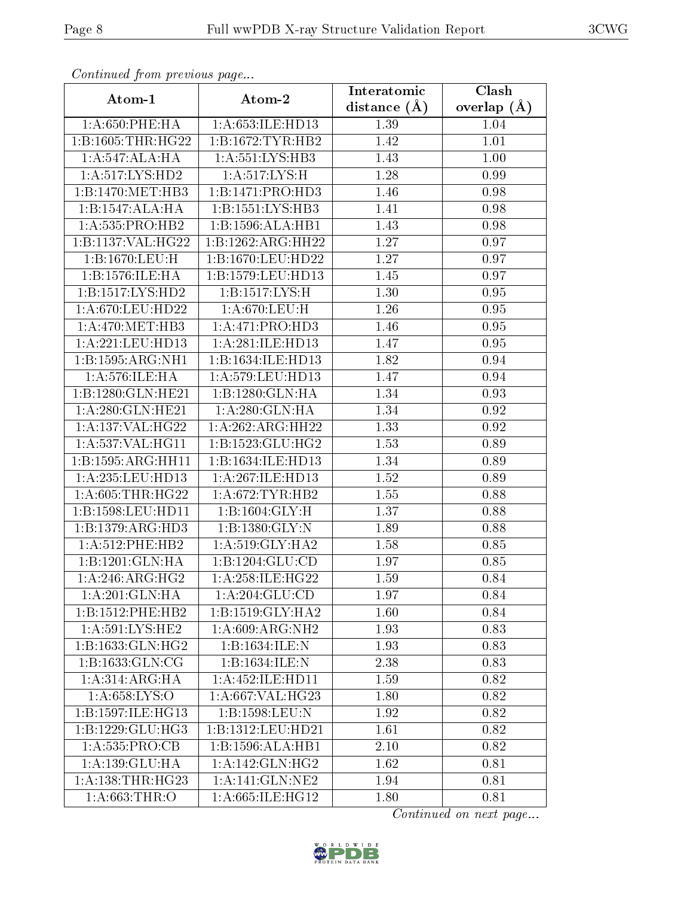*Continued from previous page...*

| Atom-1 | Atom-2 | Interatomic distance (Å) | Clash overlap (Å) |
|---|---|---|---|
| 1:A:650:PHE:HA | 1:A:653:ILE:HD13 | 1.39 | 1.04 |
| 1:B:1605:THR:HG22 | 1:B:1672:TYR:HB2 | 1.42 | 1.01 |
| 1:A:547:ALA:HA | 1:A:551:LYS:HB3 | 1.43 | 1.00 |
| 1:A:517:LYS:HD2 | 1:A:517:LYS:H | 1.28 | 0.99 |
| 1:B:1470:MET:HB3 | 1:B:1471:PRO:HD3 | 1.46 | 0.98 |
| 1:B:1547:ALA:HA | 1:B:1551:LYS:HB3 | 1.41 | 0.98 |
| 1:A:535:PRO:HB2 | 1:B:1596:ALA:HB1 | 1.43 | 0.98 |
| 1:B:1137:VAL:HG22 | 1:B:1262:ARG:HH22 | 1.27 | 0.97 |
| 1:B:1670:LEU:H | 1:B:1670:LEU:HD22 | 1.27 | 0.97 |
| 1:B:1576:ILE:HA | 1:B:1579:LEU:HD13 | 1.45 | 0.97 |
| 1:B:1517:LYS:HD2 | 1:B:1517:LYS:H | 1.30 | 0.95 |
| 1:A:670:LEU:HD22 | 1:A:670:LEU:H | 1.26 | 0.95 |
| 1:A:470:MET:HB3 | 1:A:471:PRO:HD3 | 1.46 | 0.95 |
| 1:A:221:LEU:HD13 | 1:A:281:ILE:HD13 | 1.47 | 0.95 |
| 1:B:1595:ARG:NH1 | 1:B:1634:ILE:HD13 | 1.82 | 0.94 |
| 1:A:576:ILE:HA | 1:A:579:LEU:HD13 | 1.47 | 0.94 |
| 1:B:1280:GLN:HE21 | 1:B:1280:GLN:HA | 1.34 | 0.93 |
| 1:A:280:GLN:HE21 | 1:A:280:GLN:HA | 1.34 | 0.92 |
| 1:A:137:VAL:HG22 | 1:A:262:ARG:HH22 | 1.33 | 0.92 |
| 1:A:537:VAL:HG11 | 1:B:1523:GLU:HG2 | 1.53 | 0.89 |
| 1:B:1595:ARG:HH11 | 1:B:1634:ILE:HD13 | 1.34 | 0.89 |
| 1:A:235:LEU:HD13 | 1:A:267:ILE:HD13 | 1.52 | 0.89 |
| 1:A:605:THR:HG22 | 1:A:672:TYR:HB2 | 1.55 | 0.88 |
| 1:B:1598:LEU:HD11 | 1:B:1604:GLY:H | 1.37 | 0.88 |
| 1:B:1379:ARG:HD3 | 1:B:1380:GLY:N | 1.89 | 0.88 |
| 1:A:512:PHE:HB2 | 1:A:519:GLY:HA2 | 1.58 | 0.85 |
| 1:B:1201:GLN:HA | 1:B:1204:GLU:CD | 1.97 | 0.85 |
| 1:A:246:ARG:HG2 | 1:A:258:ILE:HG22 | 1.59 | 0.84 |
| 1:A:201:GLN:HA | 1:A:204:GLU:CD | 1.97 | 0.84 |
| 1:B:1512:PHE:HB2 | 1:B:1519:GLY:HA2 | 1.60 | 0.84 |
| 1:A:591:LYS:HE2 | 1:A:609:ARG:NH2 | 1.93 | 0.83 |
| 1:B:1633:GLN:HG2 | 1:B:1634:ILE:N | 1.93 | 0.83 |
| 1:B:1633:GLN:CG | 1:B:1634:ILE:N | 2.38 | 0.83 |
| 1:A:314:ARG:HA | 1:A:452:ILE:HD11 | 1.59 | 0.82 |
| 1:A:658:LYS:O | 1:A:667:VAL:HG23 | 1.80 | 0.82 |
| 1:B:1597:ILE:HG13 | 1:B:1598:LEU:N | 1.92 | 0.82 |
| 1:B:1229:GLU:HG3 | 1:B:1312:LEU:HD21 | 1.61 | 0.82 |
| 1:A:535:PRO:CB | 1:B:1596:ALA:HB1 | 2.10 | 0.82 |
| 1:A:139:GLU:HA | 1:A:142:GLN:HG2 | 1.62 | 0.81 |
| 1:A:138:THR:HG23 | 1:A:141:GLN:NE2 | 1.94 | 0.81 |
| 1:A:663:THR:O | 1:A:665:ILE:HG12 | 1.80 | 0.81 |

*Continued on next page...*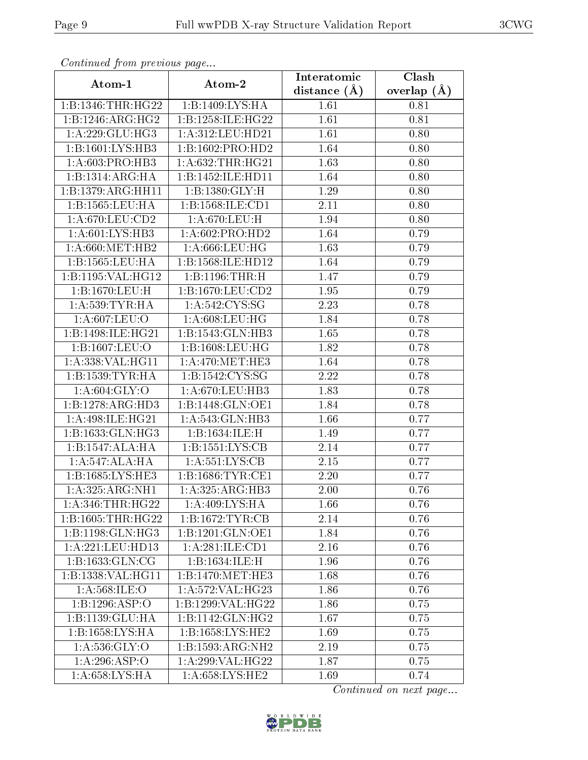*Continued from previous page...*

| Atom-1 | Atom-2 | Interatomic distance (Å) | Clash overlap (Å) |
|---|---|---|---|
| 1:B:1346:THR:HG22 | 1:B:1409:LYS:HA | 1.61 | 0.81 |
| 1:B:1246:ARG:HG2 | 1:B:1258:ILE:HG22 | 1.61 | 0.81 |
| 1:A:229:GLU:HG3 | 1:A:312:LEU:HD21 | 1.61 | 0.80 |
| 1:B:1601:LYS:HB3 | 1:B:1602:PRO:HD2 | 1.64 | 0.80 |
| 1:A:603:PRO:HB3 | 1:A:632:THR:HG21 | 1.63 | 0.80 |
| 1:B:1314:ARG:HA | 1:B:1452:ILE:HD11 | 1.64 | 0.80 |
| 1:B:1379:ARG:HH11 | 1:B:1380:GLY:H | 1.29 | 0.80 |
| 1:B:1565:LEU:HA | 1:B:1568:ILE:CD1 | 2.11 | 0.80 |
| 1:A:670:LEU:CD2 | 1:A:670:LEU:H | 1.94 | 0.80 |
| 1:A:601:LYS:HB3 | 1:A:602:PRO:HD2 | 1.64 | 0.79 |
| 1:A:660:MET:HB2 | 1:A:666:LEU:HG | 1.63 | 0.79 |
| 1:B:1565:LEU:HA | 1:B:1568:ILE:HD12 | 1.64 | 0.79 |
| 1:B:1195:VAL:HG12 | 1:B:1196:THR:H | 1.47 | 0.79 |
| 1:B:1670:LEU:H | 1:B:1670:LEU:CD2 | 1.95 | 0.79 |
| 1:A:539:TYR:HA | 1:A:542:CYS:SG | 2.23 | 0.78 |
| 1:A:607:LEU:O | 1:A:608:LEU:HG | 1.84 | 0.78 |
| 1:B:1498:ILE:HG21 | 1:B:1543:GLN:HB3 | 1.65 | 0.78 |
| 1:B:1607:LEU:O | 1:B:1608:LEU:HG | 1.82 | 0.78 |
| 1:A:338:VAL:HG11 | 1:A:470:MET:HE3 | 1.64 | 0.78 |
| 1:B:1539:TYR:HA | 1:B:1542:CYS:SG | 2.22 | 0.78 |
| 1:A:604:GLY:O | 1:A:670:LEU:HB3 | 1.83 | 0.78 |
| 1:B:1278:ARG:HD3 | 1:B:1448:GLN:OE1 | 1.84 | 0.78 |
| 1:A:498:ILE:HG21 | 1:A:543:GLN:HB3 | 1.66 | 0.77 |
| 1:B:1633:GLN:HG3 | 1:B:1634:ILE:H | 1.49 | 0.77 |
| 1:B:1547:ALA:HA | 1:B:1551:LYS:CB | 2.14 | 0.77 |
| 1:A:547:ALA:HA | 1:A:551:LYS:CB | 2.15 | 0.77 |
| 1:B:1685:LYS:HE3 | 1:B:1686:TYR:CE1 | 2.20 | 0.77 |
| 1:A:325:ARG:NH1 | 1:A:325:ARG:HB3 | 2.00 | 0.76 |
| 1:A:346:THR:HG22 | 1:A:409:LYS:HA | 1.66 | 0.76 |
| 1:B:1605:THR:HG22 | 1:B:1672:TYR:CB | 2.14 | 0.76 |
| 1:B:1198:GLN:HG3 | 1:B:1201:GLN:OE1 | 1.84 | 0.76 |
| 1:A:221:LEU:HD13 | 1:A:281:ILE:CD1 | 2.16 | 0.76 |
| 1:B:1633:GLN:CG | 1:B:1634:ILE:H | 1.96 | 0.76 |
| 1:B:1338:VAL:HG11 | 1:B:1470:MET:HE3 | 1.68 | 0.76 |
| 1:A:568:ILE:O | 1:A:572:VAL:HG23 | 1.86 | 0.76 |
| 1:B:1296:ASP:O | 1:B:1299:VAL:HG22 | 1.86 | 0.75 |
| 1:B:1139:GLU:HA | 1:B:1142:GLN:HG2 | 1.67 | 0.75 |
| 1:B:1658:LYS:HA | 1:B:1658:LYS:HE2 | 1.69 | 0.75 |
| 1:A:536:GLY:O | 1:B:1593:ARG:NH2 | 2.19 | 0.75 |
| 1:A:296:ASP:O | 1:A:299:VAL:HG22 | 1.87 | 0.75 |
| 1:A:658:LYS:HA | 1:A:658:LYS:HE2 | 1.69 | 0.74 |

*Continued on next page...*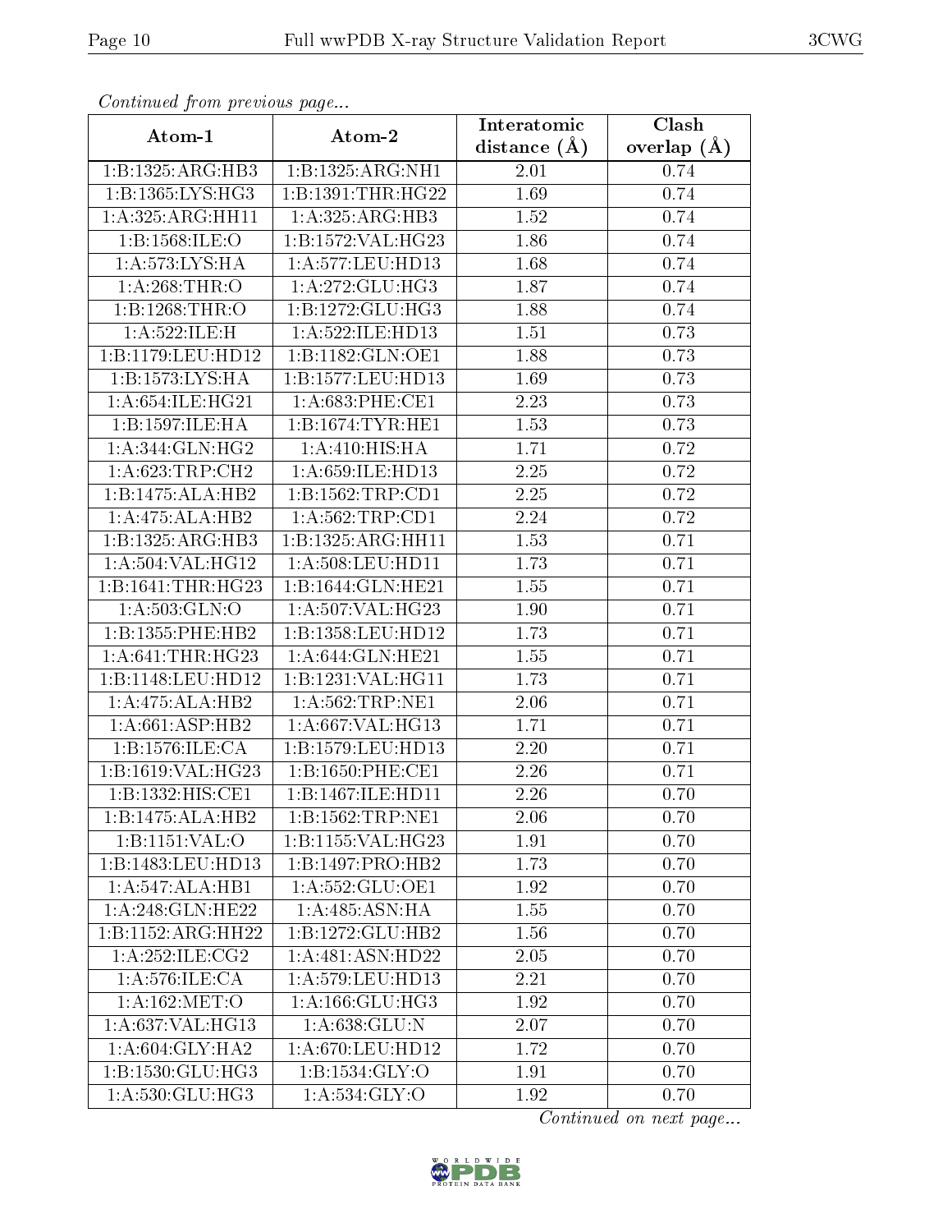*Continued from previous page...*

| Atom-1 | Atom-2 | Interatomic distance (Å) | Clash overlap (Å) |
|---|---|---|---|
| 1:B:1325:ARG:HB3 | 1:B:1325:ARG:NH1 | 2.01 | 0.74 |
| 1:B:1365:LYS:HG3 | 1:B:1391:THR:HG22 | 1.69 | 0.74 |
| 1:A:325:ARG:HH11 | 1:A:325:ARG:HB3 | 1.52 | 0.74 |
| 1:B:1568:ILE:O | 1:B:1572:VAL:HG23 | 1.86 | 0.74 |
| 1:A:573:LYS:HA | 1:A:577:LEU:HD13 | 1.68 | 0.74 |
| 1:A:268:THR:O | 1:A:272:GLU:HG3 | 1.87 | 0.74 |
| 1:B:1268:THR:O | 1:B:1272:GLU:HG3 | 1.88 | 0.74 |
| 1:A:522:ILE:H | 1:A:522:ILE:HD13 | 1.51 | 0.73 |
| 1:B:1179:LEU:HD12 | 1:B:1182:GLN:OE1 | 1.88 | 0.73 |
| 1:B:1573:LYS:HA | 1:B:1577:LEU:HD13 | 1.69 | 0.73 |
| 1:A:654:ILE:HG21 | 1:A:683:PHE:CE1 | 2.23 | 0.73 |
| 1:B:1597:ILE:HA | 1:B:1674:TYR:HE1 | 1.53 | 0.73 |
| 1:A:344:GLN:HG2 | 1:A:410:HIS:HA | 1.71 | 0.72 |
| 1:A:623:TRP:CH2 | 1:A:659:ILE:HD13 | 2.25 | 0.72 |
| 1:B:1475:ALA:HB2 | 1:B:1562:TRP:CD1 | 2.25 | 0.72 |
| 1:A:475:ALA:HB2 | 1:A:562:TRP:CD1 | 2.24 | 0.72 |
| 1:B:1325:ARG:HB3 | 1:B:1325:ARG:HH11 | 1.53 | 0.71 |
| 1:A:504:VAL:HG12 | 1:A:508:LEU:HD11 | 1.73 | 0.71 |
| 1:B:1641:THR:HG23 | 1:B:1644:GLN:HE21 | 1.55 | 0.71 |
| 1:A:503:GLN:O | 1:A:507:VAL:HG23 | 1.90 | 0.71 |
| 1:B:1355:PHE:HB2 | 1:B:1358:LEU:HD12 | 1.73 | 0.71 |
| 1:A:641:THR:HG23 | 1:A:644:GLN:HE21 | 1.55 | 0.71 |
| 1:B:1148:LEU:HD12 | 1:B:1231:VAL:HG11 | 1.73 | 0.71 |
| 1:A:475:ALA:HB2 | 1:A:562:TRP:NE1 | 2.06 | 0.71 |
| 1:A:661:ASP:HB2 | 1:A:667:VAL:HG13 | 1.71 | 0.71 |
| 1:B:1576:ILE:CA | 1:B:1579:LEU:HD13 | 2.20 | 0.71 |
| 1:B:1619:VAL:HG23 | 1:B:1650:PHE:CE1 | 2.26 | 0.71 |
| 1:B:1332:HIS:CE1 | 1:B:1467:ILE:HD11 | 2.26 | 0.70 |
| 1:B:1475:ALA:HB2 | 1:B:1562:TRP:NE1 | 2.06 | 0.70 |
| 1:B:1151:VAL:O | 1:B:1155:VAL:HG23 | 1.91 | 0.70 |
| 1:B:1483:LEU:HD13 | 1:B:1497:PRO:HB2 | 1.73 | 0.70 |
| 1:A:547:ALA:HB1 | 1:A:552:GLU:OE1 | 1.92 | 0.70 |
| 1:A:248:GLN:HE22 | 1:A:485:ASN:HA | 1.55 | 0.70 |
| 1:B:1152:ARG:HH22 | 1:B:1272:GLU:HB2 | 1.56 | 0.70 |
| 1:A:252:ILE:CG2 | 1:A:481:ASN:HD22 | 2.05 | 0.70 |
| 1:A:576:ILE:CA | 1:A:579:LEU:HD13 | 2.21 | 0.70 |
| 1:A:162:MET:O | 1:A:166:GLU:HG3 | 1.92 | 0.70 |
| 1:A:637:VAL:HG13 | 1:A:638:GLU:N | 2.07 | 0.70 |
| 1:A:604:GLY:HA2 | 1:A:670:LEU:HD12 | 1.72 | 0.70 |
| 1:B:1530:GLU:HG3 | 1:B:1534:GLY:O | 1.91 | 0.70 |
| 1:A:530:GLU:HG3 | 1:A:534:GLY:O | 1.92 | 0.70 |

*Continued on next page...*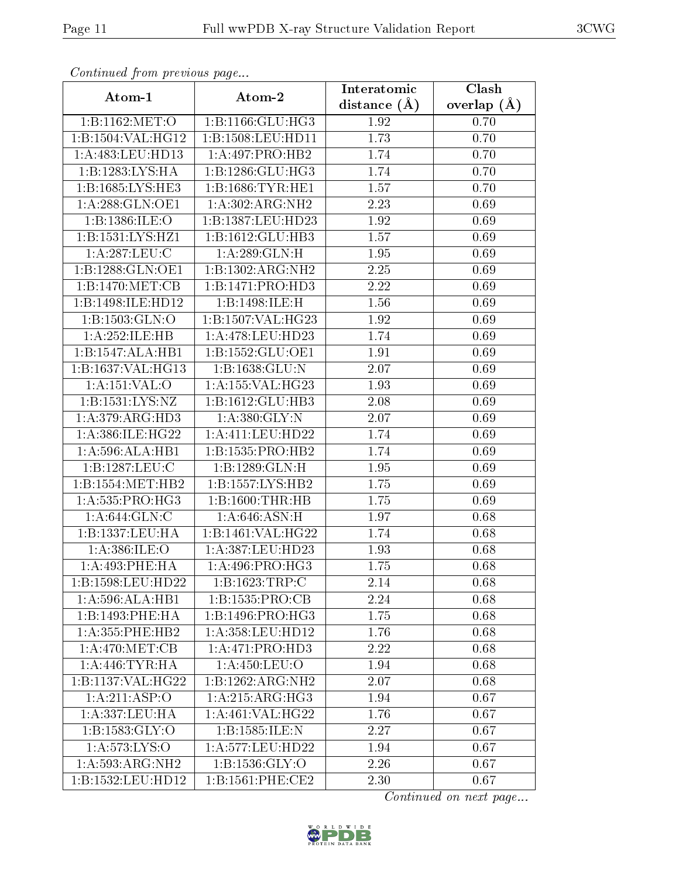*Continued from previous page...*

| Atom-1 | Atom-2 | Interatomic distance (Å) | Clash overlap (Å) |
|---|---|---|---|
| 1:B:1162:MET:O | 1:B:1166:GLU:HG3 | 1.92 | 0.70 |
| 1:B:1504:VAL:HG12 | 1:B:1508:LEU:HD11 | 1.73 | 0.70 |
| 1:A:483:LEU:HD13 | 1:A:497:PRO:HB2 | 1.74 | 0.70 |
| 1:B:1283:LYS:HA | 1:B:1286:GLU:HG3 | 1.74 | 0.70 |
| 1:B:1685:LYS:HE3 | 1:B:1686:TYR:HE1 | 1.57 | 0.70 |
| 1:A:288:GLN:OE1 | 1:A:302:ARG:NH2 | 2.23 | 0.69 |
| 1:B:1386:ILE:O | 1:B:1387:LEU:HD23 | 1.92 | 0.69 |
| 1:B:1531:LYS:HZ1 | 1:B:1612:GLU:HB3 | 1.57 | 0.69 |
| 1:A:287:LEU:C | 1:A:289:GLN:H | 1.95 | 0.69 |
| 1:B:1288:GLN:OE1 | 1:B:1302:ARG:NH2 | 2.25 | 0.69 |
| 1:B:1470:MET:CB | 1:B:1471:PRO:HD3 | 2.22 | 0.69 |
| 1:B:1498:ILE:HD12 | 1:B:1498:ILE:H | 1.56 | 0.69 |
| 1:B:1503:GLN:O | 1:B:1507:VAL:HG23 | 1.92 | 0.69 |
| 1:A:252:ILE:HB | 1:A:478:LEU:HD23 | 1.74 | 0.69 |
| 1:B:1547:ALA:HB1 | 1:B:1552:GLU:OE1 | 1.91 | 0.69 |
| 1:B:1637:VAL:HG13 | 1:B:1638:GLU:N | 2.07 | 0.69 |
| 1:A:151:VAL:O | 1:A:155:VAL:HG23 | 1.93 | 0.69 |
| 1:B:1531:LYS:NZ | 1:B:1612:GLU:HB3 | 2.08 | 0.69 |
| 1:A:379:ARG:HD3 | 1:A:380:GLY:N | 2.07 | 0.69 |
| 1:A:386:ILE:HG22 | 1:A:411:LEU:HD22 | 1.74 | 0.69 |
| 1:A:596:ALA:HB1 | 1:B:1535:PRO:HB2 | 1.74 | 0.69 |
| 1:B:1287:LEU:C | 1:B:1289:GLN:H | 1.95 | 0.69 |
| 1:B:1554:MET:HB2 | 1:B:1557:LYS:HB2 | 1.75 | 0.69 |
| 1:A:535:PRO:HG3 | 1:B:1600:THR:HB | 1.75 | 0.69 |
| 1:A:644:GLN:C | 1:A:646:ASN:H | 1.97 | 0.68 |
| 1:B:1337:LEU:HA | 1:B:1461:VAL:HG22 | 1.74 | 0.68 |
| 1:A:386:ILE:O | 1:A:387:LEU:HD23 | 1.93 | 0.68 |
| 1:A:493:PHE:HA | 1:A:496:PRO:HG3 | 1.75 | 0.68 |
| 1:B:1598:LEU:HD22 | 1:B:1623:TRP:C | 2.14 | 0.68 |
| 1:A:596:ALA:HB1 | 1:B:1535:PRO:CB | 2.24 | 0.68 |
| 1:B:1493:PHE:HA | 1:B:1496:PRO:HG3 | 1.75 | 0.68 |
| 1:A:355:PHE:HB2 | 1:A:358:LEU:HD12 | 1.76 | 0.68 |
| 1:A:470:MET:CB | 1:A:471:PRO:HD3 | 2.22 | 0.68 |
| 1:A:446:TYR:HA | 1:A:450:LEU:O | 1.94 | 0.68 |
| 1:B:1137:VAL:HG22 | 1:B:1262:ARG:NH2 | 2.07 | 0.68 |
| 1:A:211:ASP:O | 1:A:215:ARG:HG3 | 1.94 | 0.67 |
| 1:A:337:LEU:HA | 1:A:461:VAL:HG22 | 1.76 | 0.67 |
| 1:B:1583:GLY:O | 1:B:1585:ILE:N | 2.27 | 0.67 |
| 1:A:573:LYS:O | 1:A:577:LEU:HD22 | 1.94 | 0.67 |
| 1:A:593:ARG:NH2 | 1:B:1536:GLY:O | 2.26 | 0.67 |
| 1:B:1532:LEU:HD12 | 1:B:1561:PHE:CE2 | 2.30 | 0.67 |

*Continued on next page...*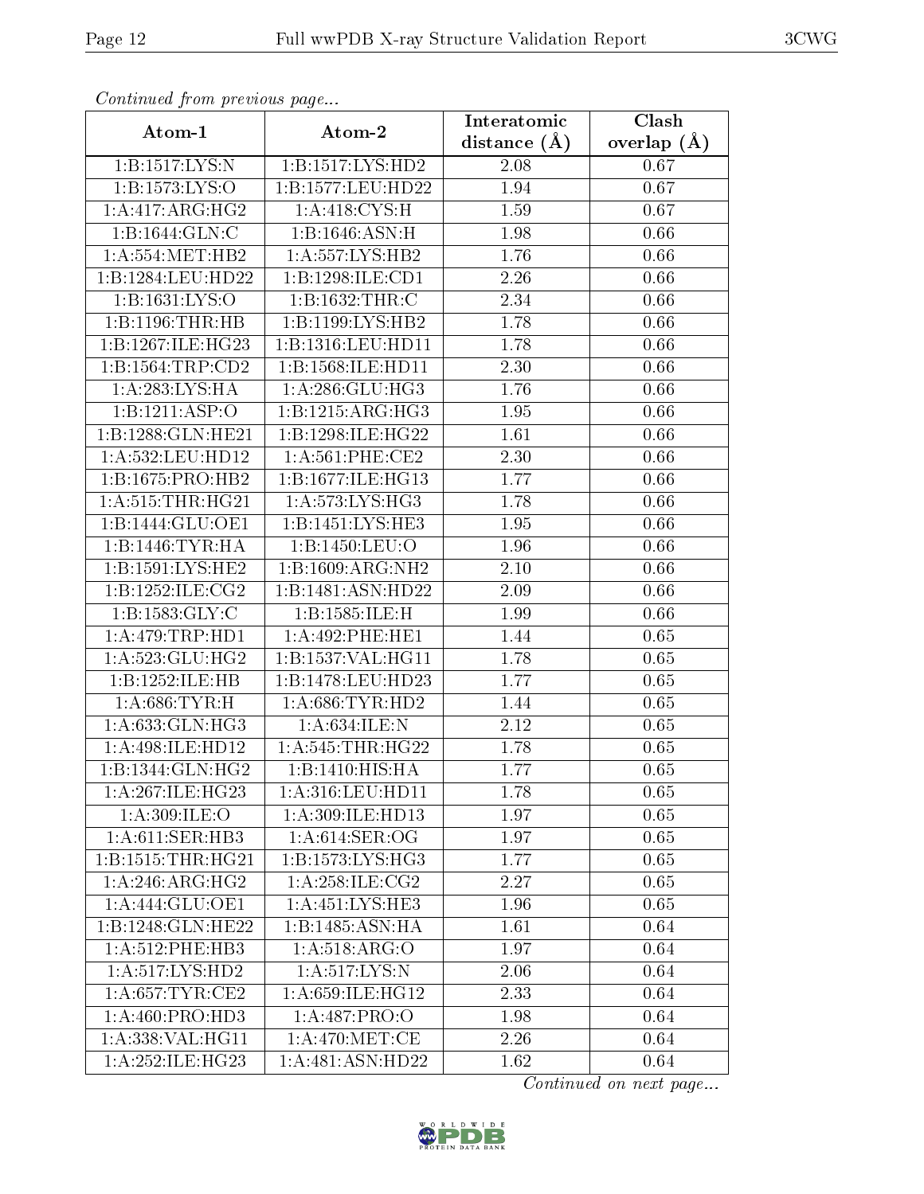*Continued from previous page...*

| Atom-1 | Atom-2 | Interatomic distance (Å) | Clash overlap (Å) |
|---|---|---|---|
| 1:B:1517:LYS:N | 1:B:1517:LYS:HD2 | 2.08 | 0.67 |
| 1:B:1573:LYS:O | 1:B:1577:LEU:HD22 | 1.94 | 0.67 |
| 1:A:417:ARG:HG2 | 1:A:418:CYS:H | 1.59 | 0.67 |
| 1:B:1644:GLN:C | 1:B:1646:ASN:H | 1.98 | 0.66 |
| 1:A:554:MET:HB2 | 1:A:557:LYS:HB2 | 1.76 | 0.66 |
| 1:B:1284:LEU:HD22 | 1:B:1298:ILE:CD1 | 2.26 | 0.66 |
| 1:B:1631:LYS:O | 1:B:1632:THR:C | 2.34 | 0.66 |
| 1:B:1196:THR:HB | 1:B:1199:LYS:HB2 | 1.78 | 0.66 |
| 1:B:1267:ILE:HG23 | 1:B:1316:LEU:HD11 | 1.78 | 0.66 |
| 1:B:1564:TRP:CD2 | 1:B:1568:ILE:HD11 | 2.30 | 0.66 |
| 1:A:283:LYS:HA | 1:A:286:GLU:HG3 | 1.76 | 0.66 |
| 1:B:1211:ASP:O | 1:B:1215:ARG:HG3 | 1.95 | 0.66 |
| 1:B:1288:GLN:HE21 | 1:B:1298:ILE:HG22 | 1.61 | 0.66 |
| 1:A:532:LEU:HD12 | 1:A:561:PHE:CE2 | 2.30 | 0.66 |
| 1:B:1675:PRO:HB2 | 1:B:1677:ILE:HG13 | 1.77 | 0.66 |
| 1:A:515:THR:HG21 | 1:A:573:LYS:HG3 | 1.78 | 0.66 |
| 1:B:1444:GLU:OE1 | 1:B:1451:LYS:HE3 | 1.95 | 0.66 |
| 1:B:1446:TYR:HA | 1:B:1450:LEU:O | 1.96 | 0.66 |
| 1:B:1591:LYS:HE2 | 1:B:1609:ARG:NH2 | 2.10 | 0.66 |
| 1:B:1252:ILE:CG2 | 1:B:1481:ASN:HD22 | 2.09 | 0.66 |
| 1:B:1583:GLY:C | 1:B:1585:ILE:H | 1.99 | 0.66 |
| 1:A:479:TRP:HD1 | 1:A:492:PHE:HE1 | 1.44 | 0.65 |
| 1:A:523:GLU:HG2 | 1:B:1537:VAL:HG11 | 1.78 | 0.65 |
| 1:B:1252:ILE:HB | 1:B:1478:LEU:HD23 | 1.77 | 0.65 |
| 1:A:686:TYR:H | 1:A:686:TYR:HD2 | 1.44 | 0.65 |
| 1:A:633:GLN:HG3 | 1:A:634:ILE:N | 2.12 | 0.65 |
| 1:A:498:ILE:HD12 | 1:A:545:THR:HG22 | 1.78 | 0.65 |
| 1:B:1344:GLN:HG2 | 1:B:1410:HIS:HA | 1.77 | 0.65 |
| 1:A:267:ILE:HG23 | 1:A:316:LEU:HD11 | 1.78 | 0.65 |
| 1:A:309:ILE:O | 1:A:309:ILE:HD13 | 1.97 | 0.65 |
| 1:A:611:SER:HB3 | 1:A:614:SER:OG | 1.97 | 0.65 |
| 1:B:1515:THR:HG21 | 1:B:1573:LYS:HG3 | 1.77 | 0.65 |
| 1:A:246:ARG:HG2 | 1:A:258:ILE:CG2 | 2.27 | 0.65 |
| 1:A:444:GLU:OE1 | 1:A:451:LYS:HE3 | 1.96 | 0.65 |
| 1:B:1248:GLN:HE22 | 1:B:1485:ASN:HA | 1.61 | 0.64 |
| 1:A:512:PHE:HB3 | 1:A:518:ARG:O | 1.97 | 0.64 |
| 1:A:517:LYS:HD2 | 1:A:517:LYS:N | 2.06 | 0.64 |
| 1:A:657:TYR:CE2 | 1:A:659:ILE:HG12 | 2.33 | 0.64 |
| 1:A:460:PRO:HD3 | 1:A:487:PRO:O | 1.98 | 0.64 |
| 1:A:338:VAL:HG11 | 1:A:470:MET:CE | 2.26 | 0.64 |
| 1:A:252:ILE:HG23 | 1:A:481:ASN:HD22 | 1.62 | 0.64 |

*Continued on next page...*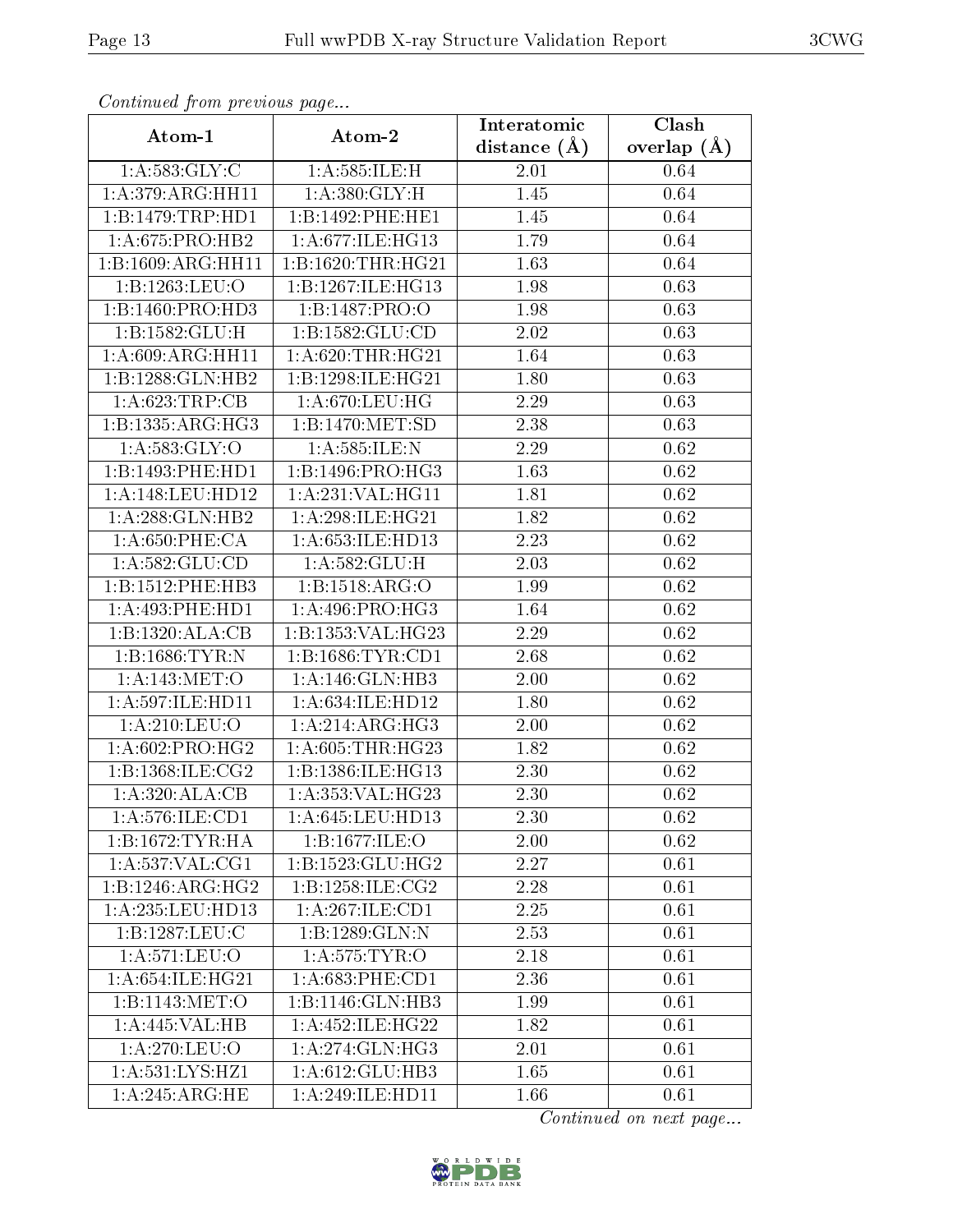*Continued from previous page...*

| Atom-1 | Atom-2 | Interatomic distance (Å) | Clash overlap (Å) |
|---|---|---|---|
| 1:A:583:GLY:C | 1:A:585:ILE:H | 2.01 | 0.64 |
| 1:A:379:ARG:HH11 | 1:A:380:GLY:H | 1.45 | 0.64 |
| 1:B:1479:TRP:HD1 | 1:B:1492:PHE:HE1 | 1.45 | 0.64 |
| 1:A:675:PRO:HB2 | 1:A:677:ILE:HG13 | 1.79 | 0.64 |
| 1:B:1609:ARG:HH11 | 1:B:1620:THR:HG21 | 1.63 | 0.64 |
| 1:B:1263:LEU:O | 1:B:1267:ILE:HG13 | 1.98 | 0.63 |
| 1:B:1460:PRO:HD3 | 1:B:1487:PRO:O | 1.98 | 0.63 |
| 1:B:1582:GLU:H | 1:B:1582:GLU:CD | 2.02 | 0.63 |
| 1:A:609:ARG:HH11 | 1:A:620:THR:HG21 | 1.64 | 0.63 |
| 1:B:1288:GLN:HB2 | 1:B:1298:ILE:HG21 | 1.80 | 0.63 |
| 1:A:623:TRP:CB | 1:A:670:LEU:HG | 2.29 | 0.63 |
| 1:B:1335:ARG:HG3 | 1:B:1470:MET:SD | 2.38 | 0.63 |
| 1:A:583:GLY:O | 1:A:585:ILE:N | 2.29 | 0.62 |
| 1:B:1493:PHE:HD1 | 1:B:1496:PRO:HG3 | 1.63 | 0.62 |
| 1:A:148:LEU:HD12 | 1:A:231:VAL:HG11 | 1.81 | 0.62 |
| 1:A:288:GLN:HB2 | 1:A:298:ILE:HG21 | 1.82 | 0.62 |
| 1:A:650:PHE:CA | 1:A:653:ILE:HD13 | 2.23 | 0.62 |
| 1:A:582:GLU:CD | 1:A:582:GLU:H | 2.03 | 0.62 |
| 1:B:1512:PHE:HB3 | 1:B:1518:ARG:O | 1.99 | 0.62 |
| 1:A:493:PHE:HD1 | 1:A:496:PRO:HG3 | 1.64 | 0.62 |
| 1:B:1320:ALA:CB | 1:B:1353:VAL:HG23 | 2.29 | 0.62 |
| 1:B:1686:TYR:N | 1:B:1686:TYR:CD1 | 2.68 | 0.62 |
| 1:A:143:MET:O | 1:A:146:GLN:HB3 | 2.00 | 0.62 |
| 1:A:597:ILE:HD11 | 1:A:634:ILE:HD12 | 1.80 | 0.62 |
| 1:A:210:LEU:O | 1:A:214:ARG:HG3 | 2.00 | 0.62 |
| 1:A:602:PRO:HG2 | 1:A:605:THR:HG23 | 1.82 | 0.62 |
| 1:B:1368:ILE:CG2 | 1:B:1386:ILE:HG13 | 2.30 | 0.62 |
| 1:A:320:ALA:CB | 1:A:353:VAL:HG23 | 2.30 | 0.62 |
| 1:A:576:ILE:CD1 | 1:A:645:LEU:HD13 | 2.30 | 0.62 |
| 1:B:1672:TYR:HA | 1:B:1677:ILE:O | 2.00 | 0.62 |
| 1:A:537:VAL:CG1 | 1:B:1523:GLU:HG2 | 2.27 | 0.61 |
| 1:B:1246:ARG:HG2 | 1:B:1258:ILE:CG2 | 2.28 | 0.61 |
| 1:A:235:LEU:HD13 | 1:A:267:ILE:CD1 | 2.25 | 0.61 |
| 1:B:1287:LEU:C | 1:B:1289:GLN:N | 2.53 | 0.61 |
| 1:A:571:LEU:O | 1:A:575:TYR:O | 2.18 | 0.61 |
| 1:A:654:ILE:HG21 | 1:A:683:PHE:CD1 | 2.36 | 0.61 |
| 1:B:1143:MET:O | 1:B:1146:GLN:HB3 | 1.99 | 0.61 |
| 1:A:445:VAL:HB | 1:A:452:ILE:HG22 | 1.82 | 0.61 |
| 1:A:270:LEU:O | 1:A:274:GLN:HG3 | 2.01 | 0.61 |
| 1:A:531:LYS:HZ1 | 1:A:612:GLU:HB3 | 1.65 | 0.61 |
| 1:A:245:ARG:HE | 1:A:249:ILE:HD11 | 1.66 | 0.61 |

*Continued on next page...*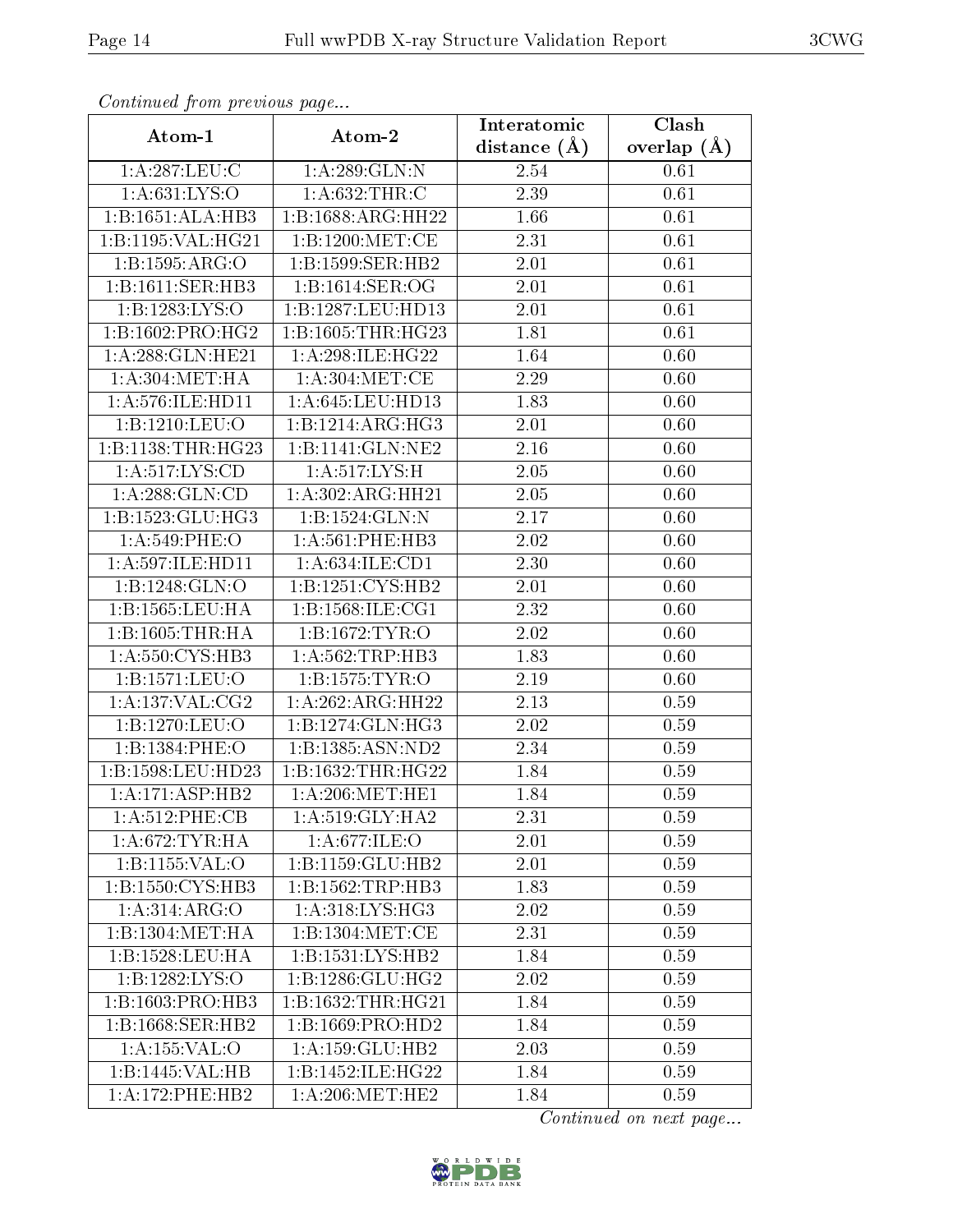*Continued from previous page...*

| Atom-1 | Atom-2 | Interatomic distance (Å) | Clash overlap (Å) |
|---|---|---|---|
| 1:A:287:LEU:C | 1:A:289:GLN:N | 2.54 | 0.61 |
| 1:A:631:LYS:O | 1:A:632:THR:C | 2.39 | 0.61 |
| 1:B:1651:ALA:HB3 | 1:B:1688:ARG:HH22 | 1.66 | 0.61 |
| 1:B:1195:VAL:HG21 | 1:B:1200:MET:CE | 2.31 | 0.61 |
| 1:B:1595:ARG:O | 1:B:1599:SER:HB2 | 2.01 | 0.61 |
| 1:B:1611:SER:HB3 | 1:B:1614:SER:OG | 2.01 | 0.61 |
| 1:B:1283:LYS:O | 1:B:1287:LEU:HD13 | 2.01 | 0.61 |
| 1:B:1602:PRO:HG2 | 1:B:1605:THR:HG23 | 1.81 | 0.61 |
| 1:A:288:GLN:HE21 | 1:A:298:ILE:HG22 | 1.64 | 0.60 |
| 1:A:304:MET:HA | 1:A:304:MET:CE | 2.29 | 0.60 |
| 1:A:576:ILE:HD11 | 1:A:645:LEU:HD13 | 1.83 | 0.60 |
| 1:B:1210:LEU:O | 1:B:1214:ARG:HG3 | 2.01 | 0.60 |
| 1:B:1138:THR:HG23 | 1:B:1141:GLN:NE2 | 2.16 | 0.60 |
| 1:A:517:LYS:CD | 1:A:517:LYS:H | 2.05 | 0.60 |
| 1:A:288:GLN:CD | 1:A:302:ARG:HH21 | 2.05 | 0.60 |
| 1:B:1523:GLU:HG3 | 1:B:1524:GLN:N | 2.17 | 0.60 |
| 1:A:549:PHE:O | 1:A:561:PHE:HB3 | 2.02 | 0.60 |
| 1:A:597:ILE:HD11 | 1:A:634:ILE:CD1 | 2.30 | 0.60 |
| 1:B:1248:GLN:O | 1:B:1251:CYS:HB2 | 2.01 | 0.60 |
| 1:B:1565:LEU:HA | 1:B:1568:ILE:CG1 | 2.32 | 0.60 |
| 1:B:1605:THR:HA | 1:B:1672:TYR:O | 2.02 | 0.60 |
| 1:A:550:CYS:HB3 | 1:A:562:TRP:HB3 | 1.83 | 0.60 |
| 1:B:1571:LEU:O | 1:B:1575:TYR:O | 2.19 | 0.60 |
| 1:A:137:VAL:CG2 | 1:A:262:ARG:HH22 | 2.13 | 0.59 |
| 1:B:1270:LEU:O | 1:B:1274:GLN:HG3 | 2.02 | 0.59 |
| 1:B:1384:PHE:O | 1:B:1385:ASN:ND2 | 2.34 | 0.59 |
| 1:B:1598:LEU:HD23 | 1:B:1632:THR:HG22 | 1.84 | 0.59 |
| 1:A:171:ASP:HB2 | 1:A:206:MET:HE1 | 1.84 | 0.59 |
| 1:A:512:PHE:CB | 1:A:519:GLY:HA2 | 2.31 | 0.59 |
| 1:A:672:TYR:HA | 1:A:677:ILE:O | 2.01 | 0.59 |
| 1:B:1155:VAL:O | 1:B:1159:GLU:HB2 | 2.01 | 0.59 |
| 1:B:1550:CYS:HB3 | 1:B:1562:TRP:HB3 | 1.83 | 0.59 |
| 1:A:314:ARG:O | 1:A:318:LYS:HG3 | 2.02 | 0.59 |
| 1:B:1304:MET:HA | 1:B:1304:MET:CE | 2.31 | 0.59 |
| 1:B:1528:LEU:HA | 1:B:1531:LYS:HB2 | 1.84 | 0.59 |
| 1:B:1282:LYS:O | 1:B:1286:GLU:HG2 | 2.02 | 0.59 |
| 1:B:1603:PRO:HB3 | 1:B:1632:THR:HG21 | 1.84 | 0.59 |
| 1:B:1668:SER:HB2 | 1:B:1669:PRO:HD2 | 1.84 | 0.59 |
| 1:A:155:VAL:O | 1:A:159:GLU:HB2 | 2.03 | 0.59 |
| 1:B:1445:VAL:HB | 1:B:1452:ILE:HG22 | 1.84 | 0.59 |
| 1:A:172:PHE:HB2 | 1:A:206:MET:HE2 | 1.84 | 0.59 |

*Continued on next page...*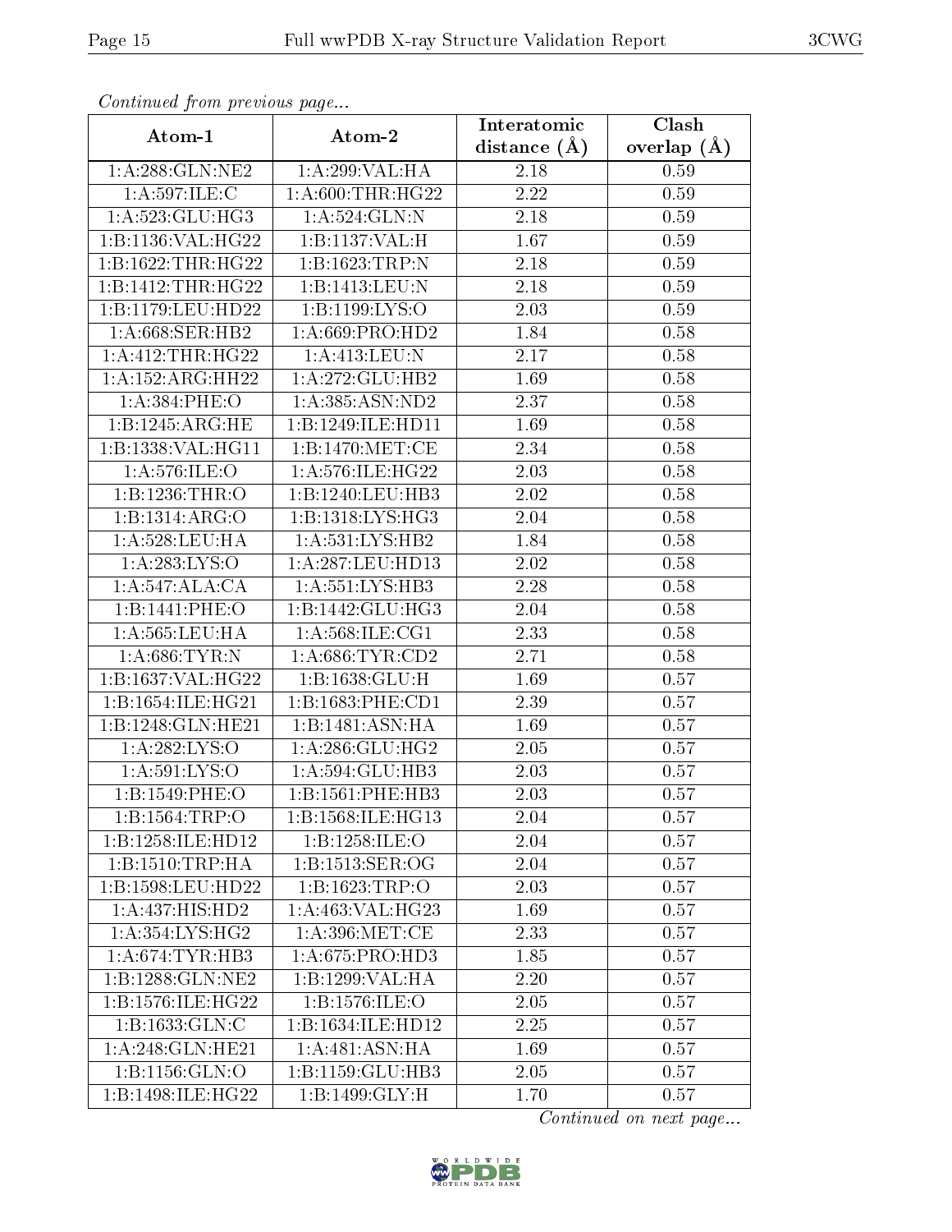*Continued from previous page...*

| Atom-1 | Atom-2 | Interatomic distance (Å) | Clash overlap (Å) |
|---|---|---|---|
| 1:A:288:GLN:NE2 | 1:A:299:VAL:HA | 2.18 | 0.59 |
| 1:A:597:ILE:C | 1:A:600:THR:HG22 | 2.22 | 0.59 |
| 1:A:523:GLU:HG3 | 1:A:524:GLN:N | 2.18 | 0.59 |
| 1:B:1136:VAL:HG22 | 1:B:1137:VAL:H | 1.67 | 0.59 |
| 1:B:1622:THR:HG22 | 1:B:1623:TRP:N | 2.18 | 0.59 |
| 1:B:1412:THR:HG22 | 1:B:1413:LEU:N | 2.18 | 0.59 |
| 1:B:1179:LEU:HD22 | 1:B:1199:LYS:O | 2.03 | 0.59 |
| 1:A:668:SER:HB2 | 1:A:669:PRO:HD2 | 1.84 | 0.58 |
| 1:A:412:THR:HG22 | 1:A:413:LEU:N | 2.17 | 0.58 |
| 1:A:152:ARG:HH22 | 1:A:272:GLU:HB2 | 1.69 | 0.58 |
| 1:A:384:PHE:O | 1:A:385:ASN:ND2 | 2.37 | 0.58 |
| 1:B:1245:ARG:HE | 1:B:1249:ILE:HD11 | 1.69 | 0.58 |
| 1:B:1338:VAL:HG11 | 1:B:1470:MET:CE | 2.34 | 0.58 |
| 1:A:576:ILE:O | 1:A:576:ILE:HG22 | 2.03 | 0.58 |
| 1:B:1236:THR:O | 1:B:1240:LEU:HB3 | 2.02 | 0.58 |
| 1:B:1314:ARG:O | 1:B:1318:LYS:HG3 | 2.04 | 0.58 |
| 1:A:528:LEU:HA | 1:A:531:LYS:HB2 | 1.84 | 0.58 |
| 1:A:283:LYS:O | 1:A:287:LEU:HD13 | 2.02 | 0.58 |
| 1:A:547:ALA:CA | 1:A:551:LYS:HB3 | 2.28 | 0.58 |
| 1:B:1441:PHE:O | 1:B:1442:GLU:HG3 | 2.04 | 0.58 |
| 1:A:565:LEU:HA | 1:A:568:ILE:CG1 | 2.33 | 0.58 |
| 1:A:686:TYR:N | 1:A:686:TYR:CD2 | 2.71 | 0.58 |
| 1:B:1637:VAL:HG22 | 1:B:1638:GLU:H | 1.69 | 0.57 |
| 1:B:1654:ILE:HG21 | 1:B:1683:PHE:CD1 | 2.39 | 0.57 |
| 1:B:1248:GLN:HE21 | 1:B:1481:ASN:HA | 1.69 | 0.57 |
| 1:A:282:LYS:O | 1:A:286:GLU:HG2 | 2.05 | 0.57 |
| 1:A:591:LYS:O | 1:A:594:GLU:HB3 | 2.03 | 0.57 |
| 1:B:1549:PHE:O | 1:B:1561:PHE:HB3 | 2.03 | 0.57 |
| 1:B:1564:TRP:O | 1:B:1568:ILE:HG13 | 2.04 | 0.57 |
| 1:B:1258:ILE:HD12 | 1:B:1258:ILE:O | 2.04 | 0.57 |
| 1:B:1510:TRP:HA | 1:B:1513:SER:OG | 2.04 | 0.57 |
| 1:B:1598:LEU:HD22 | 1:B:1623:TRP:O | 2.03 | 0.57 |
| 1:A:437:HIS:HD2 | 1:A:463:VAL:HG23 | 1.69 | 0.57 |
| 1:A:354:LYS:HG2 | 1:A:396:MET:CE | 2.33 | 0.57 |
| 1:A:674:TYR:HB3 | 1:A:675:PRO:HD3 | 1.85 | 0.57 |
| 1:B:1288:GLN:NE2 | 1:B:1299:VAL:HA | 2.20 | 0.57 |
| 1:B:1576:ILE:HG22 | 1:B:1576:ILE:O | 2.05 | 0.57 |
| 1:B:1633:GLN:C | 1:B:1634:ILE:HD12 | 2.25 | 0.57 |
| 1:A:248:GLN:HE21 | 1:A:481:ASN:HA | 1.69 | 0.57 |
| 1:B:1156:GLN:O | 1:B:1159:GLU:HB3 | 2.05 | 0.57 |
| 1:B:1498:ILE:HG22 | 1:B:1499:GLY:H | 1.70 | 0.57 |

*Continued on next page...*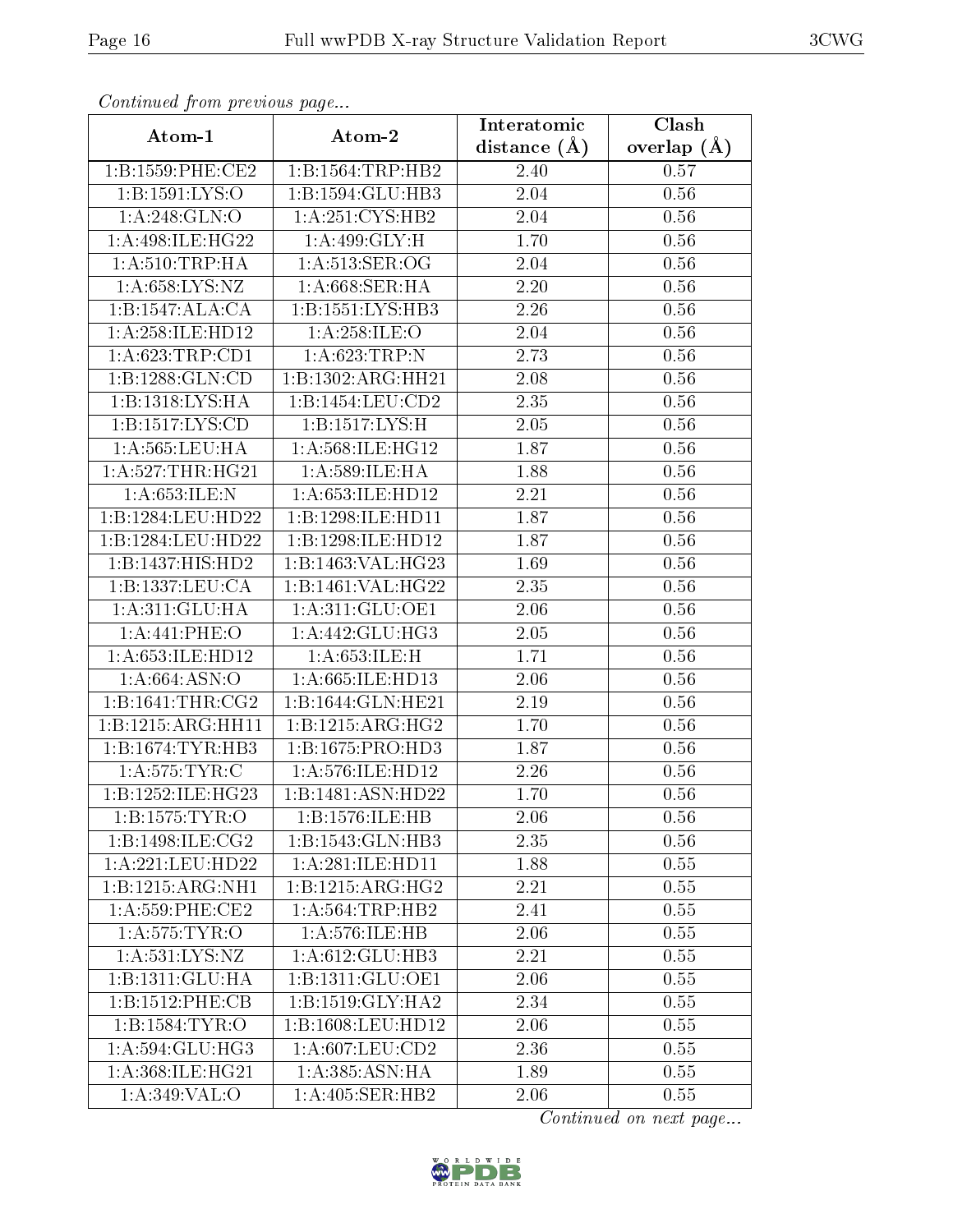*Continued from previous page...*

| Atom-1 | Atom-2 | Interatomic distance (Å) | Clash overlap (Å) |
|---|---|---|---|
| 1:B:1559:PHE:CE2 | 1:B:1564:TRP:HB2 | 2.40 | 0.57 |
| 1:B:1591:LYS:O | 1:B:1594:GLU:HB3 | 2.04 | 0.56 |
| 1:A:248:GLN:O | 1:A:251:CYS:HB2 | 2.04 | 0.56 |
| 1:A:498:ILE:HG22 | 1:A:499:GLY:H | 1.70 | 0.56 |
| 1:A:510:TRP:HA | 1:A:513:SER:OG | 2.04 | 0.56 |
| 1:A:658:LYS:NZ | 1:A:668:SER:HA | 2.20 | 0.56 |
| 1:B:1547:ALA:CA | 1:B:1551:LYS:HB3 | 2.26 | 0.56 |
| 1:A:258:ILE:HD12 | 1:A:258:ILE:O | 2.04 | 0.56 |
| 1:A:623:TRP:CD1 | 1:A:623:TRP:N | 2.73 | 0.56 |
| 1:B:1288:GLN:CD | 1:B:1302:ARG:HH21 | 2.08 | 0.56 |
| 1:B:1318:LYS:HA | 1:B:1454:LEU:CD2 | 2.35 | 0.56 |
| 1:B:1517:LYS:CD | 1:B:1517:LYS:H | 2.05 | 0.56 |
| 1:A:565:LEU:HA | 1:A:568:ILE:HG12 | 1.87 | 0.56 |
| 1:A:527:THR:HG21 | 1:A:589:ILE:HA | 1.88 | 0.56 |
| 1:A:653:ILE:N | 1:A:653:ILE:HD12 | 2.21 | 0.56 |
| 1:B:1284:LEU:HD22 | 1:B:1298:ILE:HD11 | 1.87 | 0.56 |
| 1:B:1284:LEU:HD22 | 1:B:1298:ILE:HD12 | 1.87 | 0.56 |
| 1:B:1437:HIS:HD2 | 1:B:1463:VAL:HG23 | 1.69 | 0.56 |
| 1:B:1337:LEU:CA | 1:B:1461:VAL:HG22 | 2.35 | 0.56 |
| 1:A:311:GLU:HA | 1:A:311:GLU:OE1 | 2.06 | 0.56 |
| 1:A:441:PHE:O | 1:A:442:GLU:HG3 | 2.05 | 0.56 |
| 1:A:653:ILE:HD12 | 1:A:653:ILE:H | 1.71 | 0.56 |
| 1:A:664:ASN:O | 1:A:665:ILE:HD13 | 2.06 | 0.56 |
| 1:B:1641:THR:CG2 | 1:B:1644:GLN:HE21 | 2.19 | 0.56 |
| 1:B:1215:ARG:HH11 | 1:B:1215:ARG:HG2 | 1.70 | 0.56 |
| 1:B:1674:TYR:HB3 | 1:B:1675:PRO:HD3 | 1.87 | 0.56 |
| 1:A:575:TYR:C | 1:A:576:ILE:HD12 | 2.26 | 0.56 |
| 1:B:1252:ILE:HG23 | 1:B:1481:ASN:HD22 | 1.70 | 0.56 |
| 1:B:1575:TYR:O | 1:B:1576:ILE:HB | 2.06 | 0.56 |
| 1:B:1498:ILE:CG2 | 1:B:1543:GLN:HB3 | 2.35 | 0.56 |
| 1:A:221:LEU:HD22 | 1:A:281:ILE:HD11 | 1.88 | 0.55 |
| 1:B:1215:ARG:NH1 | 1:B:1215:ARG:HG2 | 2.21 | 0.55 |
| 1:A:559:PHE:CE2 | 1:A:564:TRP:HB2 | 2.41 | 0.55 |
| 1:A:575:TYR:O | 1:A:576:ILE:HB | 2.06 | 0.55 |
| 1:A:531:LYS:NZ | 1:A:612:GLU:HB3 | 2.21 | 0.55 |
| 1:B:1311:GLU:HA | 1:B:1311:GLU:OE1 | 2.06 | 0.55 |
| 1:B:1512:PHE:CB | 1:B:1519:GLY:HA2 | 2.34 | 0.55 |
| 1:B:1584:TYR:O | 1:B:1608:LEU:HD12 | 2.06 | 0.55 |
| 1:A:594:GLU:HG3 | 1:A:607:LEU:CD2 | 2.36 | 0.55 |
| 1:A:368:ILE:HG21 | 1:A:385:ASN:HA | 1.89 | 0.55 |
| 1:A:349:VAL:O | 1:A:405:SER:HB2 | 2.06 | 0.55 |

*Continued on next page...*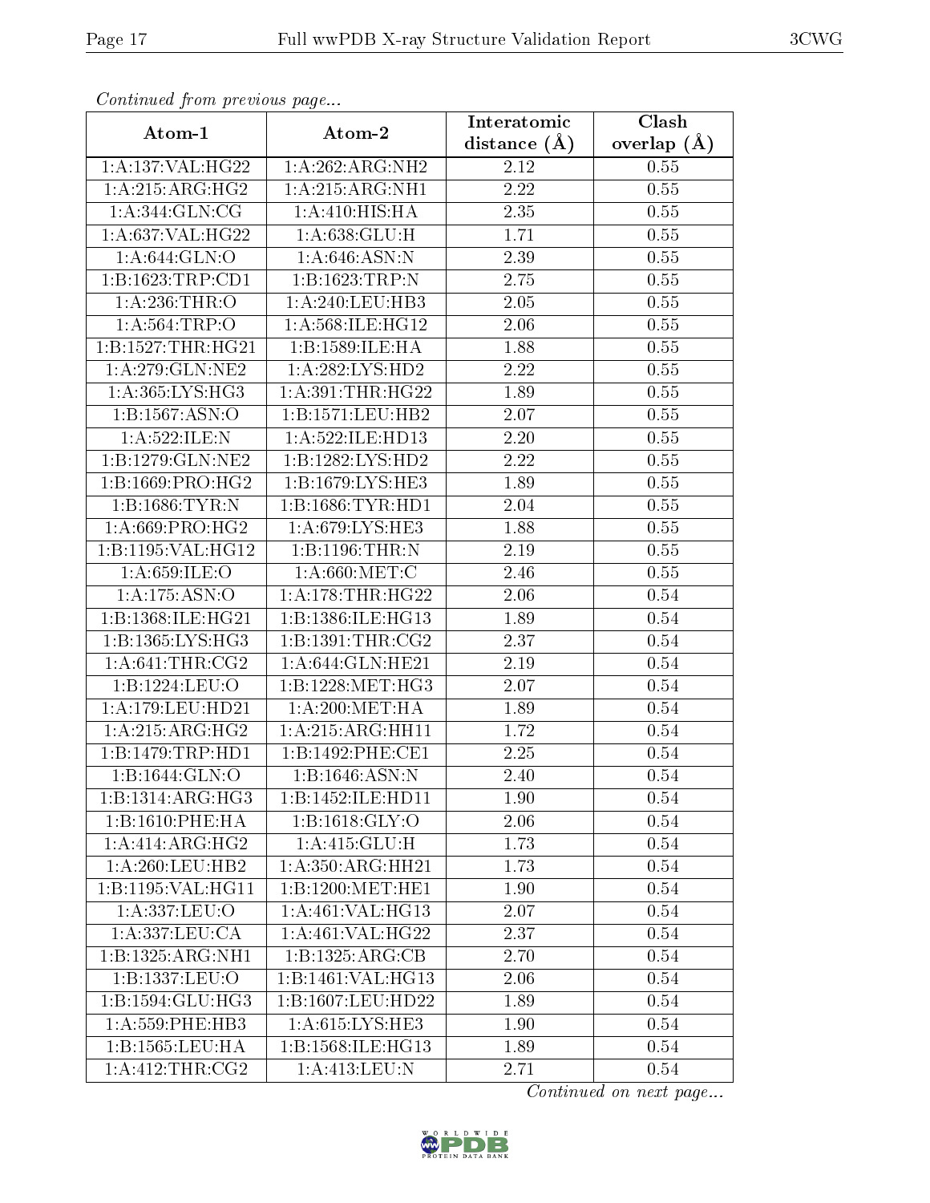*Continued from previous page...*

| Atom-1 | Atom-2 | Interatomic distance (Å) | Clash overlap (Å) |
| --- | --- | --- | --- |
| 1:A:137:VAL:HG22 | 1:A:262:ARG:NH2 | 2.12 | 0.55 |
| 1:A:215:ARG:HG2 | 1:A:215:ARG:NH1 | 2.22 | 0.55 |
| 1:A:344:GLN:CG | 1:A:410:HIS:HA | 2.35 | 0.55 |
| 1:A:637:VAL:HG22 | 1:A:638:GLU:H | 1.71 | 0.55 |
| 1:A:644:GLN:O | 1:A:646:ASN:N | 2.39 | 0.55 |
| 1:B:1623:TRP:CD1 | 1:B:1623:TRP:N | 2.75 | 0.55 |
| 1:A:236:THR:O | 1:A:240:LEU:HB3 | 2.05 | 0.55 |
| 1:A:564:TRP:O | 1:A:568:ILE:HG12 | 2.06 | 0.55 |
| 1:B:1527:THR:HG21 | 1:B:1589:ILE:HA | 1.88 | 0.55 |
| 1:A:279:GLN:NE2 | 1:A:282:LYS:HD2 | 2.22 | 0.55 |
| 1:A:365:LYS:HG3 | 1:A:391:THR:HG22 | 1.89 | 0.55 |
| 1:B:1567:ASN:O | 1:B:1571:LEU:HB2 | 2.07 | 0.55 |
| 1:A:522:ILE:N | 1:A:522:ILE:HD13 | 2.20 | 0.55 |
| 1:B:1279:GLN:NE2 | 1:B:1282:LYS:HD2 | 2.22 | 0.55 |
| 1:B:1669:PRO:HG2 | 1:B:1679:LYS:HE3 | 1.89 | 0.55 |
| 1:B:1686:TYR:N | 1:B:1686:TYR:HD1 | 2.04 | 0.55 |
| 1:A:669:PRO:HG2 | 1:A:679:LYS:HE3 | 1.88 | 0.55 |
| 1:B:1195:VAL:HG12 | 1:B:1196:THR:N | 2.19 | 0.55 |
| 1:A:659:ILE:O | 1:A:660:MET:C | 2.46 | 0.55 |
| 1:A:175:ASN:O | 1:A:178:THR:HG22 | 2.06 | 0.54 |
| 1:B:1368:ILE:HG21 | 1:B:1386:ILE:HG13 | 1.89 | 0.54 |
| 1:B:1365:LYS:HG3 | 1:B:1391:THR:CG2 | 2.37 | 0.54 |
| 1:A:641:THR:CG2 | 1:A:644:GLN:HE21 | 2.19 | 0.54 |
| 1:B:1224:LEU:O | 1:B:1228:MET:HG3 | 2.07 | 0.54 |
| 1:A:179:LEU:HD21 | 1:A:200:MET:HA | 1.89 | 0.54 |
| 1:A:215:ARG:HG2 | 1:A:215:ARG:HH11 | 1.72 | 0.54 |
| 1:B:1479:TRP:HD1 | 1:B:1492:PHE:CE1 | 2.25 | 0.54 |
| 1:B:1644:GLN:O | 1:B:1646:ASN:N | 2.40 | 0.54 |
| 1:B:1314:ARG:HG3 | 1:B:1452:ILE:HD11 | 1.90 | 0.54 |
| 1:B:1610:PHE:HA | 1:B:1618:GLY:O | 2.06 | 0.54 |
| 1:A:414:ARG:HG2 | 1:A:415:GLU:H | 1.73 | 0.54 |
| 1:A:260:LEU:HB2 | 1:A:350:ARG:HH21 | 1.73 | 0.54 |
| 1:B:1195:VAL:HG11 | 1:B:1200:MET:HE1 | 1.90 | 0.54 |
| 1:A:337:LEU:O | 1:A:461:VAL:HG13 | 2.07 | 0.54 |
| 1:A:337:LEU:CA | 1:A:461:VAL:HG22 | 2.37 | 0.54 |
| 1:B:1325:ARG:NH1 | 1:B:1325:ARG:CB | 2.70 | 0.54 |
| 1:B:1337:LEU:O | 1:B:1461:VAL:HG13 | 2.06 | 0.54 |
| 1:B:1594:GLU:HG3 | 1:B:1607:LEU:HD22 | 1.89 | 0.54 |
| 1:A:559:PHE:HB3 | 1:A:615:LYS:HE3 | 1.90 | 0.54 |
| 1:B:1565:LEU:HA | 1:B:1568:ILE:HG13 | 1.89 | 0.54 |
| 1:A:412:THR:CG2 | 1:A:413:LEU:N | 2.71 | 0.54 |

*Continued on next page...*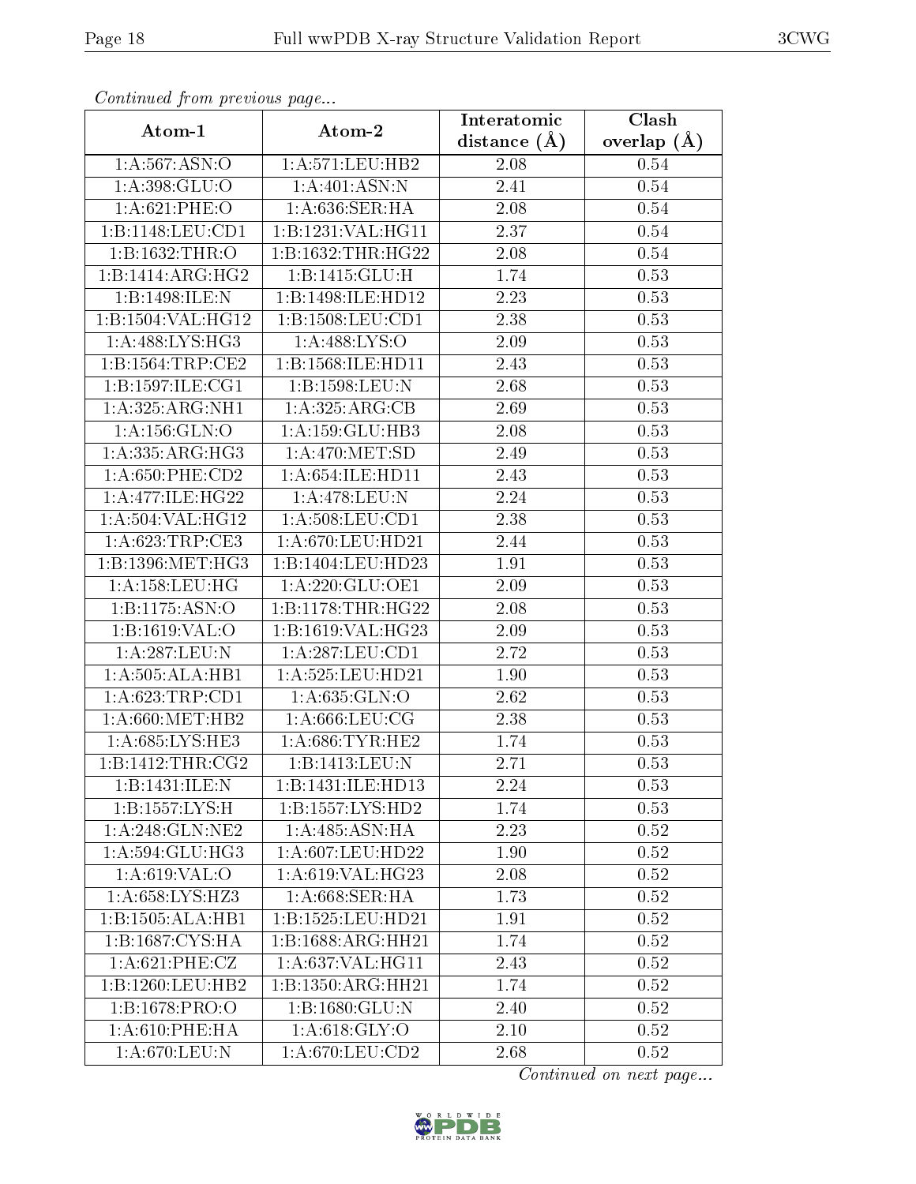*Continued from previous page...*

| Atom-1 | Atom-2 | Interatomic distance (Å) | Clash overlap (Å) |
|---|---|---|---|
| 1:A:567:ASN:O | 1:A:571:LEU:HB2 | 2.08 | 0.54 |
| 1:A:398:GLU:O | 1:A:401:ASN:N | 2.41 | 0.54 |
| 1:A:621:PHE:O | 1:A:636:SER:HA | 2.08 | 0.54 |
| 1:B:1148:LEU:CD1 | 1:B:1231:VAL:HG11 | 2.37 | 0.54 |
| 1:B:1632:THR:O | 1:B:1632:THR:HG22 | 2.08 | 0.54 |
| 1:B:1414:ARG:HG2 | 1:B:1415:GLU:H | 1.74 | 0.53 |
| 1:B:1498:ILE:N | 1:B:1498:ILE:HD12 | 2.23 | 0.53 |
| 1:B:1504:VAL:HG12 | 1:B:1508:LEU:CD1 | 2.38 | 0.53 |
| 1:A:488:LYS:HG3 | 1:A:488:LYS:O | 2.09 | 0.53 |
| 1:B:1564:TRP:CE2 | 1:B:1568:ILE:HD11 | 2.43 | 0.53 |
| 1:B:1597:ILE:CG1 | 1:B:1598:LEU:N | 2.68 | 0.53 |
| 1:A:325:ARG:NH1 | 1:A:325:ARG:CB | 2.69 | 0.53 |
| 1:A:156:GLN:O | 1:A:159:GLU:HB3 | 2.08 | 0.53 |
| 1:A:335:ARG:HG3 | 1:A:470:MET:SD | 2.49 | 0.53 |
| 1:A:650:PHE:CD2 | 1:A:654:ILE:HD11 | 2.43 | 0.53 |
| 1:A:477:ILE:HG22 | 1:A:478:LEU:N | 2.24 | 0.53 |
| 1:A:504:VAL:HG12 | 1:A:508:LEU:CD1 | 2.38 | 0.53 |
| 1:A:623:TRP:CE3 | 1:A:670:LEU:HD21 | 2.44 | 0.53 |
| 1:B:1396:MET:HG3 | 1:B:1404:LEU:HD23 | 1.91 | 0.53 |
| 1:A:158:LEU:HG | 1:A:220:GLU:OE1 | 2.09 | 0.53 |
| 1:B:1175:ASN:O | 1:B:1178:THR:HG22 | 2.08 | 0.53 |
| 1:B:1619:VAL:O | 1:B:1619:VAL:HG23 | 2.09 | 0.53 |
| 1:A:287:LEU:N | 1:A:287:LEU:CD1 | 2.72 | 0.53 |
| 1:A:505:ALA:HB1 | 1:A:525:LEU:HD21 | 1.90 | 0.53 |
| 1:A:623:TRP:CD1 | 1:A:635:GLN:O | 2.62 | 0.53 |
| 1:A:660:MET:HB2 | 1:A:666:LEU:CG | 2.38 | 0.53 |
| 1:A:685:LYS:HE3 | 1:A:686:TYR:HE2 | 1.74 | 0.53 |
| 1:B:1412:THR:CG2 | 1:B:1413:LEU:N | 2.71 | 0.53 |
| 1:B:1431:ILE:N | 1:B:1431:ILE:HD13 | 2.24 | 0.53 |
| 1:B:1557:LYS:H | 1:B:1557:LYS:HD2 | 1.74 | 0.53 |
| 1:A:248:GLN:NE2 | 1:A:485:ASN:HA | 2.23 | 0.52 |
| 1:A:594:GLU:HG3 | 1:A:607:LEU:HD22 | 1.90 | 0.52 |
| 1:A:619:VAL:O | 1:A:619:VAL:HG23 | 2.08 | 0.52 |
| 1:A:658:LYS:HZ3 | 1:A:668:SER:HA | 1.73 | 0.52 |
| 1:B:1505:ALA:HB1 | 1:B:1525:LEU:HD21 | 1.91 | 0.52 |
| 1:B:1687:CYS:HA | 1:B:1688:ARG:HH21 | 1.74 | 0.52 |
| 1:A:621:PHE:CZ | 1:A:637:VAL:HG11 | 2.43 | 0.52 |
| 1:B:1260:LEU:HB2 | 1:B:1350:ARG:HH21 | 1.74 | 0.52 |
| 1:B:1678:PRO:O | 1:B:1680:GLU:N | 2.40 | 0.52 |
| 1:A:610:PHE:HA | 1:A:618:GLY:O | 2.10 | 0.52 |
| 1:A:670:LEU:N | 1:A:670:LEU:CD2 | 2.68 | 0.52 |

*Continued on next page...*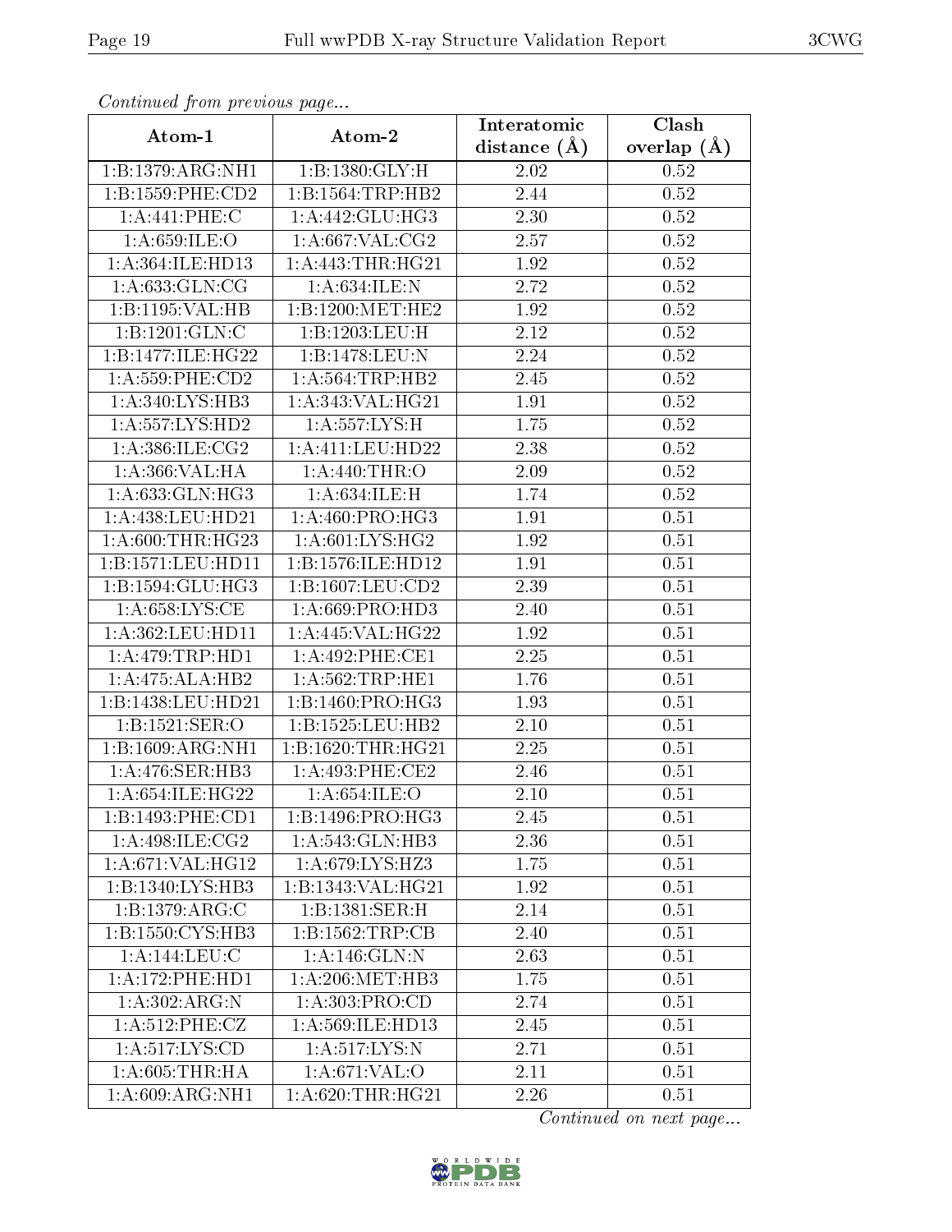*Continued from previous page...*

| Atom-1 | Atom-2 | Interatomic distance (Å) | Clash overlap (Å) |
|---|---|---|---|
| 1:B:1379:ARG:NH1 | 1:B:1380:GLY:H | 2.02 | 0.52 |
| 1:B:1559:PHE:CD2 | 1:B:1564:TRP:HB2 | 2.44 | 0.52 |
| 1:A:441:PHE:C | 1:A:442:GLU:HG3 | 2.30 | 0.52 |
| 1:A:659:ILE:O | 1:A:667:VAL:CG2 | 2.57 | 0.52 |
| 1:A:364:ILE:HD13 | 1:A:443:THR:HG21 | 1.92 | 0.52 |
| 1:A:633:GLN:CG | 1:A:634:ILE:N | 2.72 | 0.52 |
| 1:B:1195:VAL:HB | 1:B:1200:MET:HE2 | 1.92 | 0.52 |
| 1:B:1201:GLN:C | 1:B:1203:LEU:H | 2.12 | 0.52 |
| 1:B:1477:ILE:HG22 | 1:B:1478:LEU:N | 2.24 | 0.52 |
| 1:A:559:PHE:CD2 | 1:A:564:TRP:HB2 | 2.45 | 0.52 |
| 1:A:340:LYS:HB3 | 1:A:343:VAL:HG21 | 1.91 | 0.52 |
| 1:A:557:LYS:HD2 | 1:A:557:LYS:H | 1.75 | 0.52 |
| 1:A:386:ILE:CG2 | 1:A:411:LEU:HD22 | 2.38 | 0.52 |
| 1:A:366:VAL:HA | 1:A:440:THR:O | 2.09 | 0.52 |
| 1:A:633:GLN:HG3 | 1:A:634:ILE:H | 1.74 | 0.52 |
| 1:A:438:LEU:HD21 | 1:A:460:PRO:HG3 | 1.91 | 0.51 |
| 1:A:600:THR:HG23 | 1:A:601:LYS:HG2 | 1.92 | 0.51 |
| 1:B:1571:LEU:HD11 | 1:B:1576:ILE:HD12 | 1.91 | 0.51 |
| 1:B:1594:GLU:HG3 | 1:B:1607:LEU:CD2 | 2.39 | 0.51 |
| 1:A:658:LYS:CE | 1:A:669:PRO:HD3 | 2.40 | 0.51 |
| 1:A:362:LEU:HD11 | 1:A:445:VAL:HG22 | 1.92 | 0.51 |
| 1:A:479:TRP:HD1 | 1:A:492:PHE:CE1 | 2.25 | 0.51 |
| 1:A:475:ALA:HB2 | 1:A:562:TRP:HE1 | 1.76 | 0.51 |
| 1:B:1438:LEU:HD21 | 1:B:1460:PRO:HG3 | 1.93 | 0.51 |
| 1:B:1521:SER:O | 1:B:1525:LEU:HB2 | 2.10 | 0.51 |
| 1:B:1609:ARG:NH1 | 1:B:1620:THR:HG21 | 2.25 | 0.51 |
| 1:A:476:SER:HB3 | 1:A:493:PHE:CE2 | 2.46 | 0.51 |
| 1:A:654:ILE:HG22 | 1:A:654:ILE:O | 2.10 | 0.51 |
| 1:B:1493:PHE:CD1 | 1:B:1496:PRO:HG3 | 2.45 | 0.51 |
| 1:A:498:ILE:CG2 | 1:A:543:GLN:HB3 | 2.36 | 0.51 |
| 1:A:671:VAL:HG12 | 1:A:679:LYS:HZ3 | 1.75 | 0.51 |
| 1:B:1340:LYS:HB3 | 1:B:1343:VAL:HG21 | 1.92 | 0.51 |
| 1:B:1379:ARG:C | 1:B:1381:SER:H | 2.14 | 0.51 |
| 1:B:1550:CYS:HB3 | 1:B:1562:TRP:CB | 2.40 | 0.51 |
| 1:A:144:LEU:C | 1:A:146:GLN:N | 2.63 | 0.51 |
| 1:A:172:PHE:HD1 | 1:A:206:MET:HB3 | 1.75 | 0.51 |
| 1:A:302:ARG:N | 1:A:303:PRO:CD | 2.74 | 0.51 |
| 1:A:512:PHE:CZ | 1:A:569:ILE:HD13 | 2.45 | 0.51 |
| 1:A:517:LYS:CD | 1:A:517:LYS:N | 2.71 | 0.51 |
| 1:A:605:THR:HA | 1:A:671:VAL:O | 2.11 | 0.51 |
| 1:A:609:ARG:NH1 | 1:A:620:THR:HG21 | 2.26 | 0.51 |

*Continued on next page...*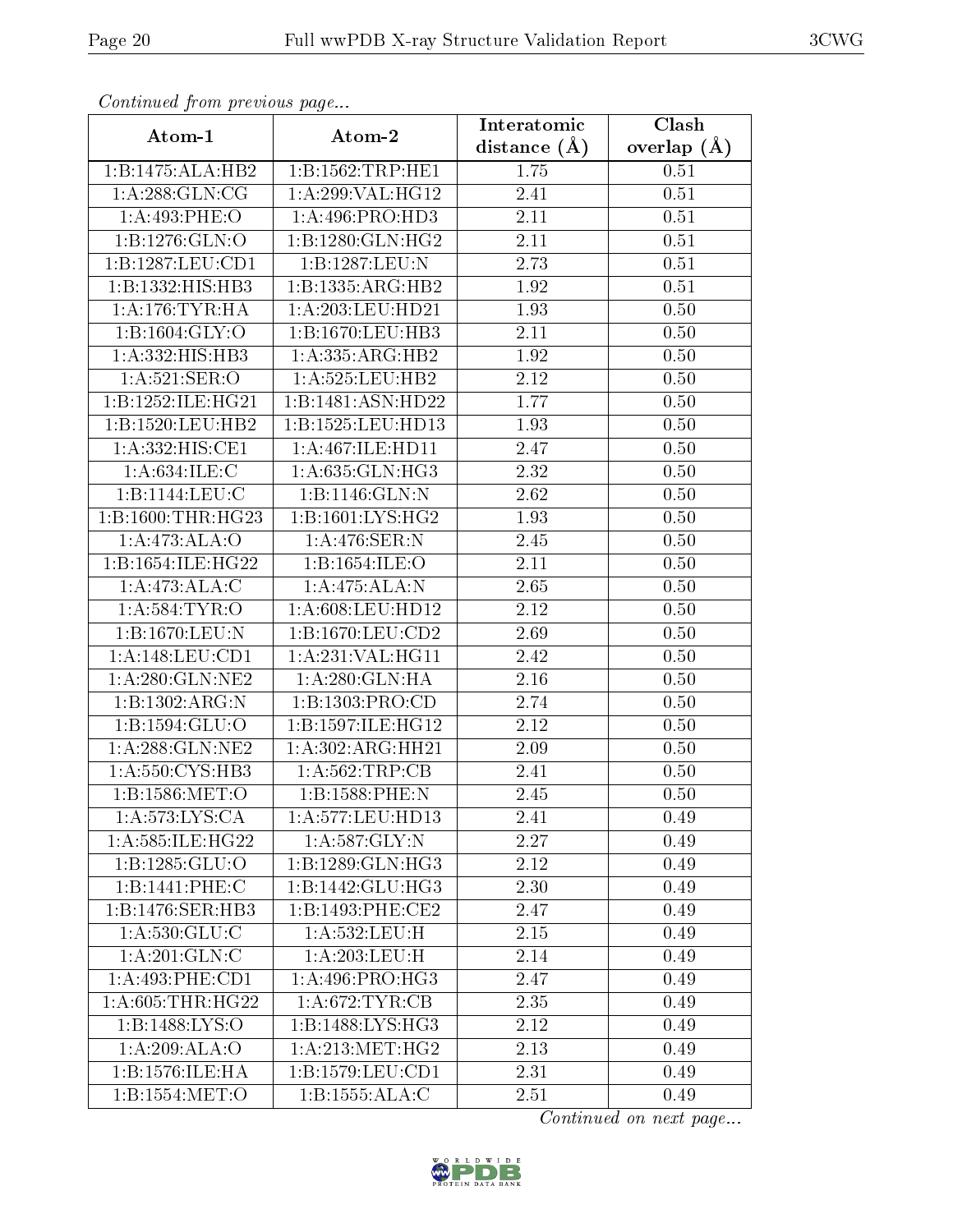*Continued from previous page...*

| Atom-1 | Atom-2 | Interatomic distance (Å) | Clash overlap (Å) |
| --- | --- | --- | --- |
| 1:B:1475:ALA:HB2 | 1:B:1562:TRP:HE1 | 1.75 | 0.51 |
| 1:A:288:GLN:CG | 1:A:299:VAL:HG12 | 2.41 | 0.51 |
| 1:A:493:PHE:O | 1:A:496:PRO:HD3 | 2.11 | 0.51 |
| 1:B:1276:GLN:O | 1:B:1280:GLN:HG2 | 2.11 | 0.51 |
| 1:B:1287:LEU:CD1 | 1:B:1287:LEU:N | 2.73 | 0.51 |
| 1:B:1332:HIS:HB3 | 1:B:1335:ARG:HB2 | 1.92 | 0.51 |
| 1:A:176:TYR:HA | 1:A:203:LEU:HD21 | 1.93 | 0.50 |
| 1:B:1604:GLY:O | 1:B:1670:LEU:HB3 | 2.11 | 0.50 |
| 1:A:332:HIS:HB3 | 1:A:335:ARG:HB2 | 1.92 | 0.50 |
| 1:A:521:SER:O | 1:A:525:LEU:HB2 | 2.12 | 0.50 |
| 1:B:1252:ILE:HG21 | 1:B:1481:ASN:HD22 | 1.77 | 0.50 |
| 1:B:1520:LEU:HB2 | 1:B:1525:LEU:HD13 | 1.93 | 0.50 |
| 1:A:332:HIS:CE1 | 1:A:467:ILE:HD11 | 2.47 | 0.50 |
| 1:A:634:ILE:C | 1:A:635:GLN:HG3 | 2.32 | 0.50 |
| 1:B:1144:LEU:C | 1:B:1146:GLN:N | 2.62 | 0.50 |
| 1:B:1600:THR:HG23 | 1:B:1601:LYS:HG2 | 1.93 | 0.50 |
| 1:A:473:ALA:O | 1:A:476:SER:N | 2.45 | 0.50 |
| 1:B:1654:ILE:HG22 | 1:B:1654:ILE:O | 2.11 | 0.50 |
| 1:A:473:ALA:C | 1:A:475:ALA:N | 2.65 | 0.50 |
| 1:A:584:TYR:O | 1:A:608:LEU:HD12 | 2.12 | 0.50 |
| 1:B:1670:LEU:N | 1:B:1670:LEU:CD2 | 2.69 | 0.50 |
| 1:A:148:LEU:CD1 | 1:A:231:VAL:HG11 | 2.42 | 0.50 |
| 1:A:280:GLN:NE2 | 1:A:280:GLN:HA | 2.16 | 0.50 |
| 1:B:1302:ARG:N | 1:B:1303:PRO:CD | 2.74 | 0.50 |
| 1:B:1594:GLU:O | 1:B:1597:ILE:HG12 | 2.12 | 0.50 |
| 1:A:288:GLN:NE2 | 1:A:302:ARG:HH21 | 2.09 | 0.50 |
| 1:A:550:CYS:HB3 | 1:A:562:TRP:CB | 2.41 | 0.50 |
| 1:B:1586:MET:O | 1:B:1588:PHE:N | 2.45 | 0.50 |
| 1:A:573:LYS:CA | 1:A:577:LEU:HD13 | 2.41 | 0.49 |
| 1:A:585:ILE:HG22 | 1:A:587:GLY:N | 2.27 | 0.49 |
| 1:B:1285:GLU:O | 1:B:1289:GLN:HG3 | 2.12 | 0.49 |
| 1:B:1441:PHE:C | 1:B:1442:GLU:HG3 | 2.30 | 0.49 |
| 1:B:1476:SER:HB3 | 1:B:1493:PHE:CE2 | 2.47 | 0.49 |
| 1:A:530:GLU:C | 1:A:532:LEU:H | 2.15 | 0.49 |
| 1:A:201:GLN:C | 1:A:203:LEU:H | 2.14 | 0.49 |
| 1:A:493:PHE:CD1 | 1:A:496:PRO:HG3 | 2.47 | 0.49 |
| 1:A:605:THR:HG22 | 1:A:672:TYR:CB | 2.35 | 0.49 |
| 1:B:1488:LYS:O | 1:B:1488:LYS:HG3 | 2.12 | 0.49 |
| 1:A:209:ALA:O | 1:A:213:MET:HG2 | 2.13 | 0.49 |
| 1:B:1576:ILE:HA | 1:B:1579:LEU:CD1 | 2.31 | 0.49 |
| 1:B:1554:MET:O | 1:B:1555:ALA:C | 2.51 | 0.49 |

*Continued on next page...*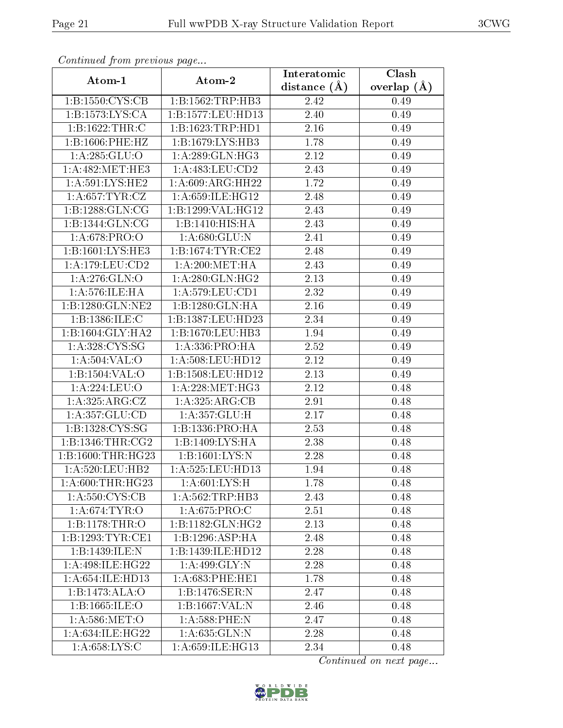*Continued from previous page...*

| Atom-1 | Atom-2 | Interatomic distance (Å) | Clash overlap (Å) |
|---|---|---|---|
| 1:B:1550:CYS:CB | 1:B:1562:TRP:HB3 | 2.42 | 0.49 |
| 1:B:1573:LYS:CA | 1:B:1577:LEU:HD13 | 2.40 | 0.49 |
| 1:B:1622:THR:C | 1:B:1623:TRP:HD1 | 2.16 | 0.49 |
| 1:B:1606:PHE:HZ | 1:B:1679:LYS:HB3 | 1.78 | 0.49 |
| 1:A:285:GLU:O | 1:A:289:GLN:HG3 | 2.12 | 0.49 |
| 1:A:482:MET:HE3 | 1:A:483:LEU:CD2 | 2.43 | 0.49 |
| 1:A:591:LYS:HE2 | 1:A:609:ARG:HH22 | 1.72 | 0.49 |
| 1:A:657:TYR:CZ | 1:A:659:ILE:HG12 | 2.48 | 0.49 |
| 1:B:1288:GLN:CG | 1:B:1299:VAL:HG12 | 2.43 | 0.49 |
| 1:B:1344:GLN:CG | 1:B:1410:HIS:HA | 2.43 | 0.49 |
| 1:A:678:PRO:O | 1:A:680:GLU:N | 2.41 | 0.49 |
| 1:B:1601:LYS:HE3 | 1:B:1674:TYR:CE2 | 2.48 | 0.49 |
| 1:A:179:LEU:CD2 | 1:A:200:MET:HA | 2.43 | 0.49 |
| 1:A:276:GLN:O | 1:A:280:GLN:HG2 | 2.13 | 0.49 |
| 1:A:576:ILE:HA | 1:A:579:LEU:CD1 | 2.32 | 0.49 |
| 1:B:1280:GLN:NE2 | 1:B:1280:GLN:HA | 2.16 | 0.49 |
| 1:B:1386:ILE:C | 1:B:1387:LEU:HD23 | 2.34 | 0.49 |
| 1:B:1604:GLY:HA2 | 1:B:1670:LEU:HB3 | 1.94 | 0.49 |
| 1:A:328:CYS:SG | 1:A:336:PRO:HA | 2.52 | 0.49 |
| 1:A:504:VAL:O | 1:A:508:LEU:HD12 | 2.12 | 0.49 |
| 1:B:1504:VAL:O | 1:B:1508:LEU:HD12 | 2.13 | 0.49 |
| 1:A:224:LEU:O | 1:A:228:MET:HG3 | 2.12 | 0.48 |
| 1:A:325:ARG:CZ | 1:A:325:ARG:CB | 2.91 | 0.48 |
| 1:A:357:GLU:CD | 1:A:357:GLU:H | 2.17 | 0.48 |
| 1:B:1328:CYS:SG | 1:B:1336:PRO:HA | 2.53 | 0.48 |
| 1:B:1346:THR:CG2 | 1:B:1409:LYS:HA | 2.38 | 0.48 |
| 1:B:1600:THR:HG23 | 1:B:1601:LYS:N | 2.28 | 0.48 |
| 1:A:520:LEU:HB2 | 1:A:525:LEU:HD13 | 1.94 | 0.48 |
| 1:A:600:THR:HG23 | 1:A:601:LYS:H | 1.78 | 0.48 |
| 1:A:550:CYS:CB | 1:A:562:TRP:HB3 | 2.43 | 0.48 |
| 1:A:674:TYR:O | 1:A:675:PRO:C | 2.51 | 0.48 |
| 1:B:1178:THR:O | 1:B:1182:GLN:HG2 | 2.13 | 0.48 |
| 1:B:1293:TYR:CE1 | 1:B:1296:ASP:HA | 2.48 | 0.48 |
| 1:B:1439:ILE:N | 1:B:1439:ILE:HD12 | 2.28 | 0.48 |
| 1:A:498:ILE:HG22 | 1:A:499:GLY:N | 2.28 | 0.48 |
| 1:A:654:ILE:HD13 | 1:A:683:PHE:HE1 | 1.78 | 0.48 |
| 1:B:1473:ALA:O | 1:B:1476:SER:N | 2.47 | 0.48 |
| 1:B:1665:ILE:O | 1:B:1667:VAL:N | 2.46 | 0.48 |
| 1:A:586:MET:O | 1:A:588:PHE:N | 2.47 | 0.48 |
| 1:A:634:ILE:HG22 | 1:A:635:GLN:N | 2.28 | 0.48 |
| 1:A:658:LYS:C | 1:A:659:ILE:HG13 | 2.34 | 0.48 |

*Continued on next page...*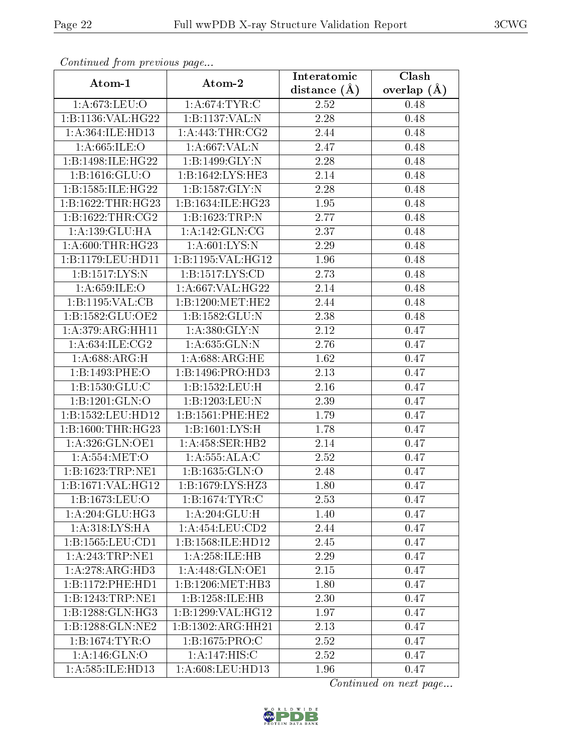*Continued from previous page...*

| Atom-1 | Atom-2 | Interatomic distance (Å) | Clash overlap (Å) |
|---|---|---|---|
| 1:A:673:LEU:O | 1:A:674:TYR:C | 2.52 | 0.48 |
| 1:B:1136:VAL:HG22 | 1:B:1137:VAL:N | 2.28 | 0.48 |
| 1:A:364:ILE:HD13 | 1:A:443:THR:CG2 | 2.44 | 0.48 |
| 1:A:665:ILE:O | 1:A:667:VAL:N | 2.47 | 0.48 |
| 1:B:1498:ILE:HG22 | 1:B:1499:GLY:N | 2.28 | 0.48 |
| 1:B:1616:GLU:O | 1:B:1642:LYS:HE3 | 2.14 | 0.48 |
| 1:B:1585:ILE:HG22 | 1:B:1587:GLY:N | 2.28 | 0.48 |
| 1:B:1622:THR:HG23 | 1:B:1634:ILE:HG23 | 1.95 | 0.48 |
| 1:B:1622:THR:CG2 | 1:B:1623:TRP:N | 2.77 | 0.48 |
| 1:A:139:GLU:HA | 1:A:142:GLN:CG | 2.37 | 0.48 |
| 1:A:600:THR:HG23 | 1:A:601:LYS:N | 2.29 | 0.48 |
| 1:B:1179:LEU:HD11 | 1:B:1195:VAL:HG12 | 1.96 | 0.48 |
| 1:B:1517:LYS:N | 1:B:1517:LYS:CD | 2.73 | 0.48 |
| 1:A:659:ILE:O | 1:A:667:VAL:HG22 | 2.14 | 0.48 |
| 1:B:1195:VAL:CB | 1:B:1200:MET:HE2 | 2.44 | 0.48 |
| 1:B:1582:GLU:OE2 | 1:B:1582:GLU:N | 2.38 | 0.48 |
| 1:A:379:ARG:HH11 | 1:A:380:GLY:N | 2.12 | 0.47 |
| 1:A:634:ILE:CG2 | 1:A:635:GLN:N | 2.76 | 0.47 |
| 1:A:688:ARG:H | 1:A:688:ARG:HE | 1.62 | 0.47 |
| 1:B:1493:PHE:O | 1:B:1496:PRO:HD3 | 2.13 | 0.47 |
| 1:B:1530:GLU:C | 1:B:1532:LEU:H | 2.16 | 0.47 |
| 1:B:1201:GLN:O | 1:B:1203:LEU:N | 2.39 | 0.47 |
| 1:B:1532:LEU:HD12 | 1:B:1561:PHE:HE2 | 1.79 | 0.47 |
| 1:B:1600:THR:HG23 | 1:B:1601:LYS:H | 1.78 | 0.47 |
| 1:A:326:GLN:OE1 | 1:A:458:SER:HB2 | 2.14 | 0.47 |
| 1:A:554:MET:O | 1:A:555:ALA:C | 2.52 | 0.47 |
| 1:B:1623:TRP:NE1 | 1:B:1635:GLN:O | 2.48 | 0.47 |
| 1:B:1671:VAL:HG12 | 1:B:1679:LYS:HZ3 | 1.80 | 0.47 |
| 1:B:1673:LEU:O | 1:B:1674:TYR:C | 2.53 | 0.47 |
| 1:A:204:GLU:HG3 | 1:A:204:GLU:H | 1.40 | 0.47 |
| 1:A:318:LYS:HA | 1:A:454:LEU:CD2 | 2.44 | 0.47 |
| 1:B:1565:LEU:CD1 | 1:B:1568:ILE:HD12 | 2.45 | 0.47 |
| 1:A:243:TRP:NE1 | 1:A:258:ILE:HB | 2.29 | 0.47 |
| 1:A:278:ARG:HD3 | 1:A:448:GLN:OE1 | 2.15 | 0.47 |
| 1:B:1172:PHE:HD1 | 1:B:1206:MET:HB3 | 1.80 | 0.47 |
| 1:B:1243:TRP:NE1 | 1:B:1258:ILE:HB | 2.30 | 0.47 |
| 1:B:1288:GLN:HG3 | 1:B:1299:VAL:HG12 | 1.97 | 0.47 |
| 1:B:1288:GLN:NE2 | 1:B:1302:ARG:HH21 | 2.13 | 0.47 |
| 1:B:1674:TYR:O | 1:B:1675:PRO:C | 2.52 | 0.47 |
| 1:A:146:GLN:O | 1:A:147:HIS:C | 2.52 | 0.47 |
| 1:A:585:ILE:HD13 | 1:A:608:LEU:HD13 | 1.96 | 0.47 |

*Continued on next page...*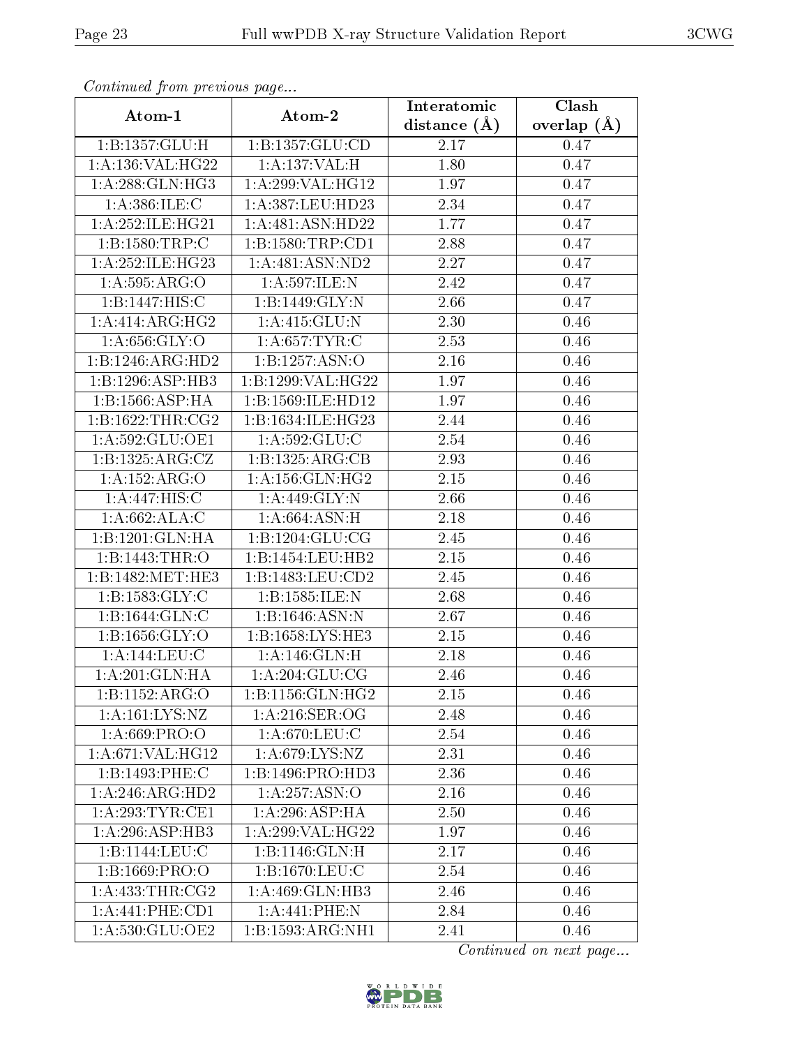*Continued from previous page...*

| Atom-1 | Atom-2 | Interatomic distance (Å) | Clash overlap (Å) |
|---|---|---|---|
| 1:B:1357:GLU:H | 1:B:1357:GLU:CD | 2.17 | 0.47 |
| 1:A:136:VAL:HG22 | 1:A:137:VAL:H | 1.80 | 0.47 |
| 1:A:288:GLN:HG3 | 1:A:299:VAL:HG12 | 1.97 | 0.47 |
| 1:A:386:ILE:C | 1:A:387:LEU:HD23 | 2.34 | 0.47 |
| 1:A:252:ILE:HG21 | 1:A:481:ASN:HD22 | 1.77 | 0.47 |
| 1:B:1580:TRP:C | 1:B:1580:TRP:CD1 | 2.88 | 0.47 |
| 1:A:252:ILE:HG23 | 1:A:481:ASN:ND2 | 2.27 | 0.47 |
| 1:A:595:ARG:O | 1:A:597:ILE:N | 2.42 | 0.47 |
| 1:B:1447:HIS:C | 1:B:1449:GLY:N | 2.66 | 0.47 |
| 1:A:414:ARG:HG2 | 1:A:415:GLU:N | 2.30 | 0.46 |
| 1:A:656:GLY:O | 1:A:657:TYR:C | 2.53 | 0.46 |
| 1:B:1246:ARG:HD2 | 1:B:1257:ASN:O | 2.16 | 0.46 |
| 1:B:1296:ASP:HB3 | 1:B:1299:VAL:HG22 | 1.97 | 0.46 |
| 1:B:1566:ASP:HA | 1:B:1569:ILE:HD12 | 1.97 | 0.46 |
| 1:B:1622:THR:CG2 | 1:B:1634:ILE:HG23 | 2.44 | 0.46 |
| 1:A:592:GLU:OE1 | 1:A:592:GLU:C | 2.54 | 0.46 |
| 1:B:1325:ARG:CZ | 1:B:1325:ARG:CB | 2.93 | 0.46 |
| 1:A:152:ARG:O | 1:A:156:GLN:HG2 | 2.15 | 0.46 |
| 1:A:447:HIS:C | 1:A:449:GLY:N | 2.66 | 0.46 |
| 1:A:662:ALA:C | 1:A:664:ASN:H | 2.18 | 0.46 |
| 1:B:1201:GLN:HA | 1:B:1204:GLU:CG | 2.45 | 0.46 |
| 1:B:1443:THR:O | 1:B:1454:LEU:HB2 | 2.15 | 0.46 |
| 1:B:1482:MET:HE3 | 1:B:1483:LEU:CD2 | 2.45 | 0.46 |
| 1:B:1583:GLY:C | 1:B:1585:ILE:N | 2.68 | 0.46 |
| 1:B:1644:GLN:C | 1:B:1646:ASN:N | 2.67 | 0.46 |
| 1:B:1656:GLY:O | 1:B:1658:LYS:HE3 | 2.15 | 0.46 |
| 1:A:144:LEU:C | 1:A:146:GLN:H | 2.18 | 0.46 |
| 1:A:201:GLN:HA | 1:A:204:GLU:CG | 2.46 | 0.46 |
| 1:B:1152:ARG:O | 1:B:1156:GLN:HG2 | 2.15 | 0.46 |
| 1:A:161:LYS:NZ | 1:A:216:SER:OG | 2.48 | 0.46 |
| 1:A:669:PRO:O | 1:A:670:LEU:C | 2.54 | 0.46 |
| 1:A:671:VAL:HG12 | 1:A:679:LYS:NZ | 2.31 | 0.46 |
| 1:B:1493:PHE:C | 1:B:1496:PRO:HD3 | 2.36 | 0.46 |
| 1:A:246:ARG:HD2 | 1:A:257:ASN:O | 2.16 | 0.46 |
| 1:A:293:TYR:CE1 | 1:A:296:ASP:HA | 2.50 | 0.46 |
| 1:A:296:ASP:HB3 | 1:A:299:VAL:HG22 | 1.97 | 0.46 |
| 1:B:1144:LEU:C | 1:B:1146:GLN:H | 2.17 | 0.46 |
| 1:B:1669:PRO:O | 1:B:1670:LEU:C | 2.54 | 0.46 |
| 1:A:433:THR:CG2 | 1:A:469:GLN:HB3 | 2.46 | 0.46 |
| 1:A:441:PHE:CD1 | 1:A:441:PHE:N | 2.84 | 0.46 |
| 1:A:530:GLU:OE2 | 1:B:1593:ARG:NH1 | 2.41 | 0.46 |

*Continued on next page...*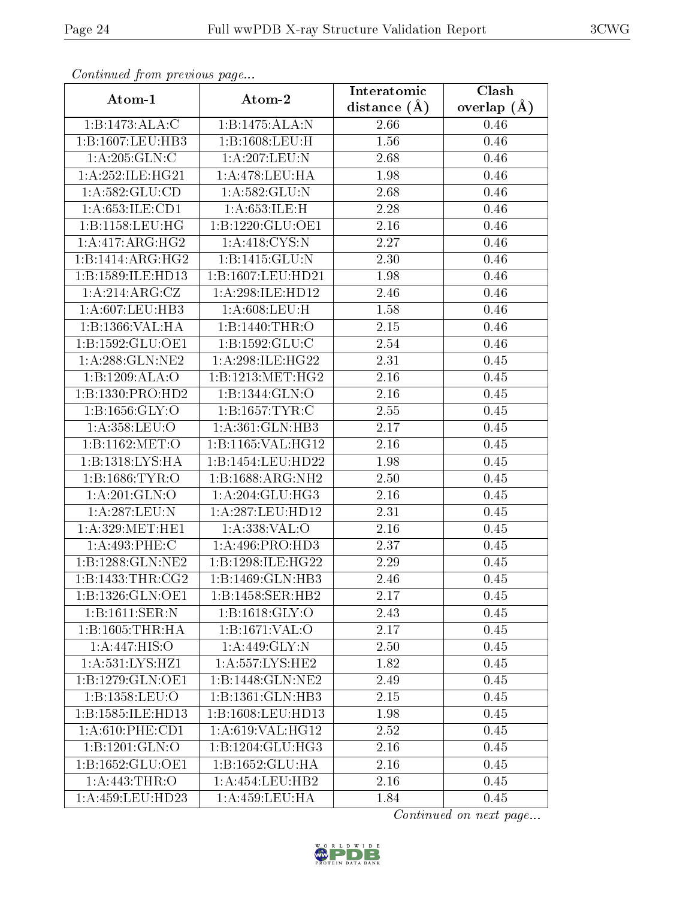*Continued from previous page...*

| Atom-1 | Atom-2 | Interatomic distance (Å) | Clash overlap (Å) |
|---|---|---|---|
| 1:B:1473:ALA:C | 1:B:1475:ALA:N | 2.66 | 0.46 |
| 1:B:1607:LEU:HB3 | 1:B:1608:LEU:H | 1.56 | 0.46 |
| 1:A:205:GLN:C | 1:A:207:LEU:N | 2.68 | 0.46 |
| 1:A:252:ILE:HG21 | 1:A:478:LEU:HA | 1.98 | 0.46 |
| 1:A:582:GLU:CD | 1:A:582:GLU:N | 2.68 | 0.46 |
| 1:A:653:ILE:CD1 | 1:A:653:ILE:H | 2.28 | 0.46 |
| 1:B:1158:LEU:HG | 1:B:1220:GLU:OE1 | 2.16 | 0.46 |
| 1:A:417:ARG:HG2 | 1:A:418:CYS:N | 2.27 | 0.46 |
| 1:B:1414:ARG:HG2 | 1:B:1415:GLU:N | 2.30 | 0.46 |
| 1:B:1589:ILE:HD13 | 1:B:1607:LEU:HD21 | 1.98 | 0.46 |
| 1:A:214:ARG:CZ | 1:A:298:ILE:HD12 | 2.46 | 0.46 |
| 1:A:607:LEU:HB3 | 1:A:608:LEU:H | 1.58 | 0.46 |
| 1:B:1366:VAL:HA | 1:B:1440:THR:O | 2.15 | 0.46 |
| 1:B:1592:GLU:OE1 | 1:B:1592:GLU:C | 2.54 | 0.46 |
| 1:A:288:GLN:NE2 | 1:A:298:ILE:HG22 | 2.31 | 0.45 |
| 1:B:1209:ALA:O | 1:B:1213:MET:HG2 | 2.16 | 0.45 |
| 1:B:1330:PRO:HD2 | 1:B:1344:GLN:O | 2.16 | 0.45 |
| 1:B:1656:GLY:O | 1:B:1657:TYR:C | 2.55 | 0.45 |
| 1:A:358:LEU:O | 1:A:361:GLN:HB3 | 2.17 | 0.45 |
| 1:B:1162:MET:O | 1:B:1165:VAL:HG12 | 2.16 | 0.45 |
| 1:B:1318:LYS:HA | 1:B:1454:LEU:HD22 | 1.98 | 0.45 |
| 1:B:1686:TYR:O | 1:B:1688:ARG:NH2 | 2.50 | 0.45 |
| 1:A:201:GLN:O | 1:A:204:GLU:HG3 | 2.16 | 0.45 |
| 1:A:287:LEU:N | 1:A:287:LEU:HD12 | 2.31 | 0.45 |
| 1:A:329:MET:HE1 | 1:A:338:VAL:O | 2.16 | 0.45 |
| 1:A:493:PHE:C | 1:A:496:PRO:HD3 | 2.37 | 0.45 |
| 1:B:1288:GLN:NE2 | 1:B:1298:ILE:HG22 | 2.29 | 0.45 |
| 1:B:1433:THR:CG2 | 1:B:1469:GLN:HB3 | 2.46 | 0.45 |
| 1:B:1326:GLN:OE1 | 1:B:1458:SER:HB2 | 2.17 | 0.45 |
| 1:B:1611:SER:N | 1:B:1618:GLY:O | 2.43 | 0.45 |
| 1:B:1605:THR:HA | 1:B:1671:VAL:O | 2.17 | 0.45 |
| 1:A:447:HIS:O | 1:A:449:GLY:N | 2.50 | 0.45 |
| 1:A:531:LYS:HZ1 | 1:A:557:LYS:HE2 | 1.82 | 0.45 |
| 1:B:1279:GLN:OE1 | 1:B:1448:GLN:NE2 | 2.49 | 0.45 |
| 1:B:1358:LEU:O | 1:B:1361:GLN:HB3 | 2.15 | 0.45 |
| 1:B:1585:ILE:HD13 | 1:B:1608:LEU:HD13 | 1.98 | 0.45 |
| 1:A:610:PHE:CD1 | 1:A:619:VAL:HG12 | 2.52 | 0.45 |
| 1:B:1201:GLN:O | 1:B:1204:GLU:HG3 | 2.16 | 0.45 |
| 1:B:1652:GLU:OE1 | 1:B:1652:GLU:HA | 2.16 | 0.45 |
| 1:A:443:THR:O | 1:A:454:LEU:HB2 | 2.16 | 0.45 |
| 1:A:459:LEU:HD23 | 1:A:459:LEU:HA | 1.84 | 0.45 |

*Continued on next page...*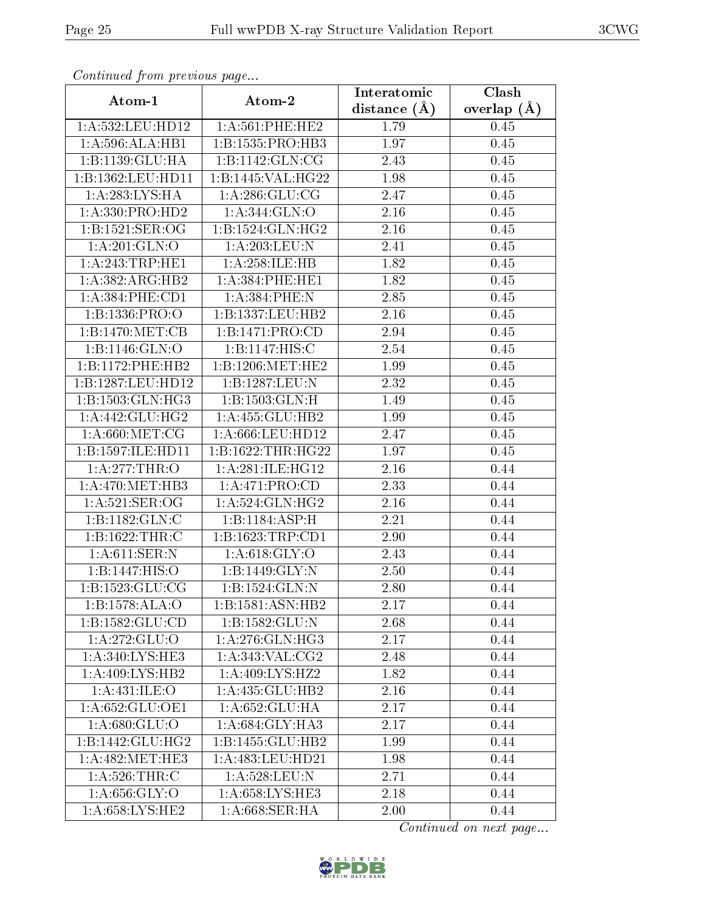*Continued from previous page...*

| Atom-1 | Atom-2 | Interatomic distance (Å) | Clash overlap (Å) |
|---|---|---|---|
| 1:A:532:LEU:HD12 | 1:A:561:PHE:HE2 | 1.79 | 0.45 |
| 1:A:596:ALA:HB1 | 1:B:1535:PRO:HB3 | 1.97 | 0.45 |
| 1:B:1139:GLU:HA | 1:B:1142:GLN:CG | 2.43 | 0.45 |
| 1:B:1362:LEU:HD11 | 1:B:1445:VAL:HG22 | 1.98 | 0.45 |
| 1:A:283:LYS:HA | 1:A:286:GLU:CG | 2.47 | 0.45 |
| 1:A:330:PRO:HD2 | 1:A:344:GLN:O | 2.16 | 0.45 |
| 1:B:1521:SER:OG | 1:B:1524:GLN:HG2 | 2.16 | 0.45 |
| 1:A:201:GLN:O | 1:A:203:LEU:N | 2.41 | 0.45 |
| 1:A:243:TRP:HE1 | 1:A:258:ILE:HB | 1.82 | 0.45 |
| 1:A:382:ARG:HB2 | 1:A:384:PHE:HE1 | 1.82 | 0.45 |
| 1:A:384:PHE:CD1 | 1:A:384:PHE:N | 2.85 | 0.45 |
| 1:B:1336:PRO:O | 1:B:1337:LEU:HB2 | 2.16 | 0.45 |
| 1:B:1470:MET:CB | 1:B:1471:PRO:CD | 2.94 | 0.45 |
| 1:B:1146:GLN:O | 1:B:1147:HIS:C | 2.54 | 0.45 |
| 1:B:1172:PHE:HB2 | 1:B:1206:MET:HE2 | 1.99 | 0.45 |
| 1:B:1287:LEU:HD12 | 1:B:1287:LEU:N | 2.32 | 0.45 |
| 1:B:1503:GLN:HG3 | 1:B:1503:GLN:H | 1.49 | 0.45 |
| 1:A:442:GLU:HG2 | 1:A:455:GLU:HB2 | 1.99 | 0.45 |
| 1:A:660:MET:CG | 1:A:666:LEU:HD12 | 2.47 | 0.45 |
| 1:B:1597:ILE:HD11 | 1:B:1622:THR:HG22 | 1.97 | 0.45 |
| 1:A:277:THR:O | 1:A:281:ILE:HG12 | 2.16 | 0.44 |
| 1:A:470:MET:HB3 | 1:A:471:PRO:CD | 2.33 | 0.44 |
| 1:A:521:SER:OG | 1:A:524:GLN:HG2 | 2.16 | 0.44 |
| 1:B:1182:GLN:C | 1:B:1184:ASP:H | 2.21 | 0.44 |
| 1:B:1622:THR:C | 1:B:1623:TRP:CD1 | 2.90 | 0.44 |
| 1:A:611:SER:N | 1:A:618:GLY:O | 2.43 | 0.44 |
| 1:B:1447:HIS:O | 1:B:1449:GLY:N | 2.50 | 0.44 |
| 1:B:1523:GLU:CG | 1:B:1524:GLN:N | 2.80 | 0.44 |
| 1:B:1578:ALA:O | 1:B:1581:ASN:HB2 | 2.17 | 0.44 |
| 1:B:1582:GLU:CD | 1:B:1582:GLU:N | 2.68 | 0.44 |
| 1:A:272:GLU:O | 1:A:276:GLN:HG3 | 2.17 | 0.44 |
| 1:A:340:LYS:HE3 | 1:A:343:VAL:CG2 | 2.48 | 0.44 |
| 1:A:409:LYS:HB2 | 1:A:409:LYS:HZ2 | 1.82 | 0.44 |
| 1:A:431:ILE:O | 1:A:435:GLU:HB2 | 2.16 | 0.44 |
| 1:A:652:GLU:OE1 | 1:A:652:GLU:HA | 2.17 | 0.44 |
| 1:A:680:GLU:O | 1:A:684:GLY:HA3 | 2.17 | 0.44 |
| 1:B:1442:GLU:HG2 | 1:B:1455:GLU:HB2 | 1.99 | 0.44 |
| 1:A:482:MET:HE3 | 1:A:483:LEU:HD21 | 1.98 | 0.44 |
| 1:A:526:THR:C | 1:A:528:LEU:N | 2.71 | 0.44 |
| 1:A:656:GLY:O | 1:A:658:LYS:HE3 | 2.18 | 0.44 |
| 1:A:658:LYS:HE2 | 1:A:668:SER:HA | 2.00 | 0.44 |

*Continued on next page...*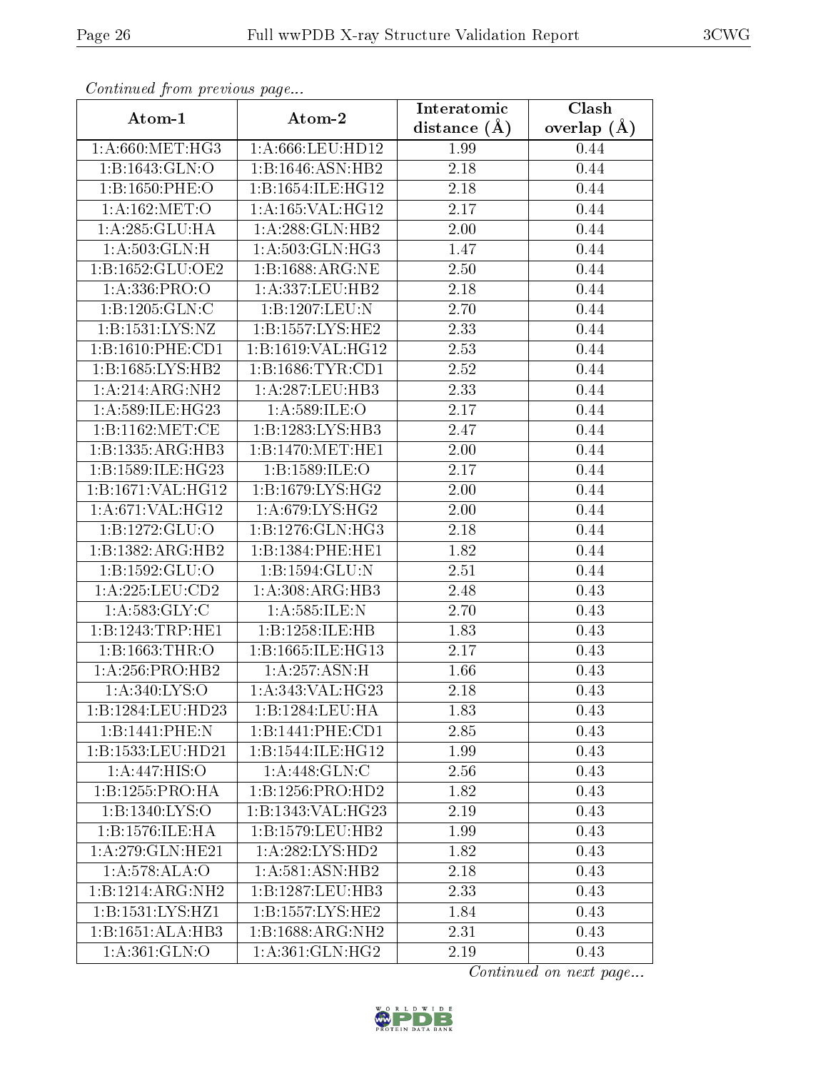*Continued from previous page...*

| Atom-1 | Atom-2 | Interatomic distance (Å) | Clash overlap (Å) |
|---|---|---|---|
| 1:A:660:MET:HG3 | 1:A:666:LEU:HD12 | 1.99 | 0.44 |
| 1:B:1643:GLN:O | 1:B:1646:ASN:HB2 | 2.18 | 0.44 |
| 1:B:1650:PHE:O | 1:B:1654:ILE:HG12 | 2.18 | 0.44 |
| 1:A:162:MET:O | 1:A:165:VAL:HG12 | 2.17 | 0.44 |
| 1:A:285:GLU:HA | 1:A:288:GLN:HB2 | 2.00 | 0.44 |
| 1:A:503:GLN:H | 1:A:503:GLN:HG3 | 1.47 | 0.44 |
| 1:B:1652:GLU:OE2 | 1:B:1688:ARG:NE | 2.50 | 0.44 |
| 1:A:336:PRO:O | 1:A:337:LEU:HB2 | 2.18 | 0.44 |
| 1:B:1205:GLN:C | 1:B:1207:LEU:N | 2.70 | 0.44 |
| 1:B:1531:LYS:NZ | 1:B:1557:LYS:HE2 | 2.33 | 0.44 |
| 1:B:1610:PHE:CD1 | 1:B:1619:VAL:HG12 | 2.53 | 0.44 |
| 1:B:1685:LYS:HB2 | 1:B:1686:TYR:CD1 | 2.52 | 0.44 |
| 1:A:214:ARG:NH2 | 1:A:287:LEU:HB3 | 2.33 | 0.44 |
| 1:A:589:ILE:HG23 | 1:A:589:ILE:O | 2.17 | 0.44 |
| 1:B:1162:MET:CE | 1:B:1283:LYS:HB3 | 2.47 | 0.44 |
| 1:B:1335:ARG:HB3 | 1:B:1470:MET:HE1 | 2.00 | 0.44 |
| 1:B:1589:ILE:HG23 | 1:B:1589:ILE:O | 2.17 | 0.44 |
| 1:B:1671:VAL:HG12 | 1:B:1679:LYS:HG2 | 2.00 | 0.44 |
| 1:A:671:VAL:HG12 | 1:A:679:LYS:HG2 | 2.00 | 0.44 |
| 1:B:1272:GLU:O | 1:B:1276:GLN:HG3 | 2.18 | 0.44 |
| 1:B:1382:ARG:HB2 | 1:B:1384:PHE:HE1 | 1.82 | 0.44 |
| 1:B:1592:GLU:O | 1:B:1594:GLU:N | 2.51 | 0.44 |
| 1:A:225:LEU:CD2 | 1:A:308:ARG:HB3 | 2.48 | 0.43 |
| 1:A:583:GLY:C | 1:A:585:ILE:N | 2.70 | 0.43 |
| 1:B:1243:TRP:HE1 | 1:B:1258:ILE:HB | 1.83 | 0.43 |
| 1:B:1663:THR:O | 1:B:1665:ILE:HG13 | 2.17 | 0.43 |
| 1:A:256:PRO:HB2 | 1:A:257:ASN:H | 1.66 | 0.43 |
| 1:A:340:LYS:O | 1:A:343:VAL:HG23 | 2.18 | 0.43 |
| 1:B:1284:LEU:HD23 | 1:B:1284:LEU:HA | 1.83 | 0.43 |
| 1:B:1441:PHE:N | 1:B:1441:PHE:CD1 | 2.85 | 0.43 |
| 1:B:1533:LEU:HD21 | 1:B:1544:ILE:HG12 | 1.99 | 0.43 |
| 1:A:447:HIS:O | 1:A:448:GLN:C | 2.56 | 0.43 |
| 1:B:1255:PRO:HA | 1:B:1256:PRO:HD2 | 1.82 | 0.43 |
| 1:B:1340:LYS:O | 1:B:1343:VAL:HG23 | 2.19 | 0.43 |
| 1:B:1576:ILE:HA | 1:B:1579:LEU:HB2 | 1.99 | 0.43 |
| 1:A:279:GLN:HE21 | 1:A:282:LYS:HD2 | 1.82 | 0.43 |
| 1:A:578:ALA:O | 1:A:581:ASN:HB2 | 2.18 | 0.43 |
| 1:B:1214:ARG:NH2 | 1:B:1287:LEU:HB3 | 2.33 | 0.43 |
| 1:B:1531:LYS:HZ1 | 1:B:1557:LYS:HE2 | 1.84 | 0.43 |
| 1:B:1651:ALA:HB3 | 1:B:1688:ARG:NH2 | 2.31 | 0.43 |
| 1:A:361:GLN:O | 1:A:361:GLN:HG2 | 2.19 | 0.43 |

*Continued on next page...*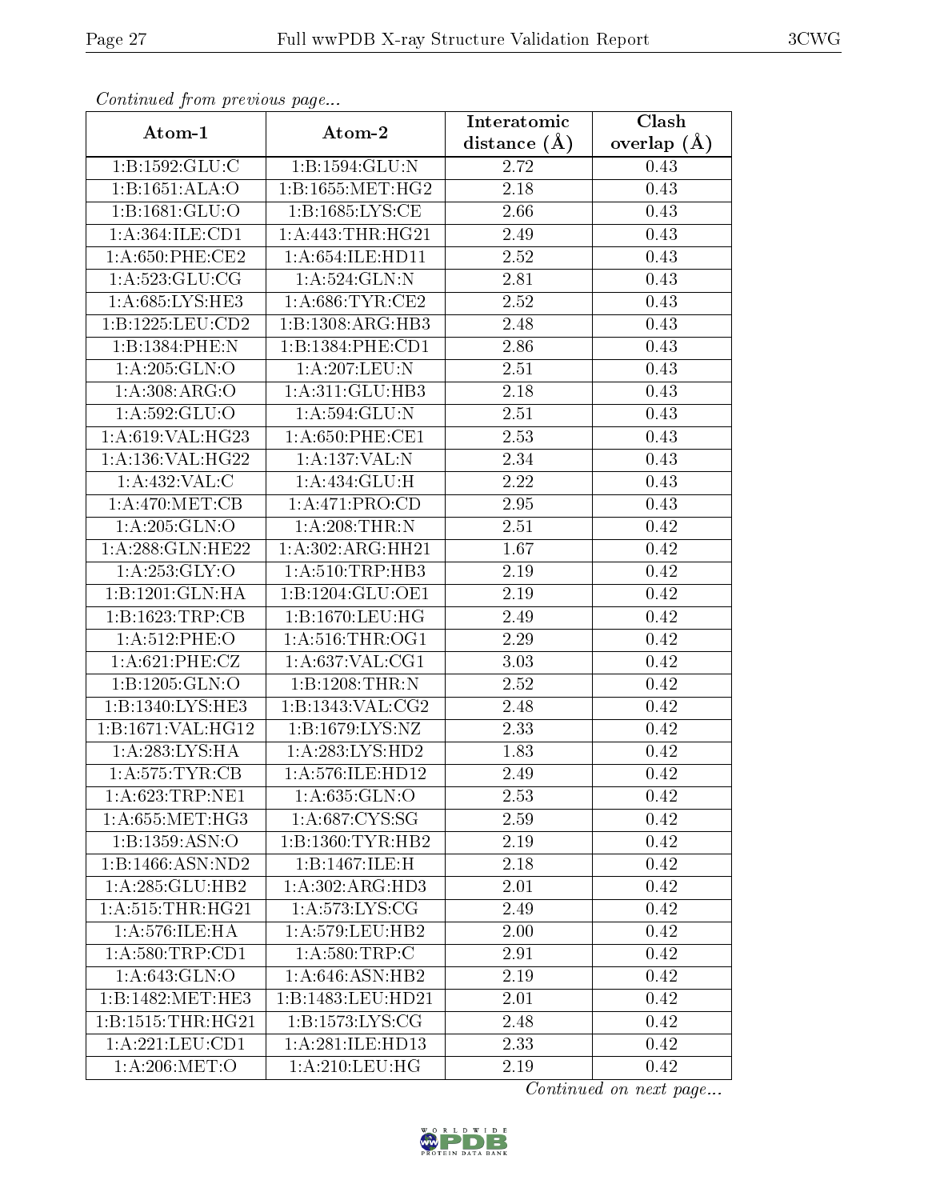*Continued from previous page...*

| Atom-1 | Atom-2 | Interatomic distance (Å) | Clash overlap (Å) |
|---|---|---|---|
| 1:B:1592:GLU:C | 1:B:1594:GLU:N | 2.72 | 0.43 |
| 1:B:1651:ALA:O | 1:B:1655:MET:HG2 | 2.18 | 0.43 |
| 1:B:1681:GLU:O | 1:B:1685:LYS:CE | 2.66 | 0.43 |
| 1:A:364:ILE:CD1 | 1:A:443:THR:HG21 | 2.49 | 0.43 |
| 1:A:650:PHE:CE2 | 1:A:654:ILE:HD11 | 2.52 | 0.43 |
| 1:A:523:GLU:CG | 1:A:524:GLN:N | 2.81 | 0.43 |
| 1:A:685:LYS:HE3 | 1:A:686:TYR:CE2 | 2.52 | 0.43 |
| 1:B:1225:LEU:CD2 | 1:B:1308:ARG:HB3 | 2.48 | 0.43 |
| 1:B:1384:PHE:N | 1:B:1384:PHE:CD1 | 2.86 | 0.43 |
| 1:A:205:GLN:O | 1:A:207:LEU:N | 2.51 | 0.43 |
| 1:A:308:ARG:O | 1:A:311:GLU:HB3 | 2.18 | 0.43 |
| 1:A:592:GLU:O | 1:A:594:GLU:N | 2.51 | 0.43 |
| 1:A:619:VAL:HG23 | 1:A:650:PHE:CE1 | 2.53 | 0.43 |
| 1:A:136:VAL:HG22 | 1:A:137:VAL:N | 2.34 | 0.43 |
| 1:A:432:VAL:C | 1:A:434:GLU:H | 2.22 | 0.43 |
| 1:A:470:MET:CB | 1:A:471:PRO:CD | 2.95 | 0.43 |
| 1:A:205:GLN:O | 1:A:208:THR:N | 2.51 | 0.42 |
| 1:A:288:GLN:HE22 | 1:A:302:ARG:HH21 | 1.67 | 0.42 |
| 1:A:253:GLY:O | 1:A:510:TRP:HB3 | 2.19 | 0.42 |
| 1:B:1201:GLN:HA | 1:B:1204:GLU:OE1 | 2.19 | 0.42 |
| 1:B:1623:TRP:CB | 1:B:1670:LEU:HG | 2.49 | 0.42 |
| 1:A:512:PHE:O | 1:A:516:THR:OG1 | 2.29 | 0.42 |
| 1:A:621:PHE:CZ | 1:A:637:VAL:CG1 | 3.03 | 0.42 |
| 1:B:1205:GLN:O | 1:B:1208:THR:N | 2.52 | 0.42 |
| 1:B:1340:LYS:HE3 | 1:B:1343:VAL:CG2 | 2.48 | 0.42 |
| 1:B:1671:VAL:HG12 | 1:B:1679:LYS:NZ | 2.33 | 0.42 |
| 1:A:283:LYS:HA | 1:A:283:LYS:HD2 | 1.83 | 0.42 |
| 1:A:575:TYR:CB | 1:A:576:ILE:HD12 | 2.49 | 0.42 |
| 1:A:623:TRP:NE1 | 1:A:635:GLN:O | 2.53 | 0.42 |
| 1:A:655:MET:HG3 | 1:A:687:CYS:SG | 2.59 | 0.42 |
| 1:B:1359:ASN:O | 1:B:1360:TYR:HB2 | 2.19 | 0.42 |
| 1:B:1466:ASN:ND2 | 1:B:1467:ILE:H | 2.18 | 0.42 |
| 1:A:285:GLU:HB2 | 1:A:302:ARG:HD3 | 2.01 | 0.42 |
| 1:A:515:THR:HG21 | 1:A:573:LYS:CG | 2.49 | 0.42 |
| 1:A:576:ILE:HA | 1:A:579:LEU:HB2 | 2.00 | 0.42 |
| 1:A:580:TRP:CD1 | 1:A:580:TRP:C | 2.91 | 0.42 |
| 1:A:643:GLN:O | 1:A:646:ASN:HB2 | 2.19 | 0.42 |
| 1:B:1482:MET:HE3 | 1:B:1483:LEU:HD21 | 2.01 | 0.42 |
| 1:B:1515:THR:HG21 | 1:B:1573:LYS:CG | 2.48 | 0.42 |
| 1:A:221:LEU:CD1 | 1:A:281:ILE:HD13 | 2.33 | 0.42 |
| 1:A:206:MET:O | 1:A:210:LEU:HG | 2.19 | 0.42 |

*Continued on next page...*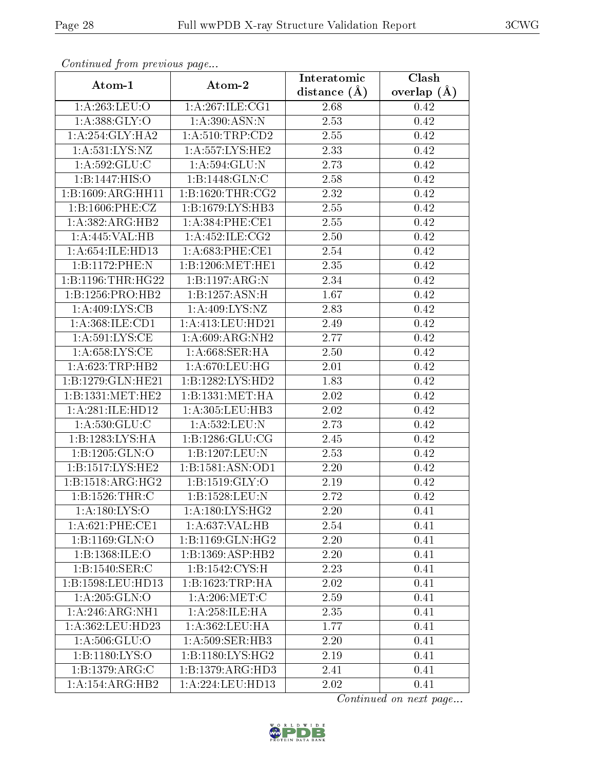*Continued from previous page...*

| Atom-1 | Atom-2 | Interatomic distance (Å) | Clash overlap (Å) |
|---|---|---|---|
| 1:A:263:LEU:O | 1:A:267:ILE:CG1 | 2.68 | 0.42 |
| 1:A:388:GLY:O | 1:A:390:ASN:N | 2.53 | 0.42 |
| 1:A:254:GLY:HA2 | 1:A:510:TRP:CD2 | 2.55 | 0.42 |
| 1:A:531:LYS:NZ | 1:A:557:LYS:HE2 | 2.33 | 0.42 |
| 1:A:592:GLU:C | 1:A:594:GLU:N | 2.73 | 0.42 |
| 1:B:1447:HIS:O | 1:B:1448:GLN:C | 2.58 | 0.42 |
| 1:B:1609:ARG:HH11 | 1:B:1620:THR:CG2 | 2.32 | 0.42 |
| 1:B:1606:PHE:CZ | 1:B:1679:LYS:HB3 | 2.55 | 0.42 |
| 1:A:382:ARG:HB2 | 1:A:384:PHE:CE1 | 2.55 | 0.42 |
| 1:A:445:VAL:HB | 1:A:452:ILE:CG2 | 2.50 | 0.42 |
| 1:A:654:ILE:HD13 | 1:A:683:PHE:CE1 | 2.54 | 0.42 |
| 1:B:1172:PHE:N | 1:B:1206:MET:HE1 | 2.35 | 0.42 |
| 1:B:1196:THR:HG22 | 1:B:1197:ARG:N | 2.34 | 0.42 |
| 1:B:1256:PRO:HB2 | 1:B:1257:ASN:H | 1.67 | 0.42 |
| 1:A:409:LYS:CB | 1:A:409:LYS:NZ | 2.83 | 0.42 |
| 1:A:368:ILE:CD1 | 1:A:413:LEU:HD21 | 2.49 | 0.42 |
| 1:A:591:LYS:CE | 1:A:609:ARG:NH2 | 2.77 | 0.42 |
| 1:A:658:LYS:CE | 1:A:668:SER:HA | 2.50 | 0.42 |
| 1:A:623:TRP:HB2 | 1:A:670:LEU:HG | 2.01 | 0.42 |
| 1:B:1279:GLN:HE21 | 1:B:1282:LYS:HD2 | 1.83 | 0.42 |
| 1:B:1331:MET:HE2 | 1:B:1331:MET:HA | 2.02 | 0.42 |
| 1:A:281:ILE:HD12 | 1:A:305:LEU:HB3 | 2.02 | 0.42 |
| 1:A:530:GLU:C | 1:A:532:LEU:N | 2.73 | 0.42 |
| 1:B:1283:LYS:HA | 1:B:1286:GLU:CG | 2.45 | 0.42 |
| 1:B:1205:GLN:O | 1:B:1207:LEU:N | 2.53 | 0.42 |
| 1:B:1517:LYS:HE2 | 1:B:1581:ASN:OD1 | 2.20 | 0.42 |
| 1:B:1518:ARG:HG2 | 1:B:1519:GLY:O | 2.19 | 0.42 |
| 1:B:1526:THR:C | 1:B:1528:LEU:N | 2.72 | 0.42 |
| 1:A:180:LYS:O | 1:A:180:LYS:HG2 | 2.20 | 0.41 |
| 1:A:621:PHE:CE1 | 1:A:637:VAL:HB | 2.54 | 0.41 |
| 1:B:1169:GLN:O | 1:B:1169:GLN:HG2 | 2.20 | 0.41 |
| 1:B:1368:ILE:O | 1:B:1369:ASP:HB2 | 2.20 | 0.41 |
| 1:B:1540:SER:C | 1:B:1542:CYS:H | 2.23 | 0.41 |
| 1:B:1598:LEU:HD13 | 1:B:1623:TRP:HA | 2.02 | 0.41 |
| 1:A:205:GLN:O | 1:A:206:MET:C | 2.59 | 0.41 |
| 1:A:246:ARG:NH1 | 1:A:258:ILE:HA | 2.35 | 0.41 |
| 1:A:362:LEU:HD23 | 1:A:362:LEU:HA | 1.77 | 0.41 |
| 1:A:506:GLU:O | 1:A:509:SER:HB3 | 2.20 | 0.41 |
| 1:B:1180:LYS:O | 1:B:1180:LYS:HG2 | 2.19 | 0.41 |
| 1:B:1379:ARG:C | 1:B:1379:ARG:HD3 | 2.41 | 0.41 |
| 1:A:154:ARG:HB2 | 1:A:224:LEU:HD13 | 2.02 | 0.41 |

*Continued on next page...*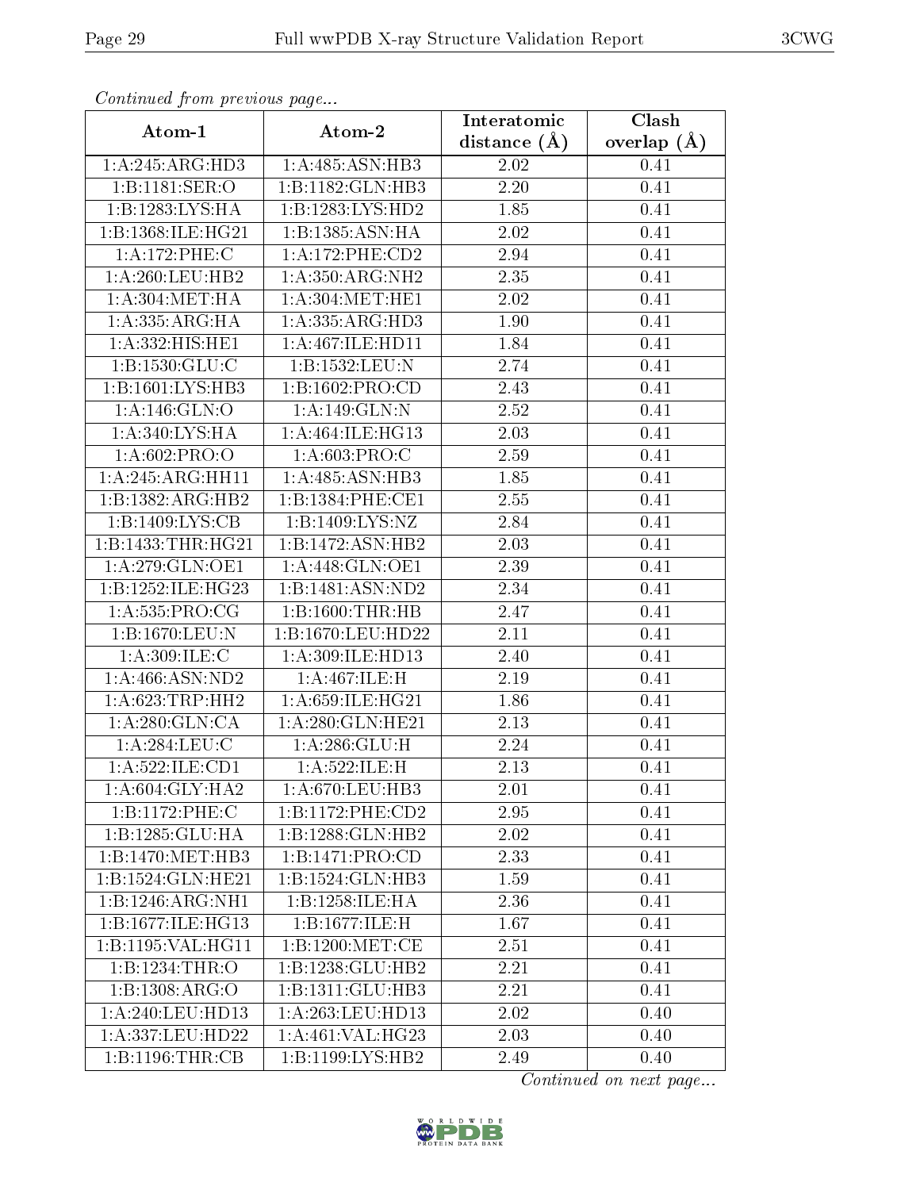*Continued from previous page...*

| Atom-1 | Atom-2 | Interatomic distance (Å) | Clash overlap (Å) |
|---|---|---|---|
| 1:A:245:ARG:HD3 | 1:A:485:ASN:HB3 | 2.02 | 0.41 |
| 1:B:1181:SER:O | 1:B:1182:GLN:HB3 | 2.20 | 0.41 |
| 1:B:1283:LYS:HA | 1:B:1283:LYS:HD2 | 1.85 | 0.41 |
| 1:B:1368:ILE:HG21 | 1:B:1385:ASN:HA | 2.02 | 0.41 |
| 1:A:172:PHE:C | 1:A:172:PHE:CD2 | 2.94 | 0.41 |
| 1:A:260:LEU:HB2 | 1:A:350:ARG:NH2 | 2.35 | 0.41 |
| 1:A:304:MET:HA | 1:A:304:MET:HE1 | 2.02 | 0.41 |
| 1:A:335:ARG:HA | 1:A:335:ARG:HD3 | 1.90 | 0.41 |
| 1:A:332:HIS:HE1 | 1:A:467:ILE:HD11 | 1.84 | 0.41 |
| 1:B:1530:GLU:C | 1:B:1532:LEU:N | 2.74 | 0.41 |
| 1:B:1601:LYS:HB3 | 1:B:1602:PRO:CD | 2.43 | 0.41 |
| 1:A:146:GLN:O | 1:A:149:GLN:N | 2.52 | 0.41 |
| 1:A:340:LYS:HA | 1:A:464:ILE:HG13 | 2.03 | 0.41 |
| 1:A:602:PRO:O | 1:A:603:PRO:C | 2.59 | 0.41 |
| 1:A:245:ARG:HH11 | 1:A:485:ASN:HB3 | 1.85 | 0.41 |
| 1:B:1382:ARG:HB2 | 1:B:1384:PHE:CE1 | 2.55 | 0.41 |
| 1:B:1409:LYS:CB | 1:B:1409:LYS:NZ | 2.84 | 0.41 |
| 1:B:1433:THR:HG21 | 1:B:1472:ASN:HB2 | 2.03 | 0.41 |
| 1:A:279:GLN:OE1 | 1:A:448:GLN:OE1 | 2.39 | 0.41 |
| 1:B:1252:ILE:HG23 | 1:B:1481:ASN:ND2 | 2.34 | 0.41 |
| 1:A:535:PRO:CG | 1:B:1600:THR:HB | 2.47 | 0.41 |
| 1:B:1670:LEU:N | 1:B:1670:LEU:HD22 | 2.11 | 0.41 |
| 1:A:309:ILE:C | 1:A:309:ILE:HD13 | 2.40 | 0.41 |
| 1:A:466:ASN:ND2 | 1:A:467:ILE:H | 2.19 | 0.41 |
| 1:A:623:TRP:HH2 | 1:A:659:ILE:HG21 | 1.86 | 0.41 |
| 1:A:280:GLN:CA | 1:A:280:GLN:HE21 | 2.13 | 0.41 |
| 1:A:284:LEU:C | 1:A:286:GLU:H | 2.24 | 0.41 |
| 1:A:522:ILE:CD1 | 1:A:522:ILE:H | 2.13 | 0.41 |
| 1:A:604:GLY:HA2 | 1:A:670:LEU:HB3 | 2.01 | 0.41 |
| 1:B:1172:PHE:C | 1:B:1172:PHE:CD2 | 2.95 | 0.41 |
| 1:B:1285:GLU:HA | 1:B:1288:GLN:HB2 | 2.02 | 0.41 |
| 1:B:1470:MET:HB3 | 1:B:1471:PRO:CD | 2.33 | 0.41 |
| 1:B:1524:GLN:HE21 | 1:B:1524:GLN:HB3 | 1.59 | 0.41 |
| 1:B:1246:ARG:NH1 | 1:B:1258:ILE:HA | 2.36 | 0.41 |
| 1:B:1677:ILE:HG13 | 1:B:1677:ILE:H | 1.67 | 0.41 |
| 1:B:1195:VAL:HG11 | 1:B:1200:MET:CE | 2.51 | 0.41 |
| 1:B:1234:THR:O | 1:B:1238:GLU:HB2 | 2.21 | 0.41 |
| 1:B:1308:ARG:O | 1:B:1311:GLU:HB3 | 2.21 | 0.41 |
| 1:A:240:LEU:HD13 | 1:A:263:LEU:HD13 | 2.02 | 0.40 |
| 1:A:337:LEU:HD22 | 1:A:461:VAL:HG23 | 2.03 | 0.40 |
| 1:B:1196:THR:CB | 1:B:1199:LYS:HB2 | 2.49 | 0.40 |

*Continued on next page...*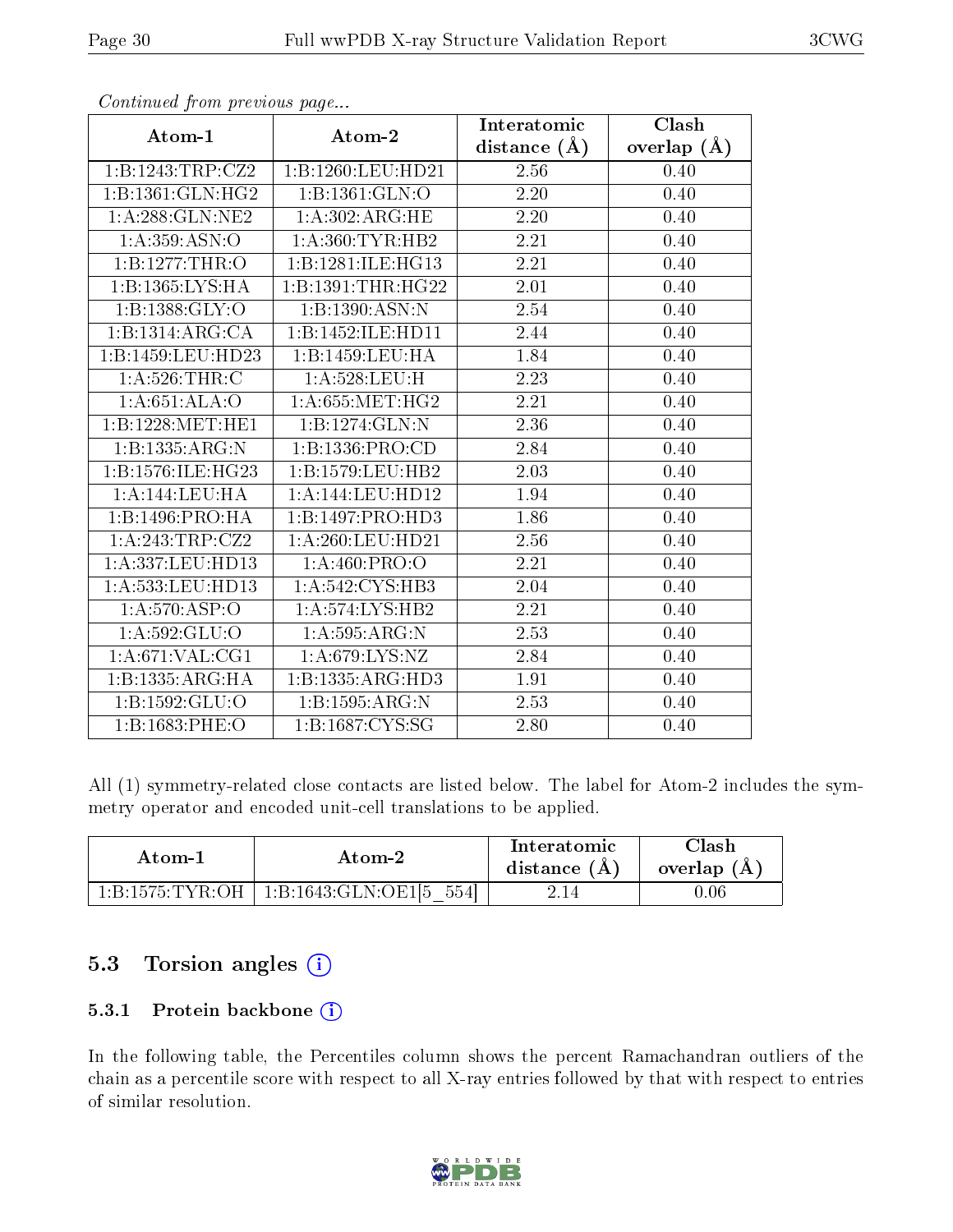*Continued from previous page...*

| Atom-1 | Atom-2 | Interatomic distance (Å) | Clash overlap (Å) |
|---|---|---|---|
| 1:B:1243:TRP:CZ2 | 1:B:1260:LEU:HD21 | 2.56 | 0.40 |
| 1:B:1361:GLN:HG2 | 1:B:1361:GLN:O | 2.20 | 0.40 |
| 1:A:288:GLN:NE2 | 1:A:302:ARG:HE | 2.20 | 0.40 |
| 1:A:359:ASN:O | 1:A:360:TYR:HB2 | 2.21 | 0.40 |
| 1:B:1277:THR:O | 1:B:1281:ILE:HG13 | 2.21 | 0.40 |
| 1:B:1365:LYS:HA | 1:B:1391:THR:HG22 | 2.01 | 0.40 |
| 1:B:1388:GLY:O | 1:B:1390:ASN:N | 2.54 | 0.40 |
| 1:B:1314:ARG:CA | 1:B:1452:ILE:HD11 | 2.44 | 0.40 |
| 1:B:1459:LEU:HD23 | 1:B:1459:LEU:HA | 1.84 | 0.40 |
| 1:A:526:THR:C | 1:A:528:LEU:H | 2.23 | 0.40 |
| 1:A:651:ALA:O | 1:A:655:MET:HG2 | 2.21 | 0.40 |
| 1:B:1228:MET:HE1 | 1:B:1274:GLN:N | 2.36 | 0.40 |
| 1:B:1335:ARG:N | 1:B:1336:PRO:CD | 2.84 | 0.40 |
| 1:B:1576:ILE:HG23 | 1:B:1579:LEU:HB2 | 2.03 | 0.40 |
| 1:A:144:LEU:HA | 1:A:144:LEU:HD12 | 1.94 | 0.40 |
| 1:B:1496:PRO:HA | 1:B:1497:PRO:HD3 | 1.86 | 0.40 |
| 1:A:243:TRP:CZ2 | 1:A:260:LEU:HD21 | 2.56 | 0.40 |
| 1:A:337:LEU:HD13 | 1:A:460:PRO:O | 2.21 | 0.40 |
| 1:A:533:LEU:HD13 | 1:A:542:CYS:HB3 | 2.04 | 0.40 |
| 1:A:570:ASP:O | 1:A:574:LYS:HB2 | 2.21 | 0.40 |
| 1:A:592:GLU:O | 1:A:595:ARG:N | 2.53 | 0.40 |
| 1:A:671:VAL:CG1 | 1:A:679:LYS:NZ | 2.84 | 0.40 |
| 1:B:1335:ARG:HA | 1:B:1335:ARG:HD3 | 1.91 | 0.40 |
| 1:B:1592:GLU:O | 1:B:1595:ARG:N | 2.53 | 0.40 |
| 1:B:1683:PHE:O | 1:B:1687:CYS:SG | 2.80 | 0.40 |

All (1) symmetry-related close contacts are listed below. The label for Atom-2 includes the symmetry operator and encoded unit-cell translations to be applied.

| Atom-1 | Atom-2 | Interatomic distance (Å) | Clash overlap (Å) |
|---|---|---|---|
| 1:B:1575:TYR:OH | 1:B:1643:GLN:OE1[5_554] | 2.14 | 0.06 |

## 5.3 Torsion angles

### 5.3.1 Protein backbone

In the following table, the Percentiles column shows the percent Ramachandran outliers of the chain as a percentile score with respect to all X-ray entries followed by that with respect to entries of similar resolution.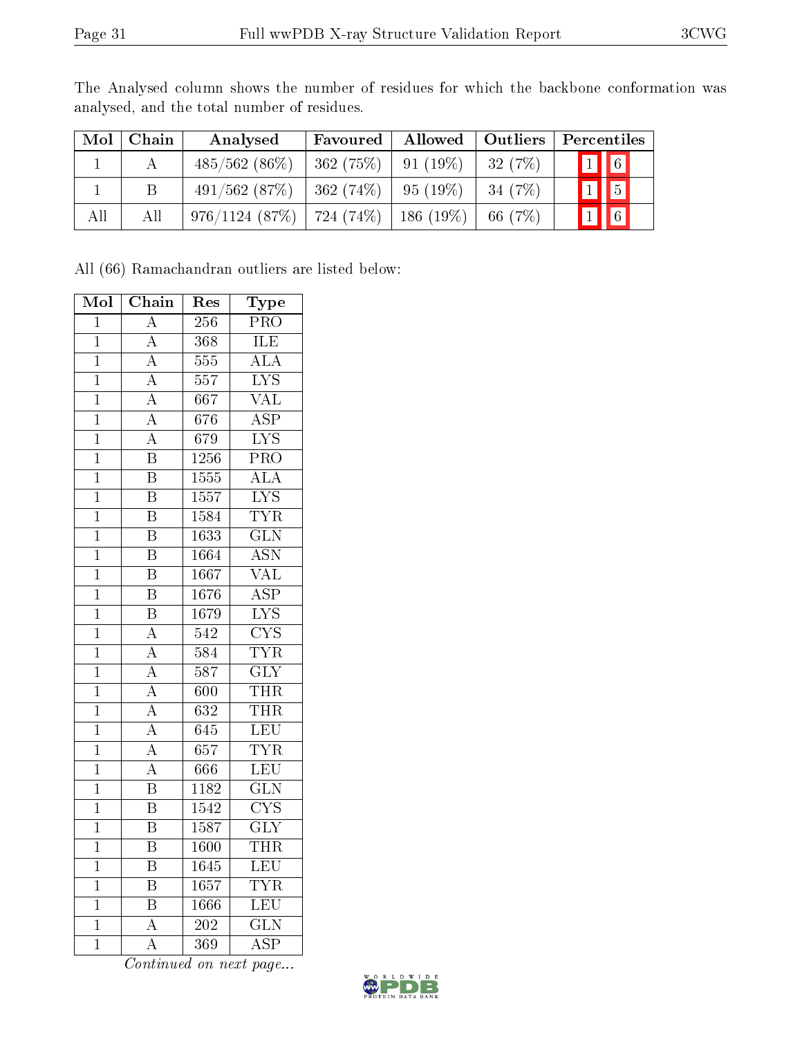The Analysed column shows the number of residues for which the backbone conformation was analysed, and the total number of residues.

| Mol | Chain | Analysed | Favoured | Allowed | Outliers | Percentiles | |
|---|---|---|---|---|---|---|---|
| 1 | A | 485/562 (86%) | 362 (75%) | 91 (19%) | 32 (7%) | 1 | 6 |
| 1 | B | 491/562 (87%) | 362 (74%) | 95 (19%) | 34 (7%) | 1 | 5 |
| All | All | 976/1124 (87%) | 724 (74%) | 186 (19%) | 66 (7%) | 1 | 6 |

All (66) Ramachandran outliers are listed below:

| Mol | Chain | Res | Type |
|---|---|---|---|
| 1 | A | 256 | PRO |
| 1 | A | 368 | ILE |
| 1 | A | 555 | ALA |
| 1 | A | 557 | LYS |
| 1 | A | 667 | VAL |
| 1 | A | 676 | ASP |
| 1 | A | 679 | LYS |
| 1 | B | 1256 | PRO |
| 1 | B | 1555 | ALA |
| 1 | B | 1557 | LYS |
| 1 | B | 1584 | TYR |
| 1 | B | 1633 | GLN |
| 1 | B | 1664 | ASN |
| 1 | B | 1667 | VAL |
| 1 | B | 1676 | ASP |
| 1 | B | 1679 | LYS |
| 1 | A | 542 | CYS |
| 1 | A | 584 | TYR |
| 1 | A | 587 | GLY |
| 1 | A | 600 | THR |
| 1 | A | 632 | THR |
| 1 | A | 645 | LEU |
| 1 | A | 657 | TYR |
| 1 | A | 666 | LEU |
| 1 | B | 1182 | GLN |
| 1 | B | 1542 | CYS |
| 1 | B | 1587 | GLY |
| 1 | B | 1600 | THR |
| 1 | B | 1645 | LEU |
| 1 | B | 1657 | TYR |
| 1 | B | 1666 | LEU |
| 1 | A | 202 | GLN |
| 1 | A | 369 | ASP |

*Continued on next page...*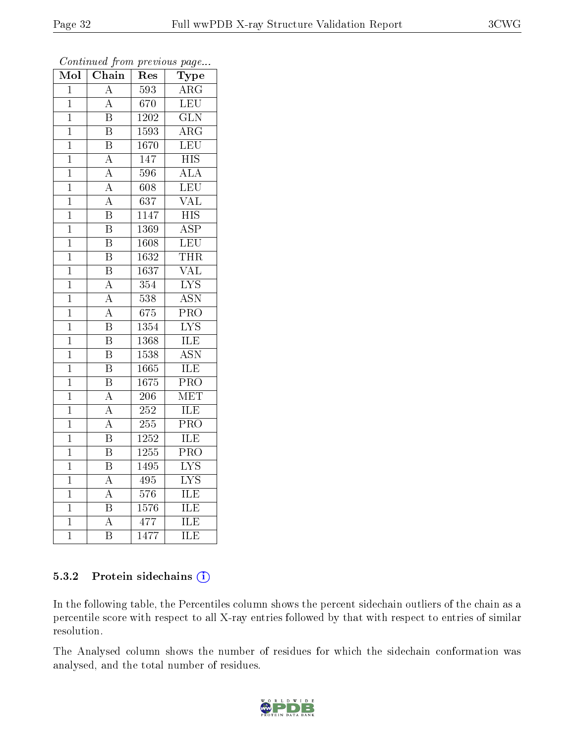*Continued from previous page...*

| Mol | Chain | Res | Type |
|---|---|---|---|
| 1 | A | 593 | ARG |
| 1 | A | 670 | LEU |
| 1 | B | 1202 | GLN |
| 1 | B | 1593 | ARG |
| 1 | B | 1670 | LEU |
| 1 | A | 147 | HIS |
| 1 | A | 596 | ALA |
| 1 | A | 608 | LEU |
| 1 | A | 637 | VAL |
| 1 | B | 1147 | HIS |
| 1 | B | 1369 | ASP |
| 1 | B | 1608 | LEU |
| 1 | B | 1632 | THR |
| 1 | B | 1637 | VAL |
| 1 | A | 354 | LYS |
| 1 | A | 538 | ASN |
| 1 | A | 675 | PRO |
| 1 | B | 1354 | LYS |
| 1 | B | 1368 | ILE |
| 1 | B | 1538 | ASN |
| 1 | B | 1665 | ILE |
| 1 | B | 1675 | PRO |
| 1 | A | 206 | MET |
| 1 | A | 252 | ILE |
| 1 | A | 255 | PRO |
| 1 | B | 1252 | ILE |
| 1 | B | 1255 | PRO |
| 1 | B | 1495 | LYS |
| 1 | A | 495 | LYS |
| 1 | A | 576 | ILE |
| 1 | B | 1576 | ILE |
| 1 | A | 477 | ILE |
| 1 | B | 1477 | ILE |

### 5.3.2 Protein sidechains (i)

In the following table, the Percentiles column shows the percent sidechain outliers of the chain as a percentile score with respect to all X-ray entries followed by that with respect to entries of similar resolution.

The Analysed column shows the number of residues for which the sidechain conformation was analysed, and the total number of residues.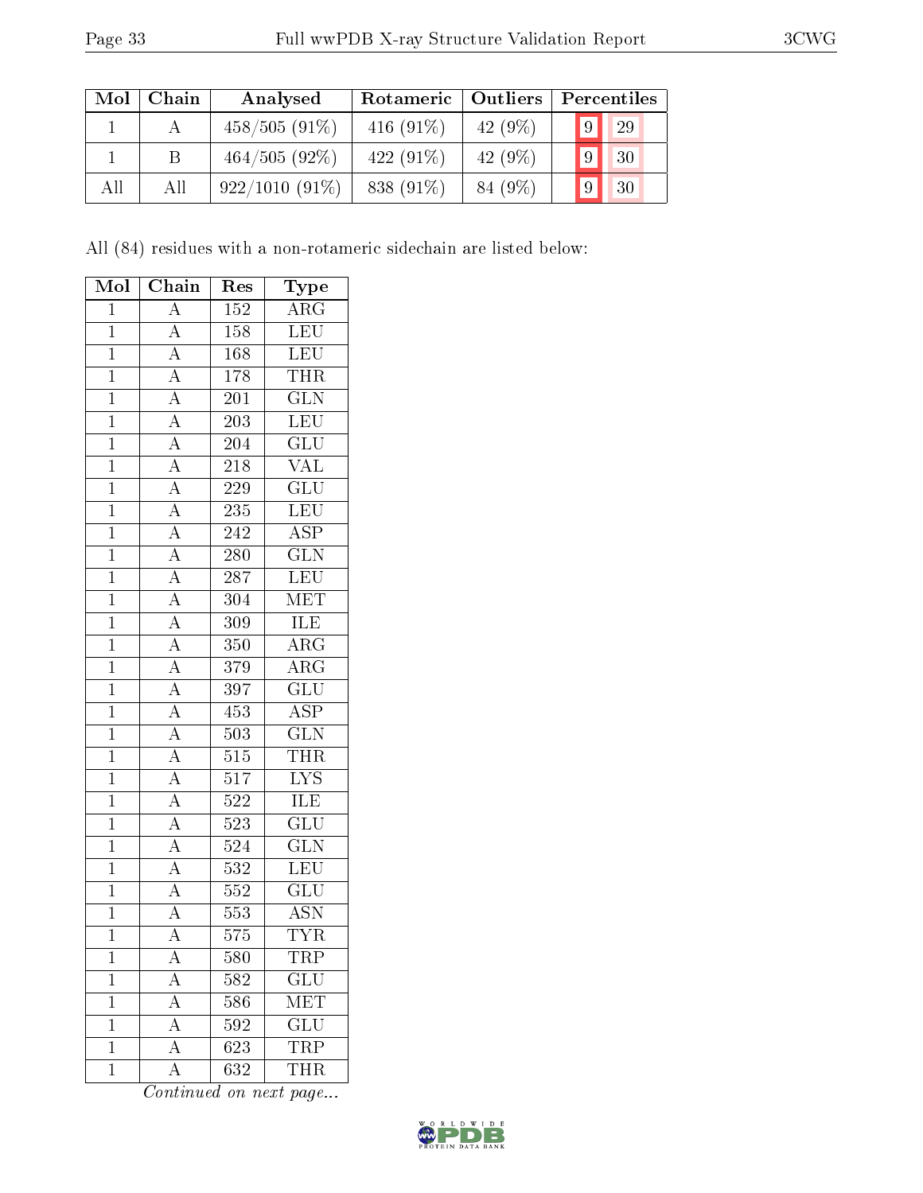| Mol | Chain | Analysed | Rotameric | Outliers | Percentiles | |
|---|---|---|---|---|---|---|
| 1 | A | 458/505 (91%) | 416 (91%) | 42 (9%) | 9 | 29 |
| 1 | B | 464/505 (92%) | 422 (91%) | 42 (9%) | 9 | 30 |
| All | All | 922/1010 (91%) | 838 (91%) | 84 (9%) | 9 | 30 |

All (84) residues with a non-rotameric sidechain are listed below:

| Mol | Chain | Res | Type |
|---|---|---|---|
| 1 | A | 152 | ARG |
| 1 | A | 158 | LEU |
| 1 | A | 168 | LEU |
| 1 | A | 178 | THR |
| 1 | A | 201 | GLN |
| 1 | A | 203 | LEU |
| 1 | A | 204 | GLU |
| 1 | A | 218 | VAL |
| 1 | A | 229 | GLU |
| 1 | A | 235 | LEU |
| 1 | A | 242 | ASP |
| 1 | A | 280 | GLN |
| 1 | A | 287 | LEU |
| 1 | A | 304 | MET |
| 1 | A | 309 | ILE |
| 1 | A | 350 | ARG |
| 1 | A | 379 | ARG |
| 1 | A | 397 | GLU |
| 1 | A | 453 | ASP |
| 1 | A | 503 | GLN |
| 1 | A | 515 | THR |
| 1 | A | 517 | LYS |
| 1 | A | 522 | ILE |
| 1 | A | 523 | GLU |
| 1 | A | 524 | GLN |
| 1 | A | 532 | LEU |
| 1 | A | 552 | GLU |
| 1 | A | 553 | ASN |
| 1 | A | 575 | TYR |
| 1 | A | 580 | TRP |
| 1 | A | 582 | GLU |
| 1 | A | 586 | MET |
| 1 | A | 592 | GLU |
| 1 | A | 623 | TRP |
| 1 | A | 632 | THR |

*Continued on next page...*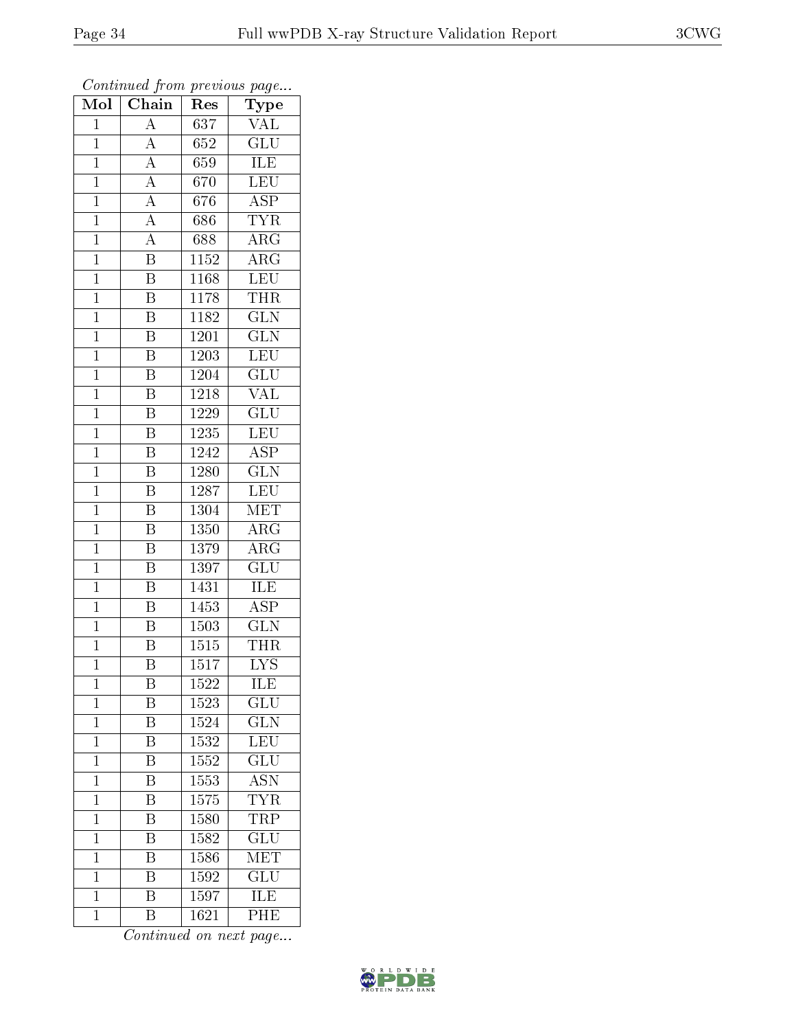*Continued from previous page...*

| Mol | Chain | Res | Type |
| --- | --- | --- | --- |
| 1 | A | 637 | VAL |
| 1 | A | 652 | GLU |
| 1 | A | 659 | ILE |
| 1 | A | 670 | LEU |
| 1 | A | 676 | ASP |
| 1 | A | 686 | TYR |
| 1 | A | 688 | ARG |
| 1 | B | 1152 | ARG |
| 1 | B | 1168 | LEU |
| 1 | B | 1178 | THR |
| 1 | B | 1182 | GLN |
| 1 | B | 1201 | GLN |
| 1 | B | 1203 | LEU |
| 1 | B | 1204 | GLU |
| 1 | B | 1218 | VAL |
| 1 | B | 1229 | GLU |
| 1 | B | 1235 | LEU |
| 1 | B | 1242 | ASP |
| 1 | B | 1280 | GLN |
| 1 | B | 1287 | LEU |
| 1 | B | 1304 | MET |
| 1 | B | 1350 | ARG |
| 1 | B | 1379 | ARG |
| 1 | B | 1397 | GLU |
| 1 | B | 1431 | ILE |
| 1 | B | 1453 | ASP |
| 1 | B | 1503 | GLN |
| 1 | B | 1515 | THR |
| 1 | B | 1517 | LYS |
| 1 | B | 1522 | ILE |
| 1 | B | 1523 | GLU |
| 1 | B | 1524 | GLN |
| 1 | B | 1532 | LEU |
| 1 | B | 1552 | GLU |
| 1 | B | 1553 | ASN |
| 1 | B | 1575 | TYR |
| 1 | B | 1580 | TRP |
| 1 | B | 1582 | GLU |
| 1 | B | 1586 | MET |
| 1 | B | 1592 | GLU |
| 1 | B | 1597 | ILE |
| 1 | B | 1621 | PHE |

*Continued on next page...*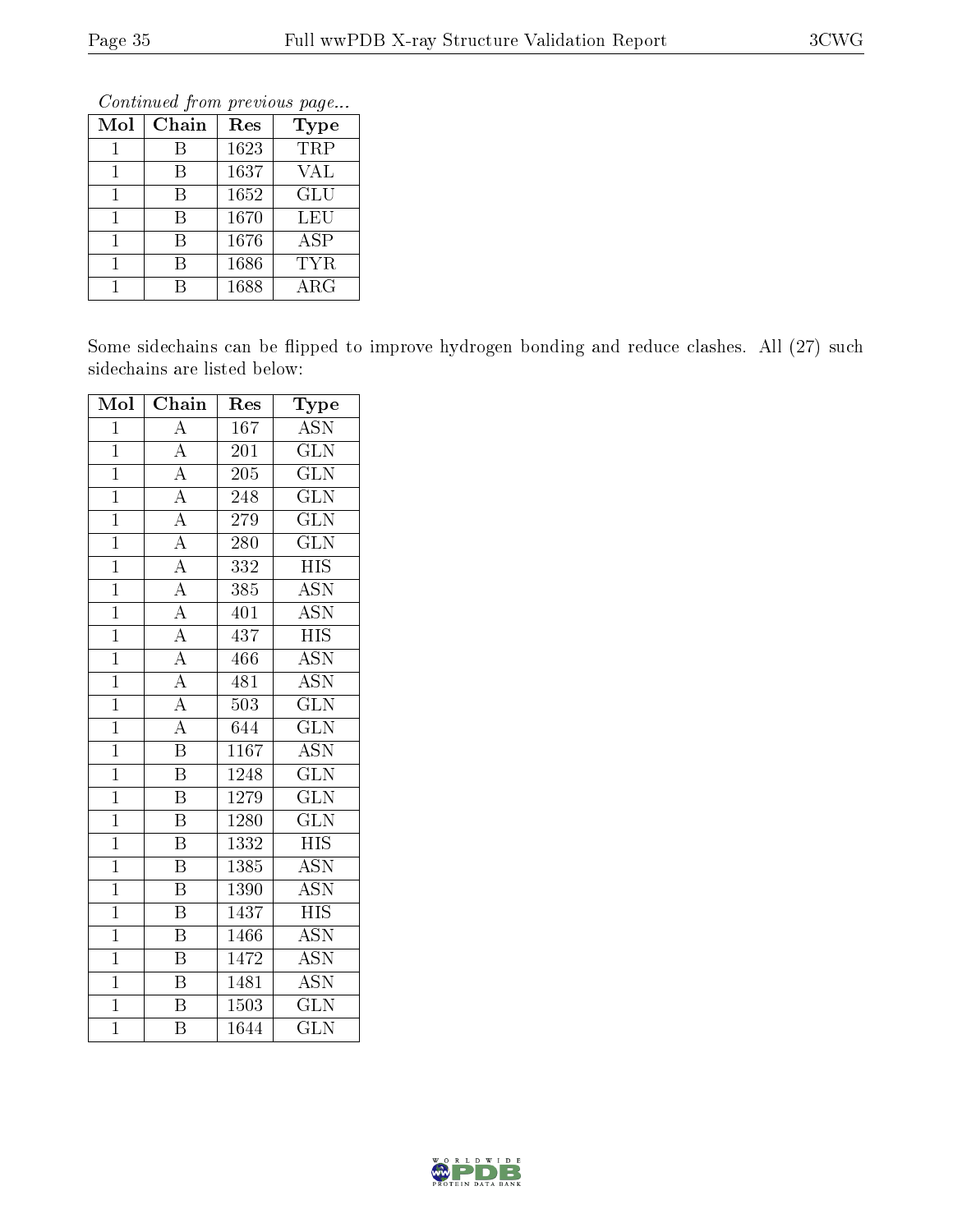*Continued from previous page...*

| Mol | Chain | Res | Type |
|---|---|---|---|
| 1 | B | 1623 | TRP |
| 1 | B | 1637 | VAL |
| 1 | B | 1652 | GLU |
| 1 | B | 1670 | LEU |
| 1 | B | 1676 | ASP |
| 1 | B | 1686 | TYR |
| 1 | B | 1688 | ARG |

Some sidechains can be flipped to improve hydrogen bonding and reduce clashes. All (27) such sidechains are listed below:

| Mol | Chain | Res | Type |
|---|---|---|---|
| 1 | A | 167 | ASN |
| 1 | A | 201 | GLN |
| 1 | A | 205 | GLN |
| 1 | A | 248 | GLN |
| 1 | A | 279 | GLN |
| 1 | A | 280 | GLN |
| 1 | A | 332 | HIS |
| 1 | A | 385 | ASN |
| 1 | A | 401 | ASN |
| 1 | A | 437 | HIS |
| 1 | A | 466 | ASN |
| 1 | A | 481 | ASN |
| 1 | A | 503 | GLN |
| 1 | A | 644 | GLN |
| 1 | B | 1167 | ASN |
| 1 | B | 1248 | GLN |
| 1 | B | 1279 | GLN |
| 1 | B | 1280 | GLN |
| 1 | B | 1332 | HIS |
| 1 | B | 1385 | ASN |
| 1 | B | 1390 | ASN |
| 1 | B | 1437 | HIS |
| 1 | B | 1466 | ASN |
| 1 | B | 1472 | ASN |
| 1 | B | 1481 | ASN |
| 1 | B | 1503 | GLN |
| 1 | B | 1644 | GLN |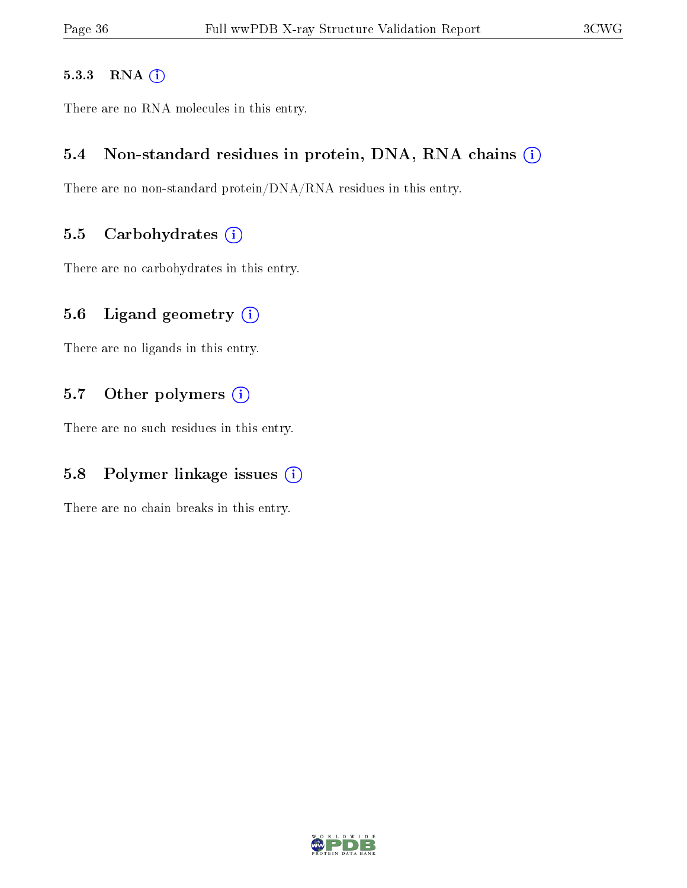#### 5.3.3 RNA

There are no RNA molecules in this entry.

### 5.4 Non-standard residues in protein, DNA, RNA chains

There are no non-standard protein/DNA/RNA residues in this entry.

### 5.5 Carbohydrates

There are no carbohydrates in this entry.

### 5.6 Ligand geometry

There are no ligands in this entry.

### 5.7 Other polymers

There are no such residues in this entry.

### 5.8 Polymer linkage issues

There are no chain breaks in this entry.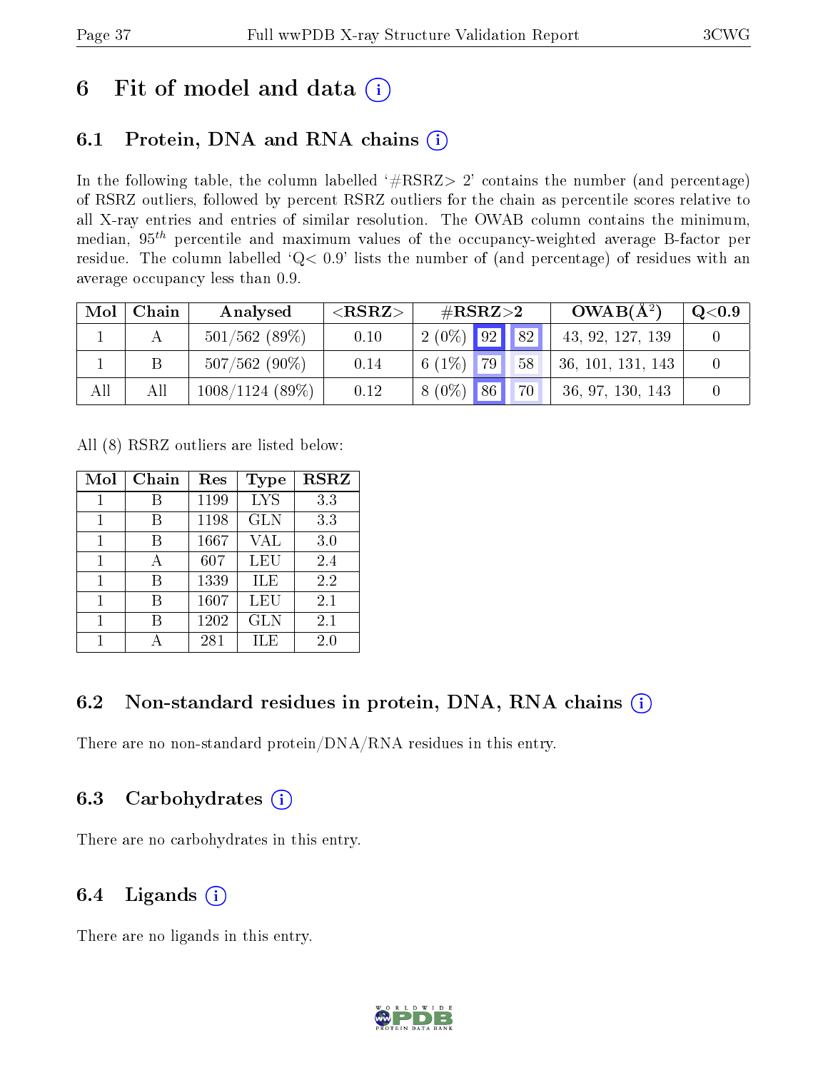# 6 Fit of model and data (i)

## 6.1 Protein, DNA and RNA chains (i)

In the following table, the column labelled '#RSRZ> 2' contains the number (and percentage) of RSRZ outliers, followed by percent RSRZ outliers for the chain as percentile scores relative to all X-ray entries and entries of similar resolution. The OWAB column contains the minimum, median, $95^{th}$ percentile and maximum values of the occupancy-weighted average B-factor per residue. The column labelled 'Q< 0.9' lists the number of (and percentage) of residues with an average occupancy less than 0.9.

| Mol | Chain | Analysed | <RSRZ> | #RSRZ>2 | | | OWAB(Å$^2$) | Q<0.9 |
|---|---|---|---|---|---|---|---|---|
| 1 | A | 501/562 (89%) | 0.10 | 2 (0%) | 92 | 82 | 43, 92, 127, 139 | 0 |
| 1 | B | 507/562 (90%) | 0.14 | 6 (1%) | 79 | 58 | 36, 101, 131, 143 | 0 |
| All | All | 1008/1124 (89%) | 0.12 | 8 (0%) | 86 | 70 | 36, 97, 130, 143 | 0 |

All (8) RSRZ outliers are listed below:

| Mol | Chain | Res | Type | RSRZ |
|---|---|---|---|---|
| 1 | B | 1199 | LYS | 3.3 |
| 1 | B | 1198 | GLN | 3.3 |
| 1 | B | 1667 | VAL | 3.0 |
| 1 | A | 607 | LEU | 2.4 |
| 1 | B | 1339 | ILE | 2.2 |
| 1 | B | 1607 | LEU | 2.1 |
| 1 | B | 1202 | GLN | 2.1 |
| 1 | A | 281 | ILE | 2.0 |

## 6.2 Non-standard residues in protein, DNA, RNA chains (i)

There are no non-standard protein/DNA/RNA residues in this entry.

## 6.3 Carbohydrates (i)

There are no carbohydrates in this entry.

## 6.4 Ligands (i)

There are no ligands in this entry.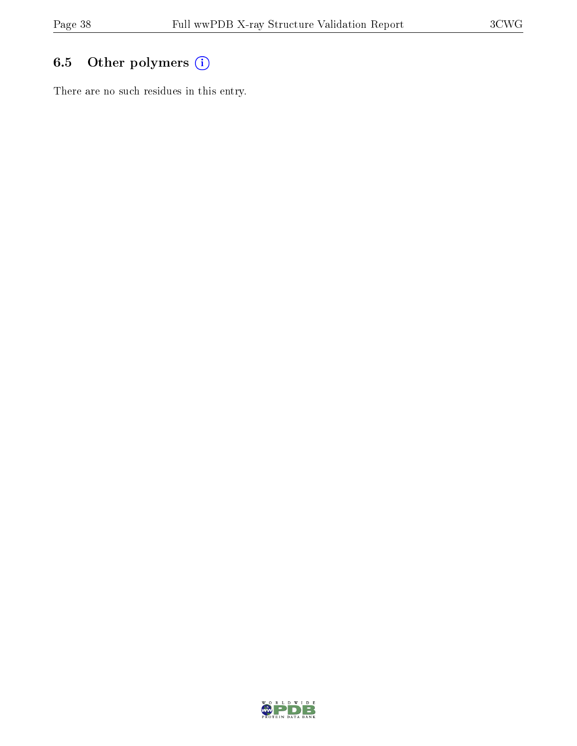### 6.5 Other polymers

There are no such residues in this entry.